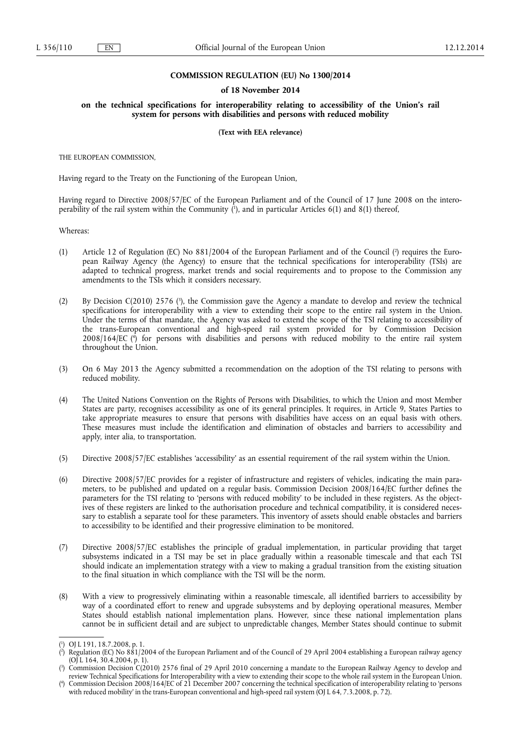**COMMISSION REGULATION (EU) No 1300/2014**

**of 18 November 2014**

**on the technical specifications for interoperability relating to accessibility of the Union's rail system for persons with disabilities and persons with reduced mobility**

**(Text with EEA relevance)**

THE EUROPEAN COMMISSION,

Having regard to the Treaty on the Functioning of the European Union,

Having regard to Directive 2008/57/EC of the European Parliament and of the Council of 17 June 2008 on the interoperability of the rail system within the Community [1], and in particular Articles 6(1) and 8(1) thereof,

Whereas:

(1) Article 12 of Regulation (EC) No 881/2004 of the European Parliament and of the Council [2] requires the European Railway Agency (the Agency) to ensure that the technical specifications for interoperability (TSIs) are adapted to technical progress, market trends and social requirements and to propose to the Commission any amendments to the TSIs which it considers necessary.

(2) By Decision C(2010) 2576 [3], the Commission gave the Agency a mandate to develop and review the technical specifications for interoperability with a view to extending their scope to the entire rail system in the Union. Under the terms of that mandate, the Agency was asked to extend the scope of the TSI relating to accessibility of the trans-European conventional and high-speed rail system provided for by Commission Decision 2008/164/EC [4] for persons with disabilities and persons with reduced mobility to the entire rail system throughout the Union.

(3) On 6 May 2013 the Agency submitted a recommendation on the adoption of the TSI relating to persons with reduced mobility.

(4) The United Nations Convention on the Rights of Persons with Disabilities, to which the Union and most Member States are party, recognises accessibility as one of its general principles. It requires, in Article 9, States Parties to take appropriate measures to ensure that persons with disabilities have access on an equal basis with others. These measures must include the identification and elimination of obstacles and barriers to accessibility and apply, inter alia, to transportation.

(5) Directive 2008/57/EC establishes 'accessibility' as an essential requirement of the rail system within the Union.

(6) Directive 2008/57/EC provides for a register of infrastructure and registers of vehicles, indicating the main parameters, to be published and updated on a regular basis. Commission Decision 2008/164/EC further defines the parameters for the TSI relating to 'persons with reduced mobility' to be included in these registers. As the objectives of these registers are linked to the authorisation procedure and technical compatibility, it is considered necessary to establish a separate tool for these parameters. This inventory of assets should enable obstacles and barriers to accessibility to be identified and their progressive elimination to be monitored.

(7) Directive 2008/57/EC establishes the principle of gradual implementation, in particular providing that target subsystems indicated in a TSI may be set in place gradually within a reasonable timescale and that each TSI should indicate an implementation strategy with a view to making a gradual transition from the existing situation to the final situation in which compliance with the TSI will be the norm.

(8) With a view to progressively eliminating within a reasonable timescale, all identified barriers to accessibility by way of a coordinated effort to renew and upgrade subsystems and by deploying operational measures, Member States should establish national implementation plans. However, since these national implementation plans cannot be in sufficient detail and are subject to unpredictable changes, Member States should continue to submit

---

[1] OJ L 191, 18.7.2008, p. 1.

[2] Regulation (EC) No 881/2004 of the European Parliament and of the Council of 29 April 2004 establishing a European railway agency (OJ L 164, 30.4.2004, p. 1).

[3] Commission Decision C(2010) 2576 final of 29 April 2010 concerning a mandate to the European Railway Agency to develop and review Technical Specifications for Interoperability with a view to extending their scope to the whole rail system in the European Union.

[4] Commission Decision 2008/164/EC of 21 December 2007 concerning the technical specification of interoperability relating to 'persons with reduced mobility' in the trans-European conventional and high-speed rail system (OJ L 64, 7.3.2008, p. 72).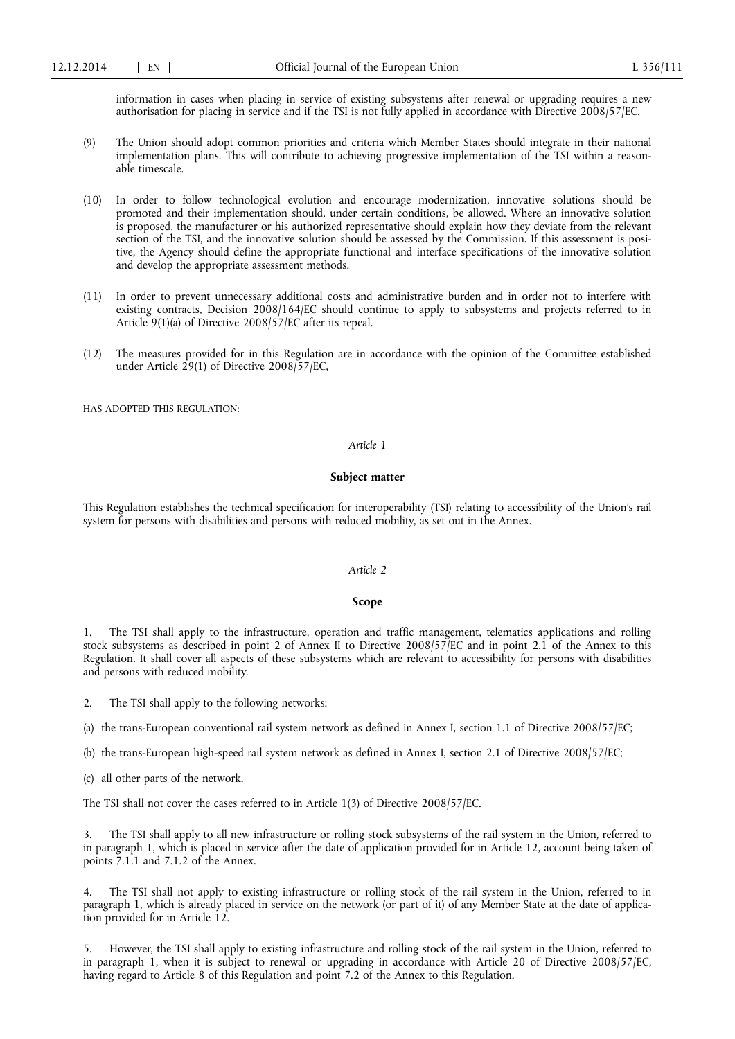information in cases when placing in service of existing subsystems after renewal or upgrading requires a new authorisation for placing in service and if the TSI is not fully applied in accordance with Directive 2008/57/EC.

(9) The Union should adopt common priorities and criteria which Member States should integrate in their national implementation plans. This will contribute to achieving progressive implementation of the TSI within a reasonable timescale.

(10) In order to follow technological evolution and encourage modernization, innovative solutions should be promoted and their implementation should, under certain conditions, be allowed. Where an innovative solution is proposed, the manufacturer or his authorized representative should explain how they deviate from the relevant section of the TSI, and the innovative solution should be assessed by the Commission. If this assessment is positive, the Agency should define the appropriate functional and interface specifications of the innovative solution and develop the appropriate assessment methods.

(11) In order to prevent unnecessary additional costs and administrative burden and in order not to interfere with existing contracts, Decision 2008/164/EC should continue to apply to subsystems and projects referred to in Article 9(1)(a) of Directive 2008/57/EC after its repeal.

(12) The measures provided for in this Regulation are in accordance with the opinion of the Committee established under Article 29(1) of Directive 2008/57/EC,

HAS ADOPTED THIS REGULATION:

*Article 1*

**Subject matter**

This Regulation establishes the technical specification for interoperability (TSI) relating to accessibility of the Union's rail system for persons with disabilities and persons with reduced mobility, as set out in the Annex.

*Article 2*

**Scope**

1. The TSI shall apply to the infrastructure, operation and traffic management, telematics applications and rolling stock subsystems as described in point 2 of Annex II to Directive 2008/57/EC and in point 2.1 of the Annex to this Regulation. It shall cover all aspects of these subsystems which are relevant to accessibility for persons with disabilities and persons with reduced mobility.

2. The TSI shall apply to the following networks:

(a) the trans-European conventional rail system network as defined in Annex I, section 1.1 of Directive 2008/57/EC;

(b) the trans-European high-speed rail system network as defined in Annex I, section 2.1 of Directive 2008/57/EC;

(c) all other parts of the network.

The TSI shall not cover the cases referred to in Article 1(3) of Directive 2008/57/EC.

3. The TSI shall apply to all new infrastructure or rolling stock subsystems of the rail system in the Union, referred to in paragraph 1, which is placed in service after the date of application provided for in Article 12, account being taken of points 7.1.1 and 7.1.2 of the Annex.

4. The TSI shall not apply to existing infrastructure or rolling stock of the rail system in the Union, referred to in paragraph 1, which is already placed in service on the network (or part of it) of any Member State at the date of application provided for in Article 12.

5. However, the TSI shall apply to existing infrastructure and rolling stock of the rail system in the Union, referred to in paragraph 1, when it is subject to renewal or upgrading in accordance with Article 20 of Directive 2008/57/EC, having regard to Article 8 of this Regulation and point 7.2 of the Annex to this Regulation.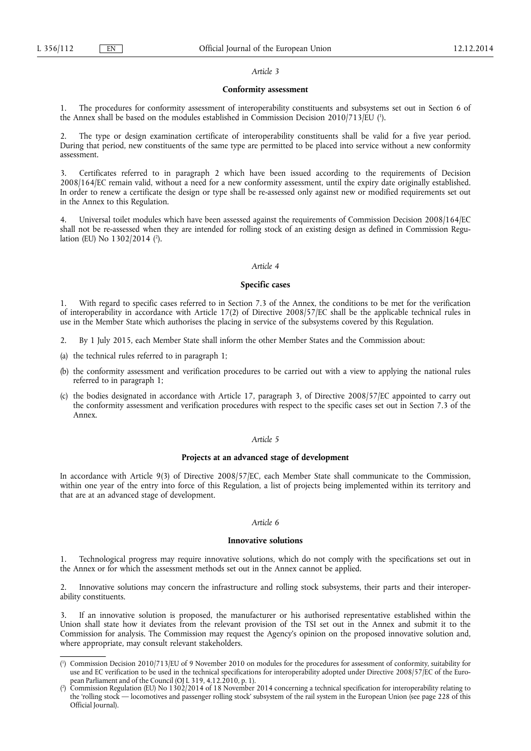*Article 3*

**Conformity assessment**

1. The procedures for conformity assessment of interoperability constituents and subsystems set out in Section 6 of the Annex shall be based on the modules established in Commission Decision 2010/713/EU [1].

2. The type or design examination certificate of interoperability constituents shall be valid for a five year period. During that period, new constituents of the same type are permitted to be placed into service without a new conformity assessment.

3. Certificates referred to in paragraph 2 which have been issued according to the requirements of Decision 2008/164/EC remain valid, without a need for a new conformity assessment, until the expiry date originally established. In order to renew a certificate the design or type shall be re-assessed only against new or modified requirements set out in the Annex to this Regulation.

4. Universal toilet modules which have been assessed against the requirements of Commission Decision 2008/164/EC shall not be re-assessed when they are intended for rolling stock of an existing design as defined in Commission Regulation (EU) No 1302/2014 [2].

*Article 4*

**Specific cases**

1. With regard to specific cases referred to in Section 7.3 of the Annex, the conditions to be met for the verification of interoperability in accordance with Article 17(2) of Directive 2008/57/EC shall be the applicable technical rules in use in the Member State which authorises the placing in service of the subsystems covered by this Regulation.

2. By 1 July 2015, each Member State shall inform the other Member States and the Commission about:

(a) the technical rules referred to in paragraph 1;

(b) the conformity assessment and verification procedures to be carried out with a view to applying the national rules referred to in paragraph 1;

(c) the bodies designated in accordance with Article 17, paragraph 3, of Directive 2008/57/EC appointed to carry out the conformity assessment and verification procedures with respect to the specific cases set out in Section 7.3 of the Annex.

*Article 5*

**Projects at an advanced stage of development**

In accordance with Article 9(3) of Directive 2008/57/EC, each Member State shall communicate to the Commission, within one year of the entry into force of this Regulation, a list of projects being implemented within its territory and that are at an advanced stage of development.

*Article 6*

**Innovative solutions**

1. Technological progress may require innovative solutions, which do not comply with the specifications set out in the Annex or for which the assessment methods set out in the Annex cannot be applied.

2. Innovative solutions may concern the infrastructure and rolling stock subsystems, their parts and their interoperability constituents.

3. If an innovative solution is proposed, the manufacturer or his authorised representative established within the Union shall state how it deviates from the relevant provision of the TSI set out in the Annex and submit it to the Commission for analysis. The Commission may request the Agency's opinion on the proposed innovative solution and, where appropriate, may consult relevant stakeholders.

---

[1] Commission Decision 2010/713/EU of 9 November 2010 on modules for the procedures for assessment of conformity, suitability for use and EC verification to be used in the technical specifications for interoperability adopted under Directive 2008/57/EC of the European Parliament and of the Council (OJ L 319, 4.12.2010, p. 1).

[2] Commission Regulation (EU) No 1302/2014 of 18 November 2014 concerning a technical specification for interoperability relating to the 'rolling stock — locomotives and passenger rolling stock' subsystem of the rail system in the European Union (see page 228 of this Official Journal).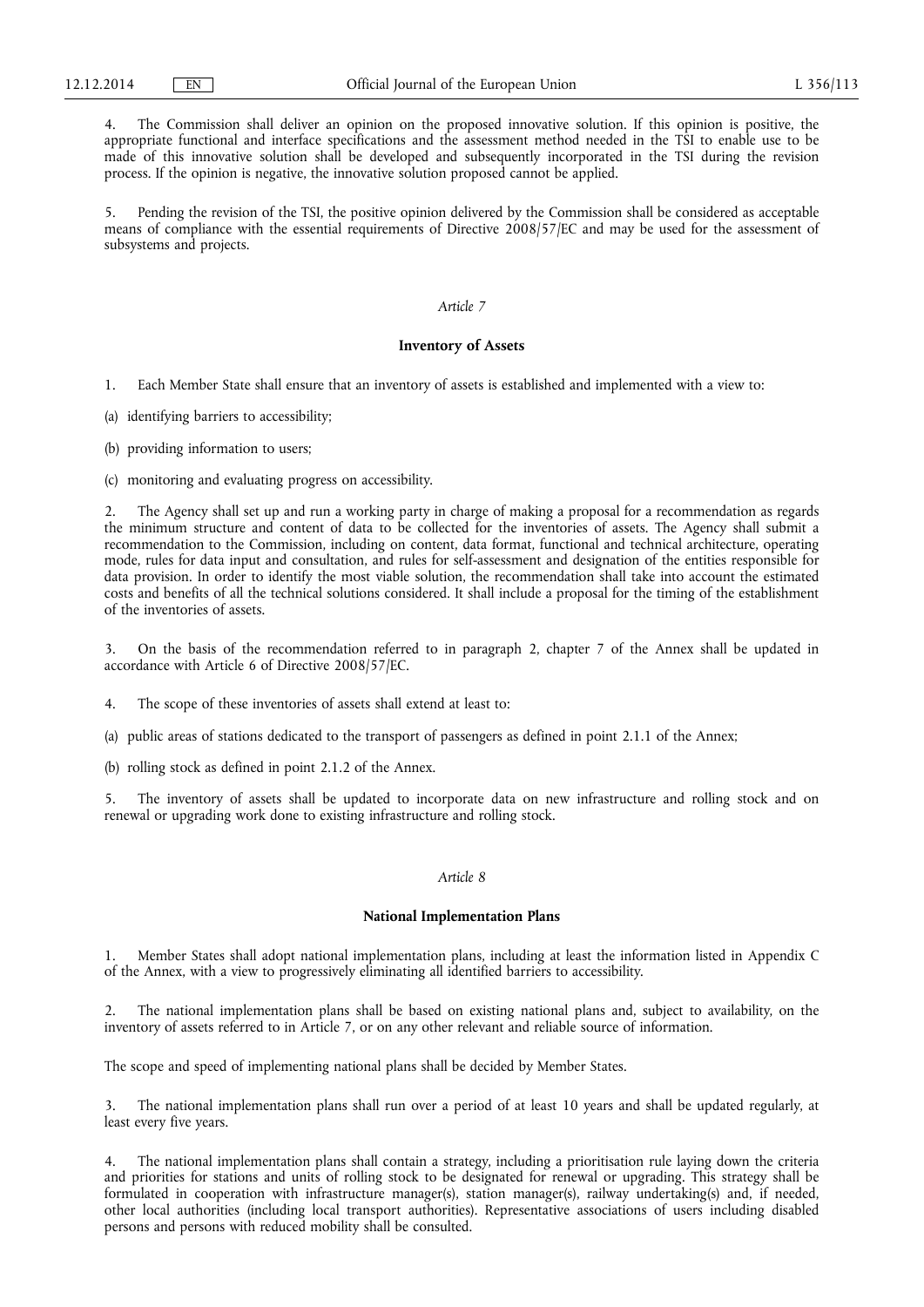4. The Commission shall deliver an opinion on the proposed innovative solution. If this opinion is positive, the appropriate functional and interface specifications and the assessment method needed in the TSI to enable use to be made of this innovative solution shall be developed and subsequently incorporated in the TSI during the revision process. If the opinion is negative, the innovative solution proposed cannot be applied.

5. Pending the revision of the TSI, the positive opinion delivered by the Commission shall be considered as acceptable means of compliance with the essential requirements of Directive 2008/57/EC and may be used for the assessment of subsystems and projects.

*Article 7*

**Inventory of Assets**

1. Each Member State shall ensure that an inventory of assets is established and implemented with a view to:

(a) identifying barriers to accessibility;

(b) providing information to users;

(c) monitoring and evaluating progress on accessibility.

2. The Agency shall set up and run a working party in charge of making a proposal for a recommendation as regards the minimum structure and content of data to be collected for the inventories of assets. The Agency shall submit a recommendation to the Commission, including on content, data format, functional and technical architecture, operating mode, rules for data input and consultation, and rules for self-assessment and designation of the entities responsible for data provision. In order to identify the most viable solution, the recommendation shall take into account the estimated costs and benefits of all the technical solutions considered. It shall include a proposal for the timing of the establishment of the inventories of assets.

3. On the basis of the recommendation referred to in paragraph 2, chapter 7 of the Annex shall be updated in accordance with Article 6 of Directive 2008/57/EC.

4. The scope of these inventories of assets shall extend at least to:

(a) public areas of stations dedicated to the transport of passengers as defined in point 2.1.1 of the Annex;

(b) rolling stock as defined in point 2.1.2 of the Annex.

5. The inventory of assets shall be updated to incorporate data on new infrastructure and rolling stock and on renewal or upgrading work done to existing infrastructure and rolling stock.

*Article 8*

**National Implementation Plans**

1. Member States shall adopt national implementation plans, including at least the information listed in Appendix C of the Annex, with a view to progressively eliminating all identified barriers to accessibility.

2. The national implementation plans shall be based on existing national plans and, subject to availability, on the inventory of assets referred to in Article 7, or on any other relevant and reliable source of information.

The scope and speed of implementing national plans shall be decided by Member States.

3. The national implementation plans shall run over a period of at least 10 years and shall be updated regularly, at least every five years.

4. The national implementation plans shall contain a strategy, including a prioritisation rule laying down the criteria and priorities for stations and units of rolling stock to be designated for renewal or upgrading. This strategy shall be formulated in cooperation with infrastructure manager(s), station manager(s), railway undertaking(s) and, if needed, other local authorities (including local transport authorities). Representative associations of users including disabled persons and persons with reduced mobility shall be consulted.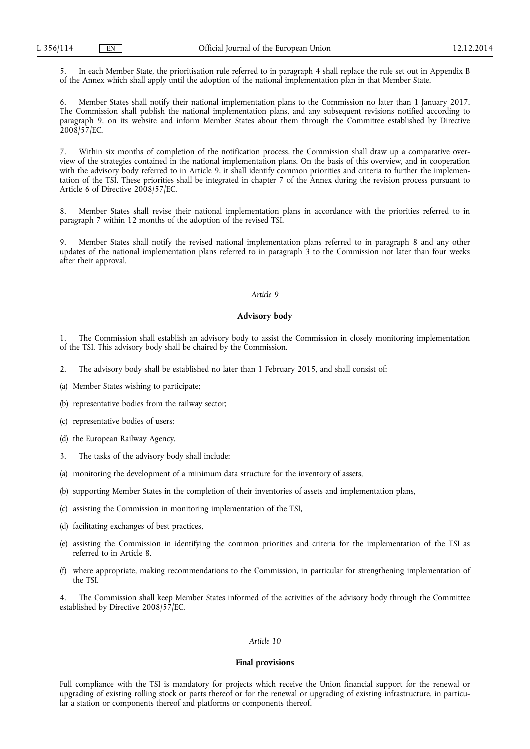5. In each Member State, the prioritisation rule referred to in paragraph 4 shall replace the rule set out in Appendix B of the Annex which shall apply until the adoption of the national implementation plan in that Member State.

6. Member States shall notify their national implementation plans to the Commission no later than 1 January 2017. The Commission shall publish the national implementation plans, and any subsequent revisions notified according to paragraph 9, on its website and inform Member States about them through the Committee established by Directive 2008/57/EC.

7. Within six months of completion of the notification process, the Commission shall draw up a comparative overview of the strategies contained in the national implementation plans. On the basis of this overview, and in cooperation with the advisory body referred to in Article 9, it shall identify common priorities and criteria to further the implementation of the TSI. These priorities shall be integrated in chapter 7 of the Annex during the revision process pursuant to Article 6 of Directive 2008/57/EC.

8. Member States shall revise their national implementation plans in accordance with the priorities referred to in paragraph 7 within 12 months of the adoption of the revised TSI.

9. Member States shall notify the revised national implementation plans referred to in paragraph 8 and any other updates of the national implementation plans referred to in paragraph 3 to the Commission not later than four weeks after their approval.

*Article 9*

**Advisory body**

1. The Commission shall establish an advisory body to assist the Commission in closely monitoring implementation of the TSI. This advisory body shall be chaired by the Commission.

2. The advisory body shall be established no later than 1 February 2015, and shall consist of:

(a) Member States wishing to participate;

(b) representative bodies from the railway sector;

(c) representative bodies of users;

(d) the European Railway Agency.

3. The tasks of the advisory body shall include:

(a) monitoring the development of a minimum data structure for the inventory of assets,

(b) supporting Member States in the completion of their inventories of assets and implementation plans,

(c) assisting the Commission in monitoring implementation of the TSI,

(d) facilitating exchanges of best practices,

(e) assisting the Commission in identifying the common priorities and criteria for the implementation of the TSI as referred to in Article 8.

(f) where appropriate, making recommendations to the Commission, in particular for strengthening implementation of the TSI.

4. The Commission shall keep Member States informed of the activities of the advisory body through the Committee established by Directive 2008/57/EC.

*Article 10*

**Final provisions**

Full compliance with the TSI is mandatory for projects which receive the Union financial support for the renewal or upgrading of existing rolling stock or parts thereof or for the renewal or upgrading of existing infrastructure, in particular a station or components thereof and platforms or components thereof.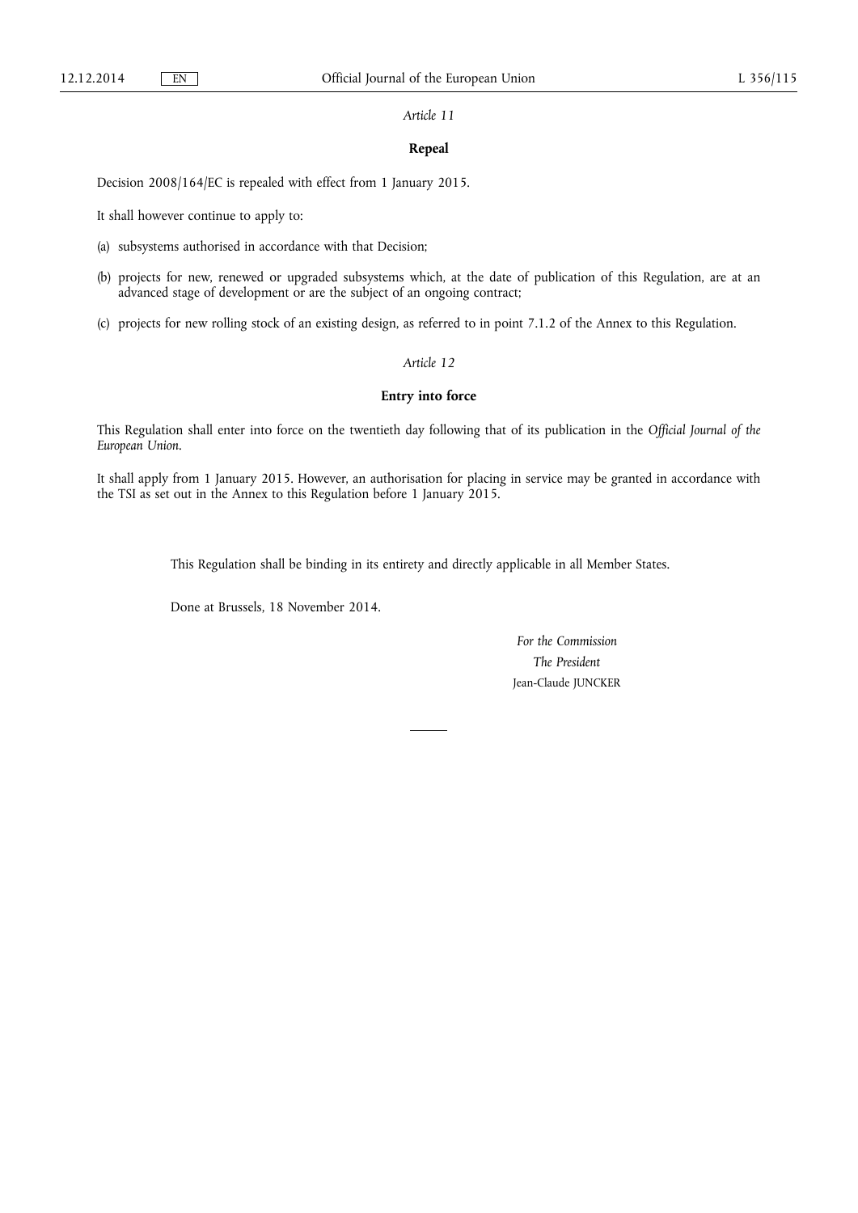*Article 11*

**Repeal**

Decision 2008/164/EC is repealed with effect from 1 January 2015.

It shall however continue to apply to:

(a) subsystems authorised in accordance with that Decision;

(b) projects for new, renewed or upgraded subsystems which, at the date of publication of this Regulation, are at an advanced stage of development or are the subject of an ongoing contract;

(c) projects for new rolling stock of an existing design, as referred to in point 7.1.2 of the Annex to this Regulation.

*Article 12*

**Entry into force**

This Regulation shall enter into force on the twentieth day following that of its publication in the *Official Journal of the European Union*.

It shall apply from 1 January 2015. However, an authorisation for placing in service may be granted in accordance with the TSI as set out in the Annex to this Regulation before 1 January 2015.

This Regulation shall be binding in its entirety and directly applicable in all Member States.

Done at Brussels, 18 November 2014.

*For the Commission*
*The President*
Jean-Claude JUNCKER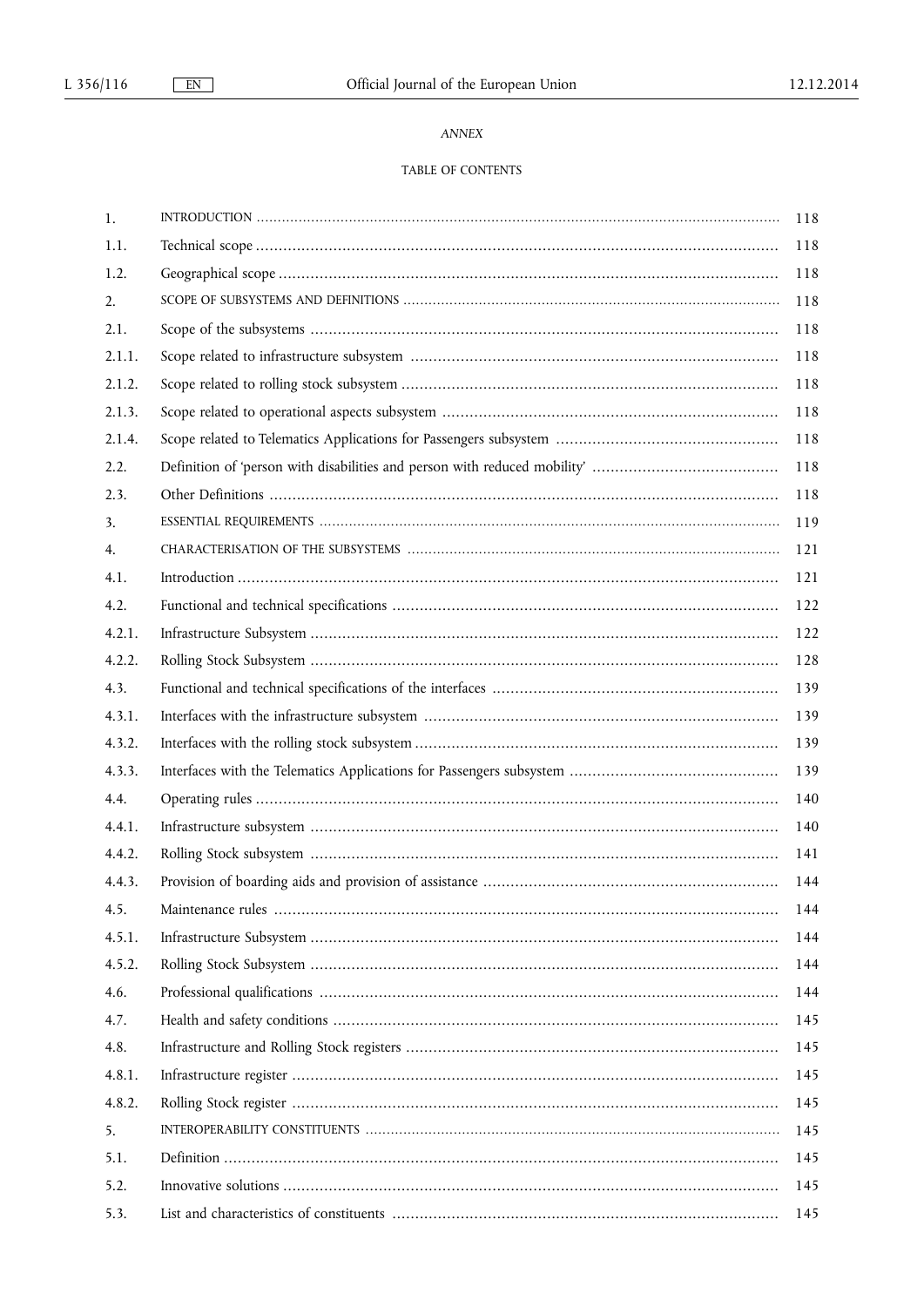*ANNEX*

TABLE OF CONTENTS

| | | |
|---|---|---|
| 1. | INTRODUCTION | 118 |
| 1.1. | Technical scope | 118 |
| 1.2. | Geographical scope | 118 |
| 2. | SCOPE OF SUBSYSTEMS AND DEFINITIONS | 118 |
| 2.1. | Scope of the subsystems | 118 |
| 2.1.1. | Scope related to infrastructure subsystem | 118 |
| 2.1.2. | Scope related to rolling stock subsystem | 118 |
| 2.1.3. | Scope related to operational aspects subsystem | 118 |
| 2.1.4. | Scope related to Telematics Applications for Passengers subsystem | 118 |
| 2.2. | Definition of 'person with disabilities and person with reduced mobility' | 118 |
| 2.3. | Other Definitions | 118 |
| 3. | ESSENTIAL REQUIREMENTS | 119 |
| 4. | CHARACTERISATION OF THE SUBSYSTEMS | 121 |
| 4.1. | Introduction | 121 |
| 4.2. | Functional and technical specifications | 122 |
| 4.2.1. | Infrastructure Subsystem | 122 |
| 4.2.2. | Rolling Stock Subsystem | 128 |
| 4.3. | Functional and technical specifications of the interfaces | 139 |
| 4.3.1. | Interfaces with the infrastructure subsystem | 139 |
| 4.3.2. | Interfaces with the rolling stock subsystem | 139 |
| 4.3.3. | Interfaces with the Telematics Applications for Passengers subsystem | 139 |
| 4.4. | Operating rules | 140 |
| 4.4.1. | Infrastructure subsystem | 140 |
| 4.4.2. | Rolling Stock subsystem | 141 |
| 4.4.3. | Provision of boarding aids and provision of assistance | 144 |
| 4.5. | Maintenance rules | 144 |
| 4.5.1. | Infrastructure Subsystem | 144 |
| 4.5.2. | Rolling Stock Subsystem | 144 |
| 4.6. | Professional qualifications | 144 |
| 4.7. | Health and safety conditions | 145 |
| 4.8. | Infrastructure and Rolling Stock registers | 145 |
| 4.8.1. | Infrastructure register | 145 |
| 4.8.2. | Rolling Stock register | 145 |
| 5. | INTEROPERABILITY CONSTITUENTS | 145 |
| 5.1. | Definition | 145 |
| 5.2. | Innovative solutions | 145 |
| 5.3. | List and characteristics of constituents | 145 |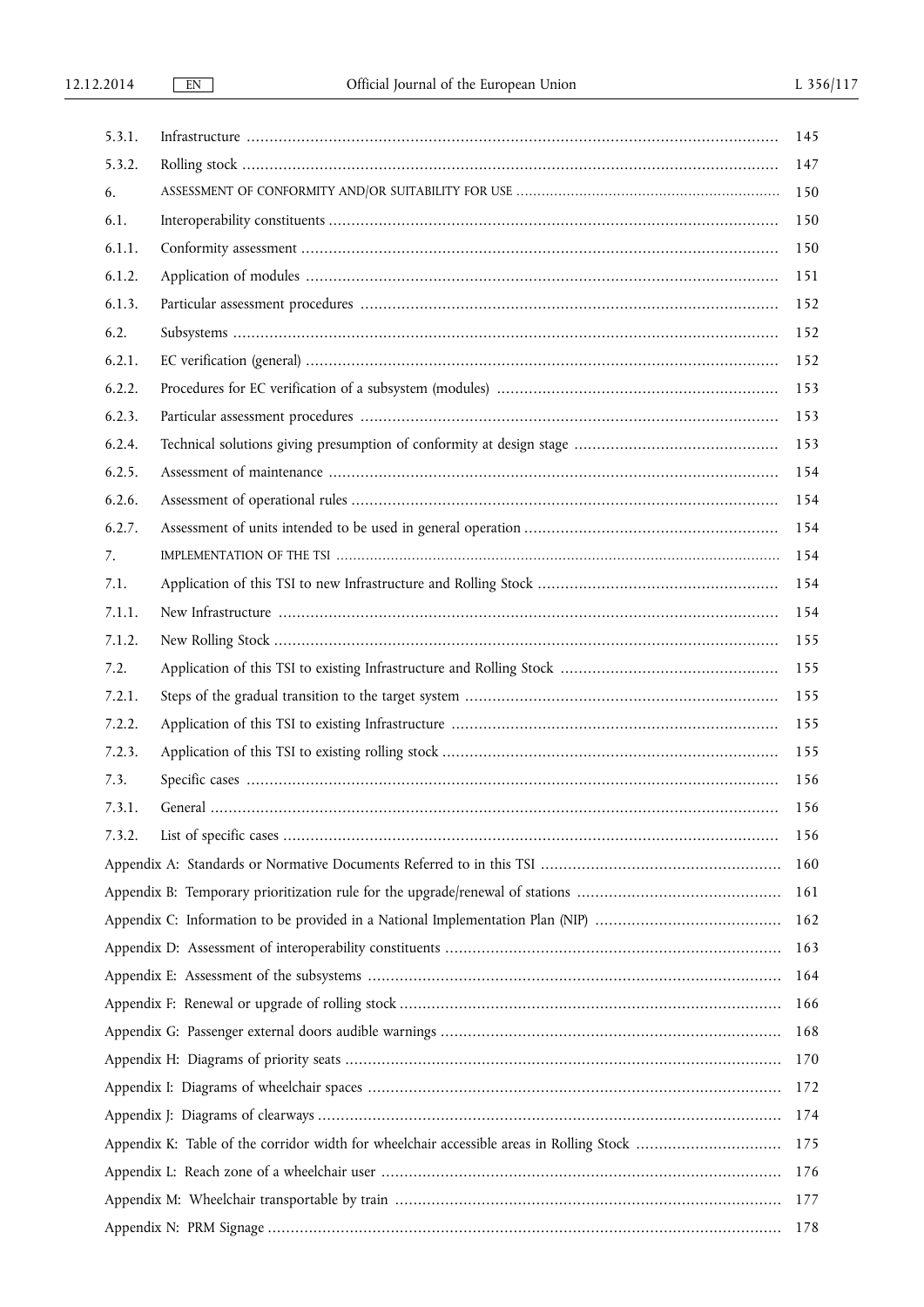| | | |
|---|---|---|
| 5.3.1. | Infrastructure | 145 |
| 5.3.2. | Rolling stock | 147 |
| 6. | ASSESSMENT OF CONFORMITY AND/OR SUITABILITY FOR USE | 150 |
| 6.1. | Interoperability constituents | 150 |
| 6.1.1. | Conformity assessment | 150 |
| 6.1.2. | Application of modules | 151 |
| 6.1.3. | Particular assessment procedures | 152 |
| 6.2. | Subsystems | 152 |
| 6.2.1. | EC verification (general) | 152 |
| 6.2.2. | Procedures for EC verification of a subsystem (modules) | 153 |
| 6.2.3. | Particular assessment procedures | 153 |
| 6.2.4. | Technical solutions giving presumption of conformity at design stage | 153 |
| 6.2.5. | Assessment of maintenance | 154 |
| 6.2.6. | Assessment of operational rules | 154 |
| 6.2.7. | Assessment of units intended to be used in general operation | 154 |
| 7. | IMPLEMENTATION OF THE TSI | 154 |
| 7.1. | Application of this TSI to new Infrastructure and Rolling Stock | 154 |
| 7.1.1. | New Infrastructure | 154 |
| 7.1.2. | New Rolling Stock | 155 |
| 7.2. | Application of this TSI to existing Infrastructure and Rolling Stock | 155 |
| 7.2.1. | Steps of the gradual transition to the target system | 155 |
| 7.2.2. | Application of this TSI to existing Infrastructure | 155 |
| 7.2.3. | Application of this TSI to existing rolling stock | 155 |
| 7.3. | Specific cases | 156 |
| 7.3.1. | General | 156 |
| 7.3.2. | List of specific cases | 156 |
| Appendix A: | Standards or Normative Documents Referred to in this TSI | 160 |
| Appendix B: | Temporary prioritization rule for the upgrade/renewal of stations | 161 |
| Appendix C: | Information to be provided in a National Implementation Plan (NIP) | 162 |
| Appendix D: | Assessment of interoperability constituents | 163 |
| Appendix E: | Assessment of the subsystems | 164 |
| Appendix F: | Renewal or upgrade of rolling stock | 166 |
| Appendix G: | Passenger external doors audible warnings | 168 |
| Appendix H: | Diagrams of priority seats | 170 |
| Appendix I: | Diagrams of wheelchair spaces | 172 |
| Appendix J: | Diagrams of clearways | 174 |
| Appendix K: | Table of the corridor width for wheelchair accessible areas in Rolling Stock | 175 |
| Appendix L: | Reach zone of a wheelchair user | 176 |
| Appendix M: | Wheelchair transportable by train | 177 |
| Appendix N: | PRM Signage | 178 |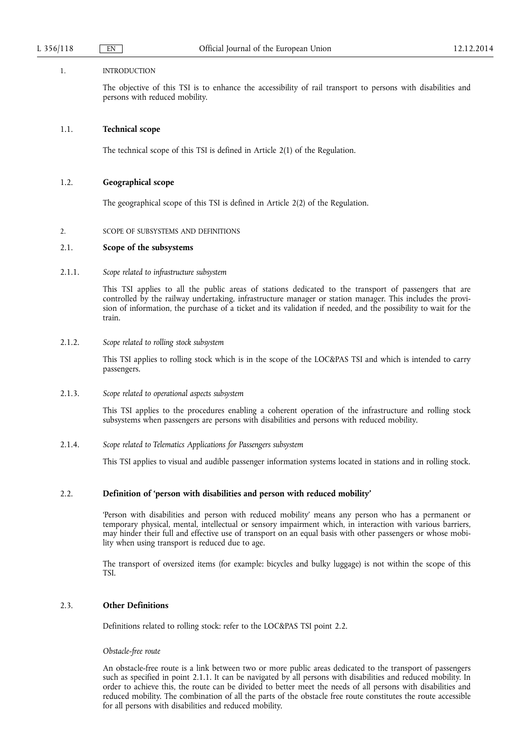## 1. INTRODUCTION

The objective of this TSI is to enhance the accessibility of rail transport to persons with disabilities and persons with reduced mobility.

### 1.1. **Technical scope**

The technical scope of this TSI is defined in Article 2(1) of the Regulation.

### 1.2. **Geographical scope**

The geographical scope of this TSI is defined in Article 2(2) of the Regulation.

## 2. SCOPE OF SUBSYSTEMS AND DEFINITIONS

### 2.1. **Scope of the subsystems**

#### 2.1.1. *Scope related to infrastructure subsystem*

This TSI applies to all the public areas of stations dedicated to the transport of passengers that are controlled by the railway undertaking, infrastructure manager or station manager. This includes the provision of information, the purchase of a ticket and its validation if needed, and the possibility to wait for the train.

#### 2.1.2. *Scope related to rolling stock subsystem*

This TSI applies to rolling stock which is in the scope of the LOC&PAS TSI and which is intended to carry passengers.

#### 2.1.3. *Scope related to operational aspects subsystem*

This TSI applies to the procedures enabling a coherent operation of the infrastructure and rolling stock subsystems when passengers are persons with disabilities and persons with reduced mobility.

#### 2.1.4. *Scope related to Telematics Applications for Passengers subsystem*

This TSI applies to visual and audible passenger information systems located in stations and in rolling stock.

### 2.2. **Definition of 'person with disabilities and person with reduced mobility'**

'Person with disabilities and person with reduced mobility' means any person who has a permanent or temporary physical, mental, intellectual or sensory impairment which, in interaction with various barriers, may hinder their full and effective use of transport on an equal basis with other passengers or whose mobility when using transport is reduced due to age.

The transport of oversized items (for example: bicycles and bulky luggage) is not within the scope of this TSI.

### 2.3. **Other Definitions**

Definitions related to rolling stock: refer to the LOC&PAS TSI point 2.2.

*Obstacle-free route*

An obstacle-free route is a link between two or more public areas dedicated to the transport of passengers such as specified in point 2.1.1. It can be navigated by all persons with disabilities and reduced mobility. In order to achieve this, the route can be divided to better meet the needs of all persons with disabilities and reduced mobility. The combination of all the parts of the obstacle free route constitutes the route accessible for all persons with disabilities and reduced mobility.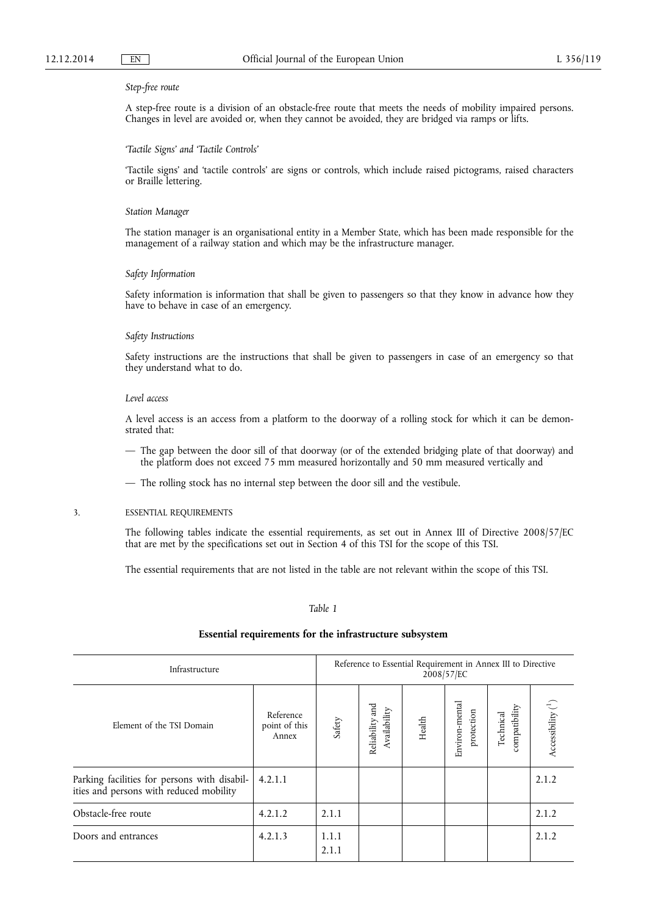*Step-free route*

A step-free route is a division of an obstacle-free route that meets the needs of mobility impaired persons. Changes in level are avoided or, when they cannot be avoided, they are bridged via ramps or lifts.

*'Tactile Signs' and 'Tactile Controls'*

'Tactile signs' and 'tactile controls' are signs or controls, which include raised pictograms, raised characters or Braille lettering.

*Station Manager*

The station manager is an organisational entity in a Member State, which has been made responsible for the management of a railway station and which may be the infrastructure manager.

*Safety Information*

Safety information is information that shall be given to passengers so that they know in advance how they have to behave in case of an emergency.

*Safety Instructions*

Safety instructions are the instructions that shall be given to passengers in case of an emergency so that they understand what to do.

*Level access*

A level access is an access from a platform to the doorway of a rolling stock for which it can be demonstrated that:

— The gap between the door sill of that doorway (or of the extended bridging plate of that doorway) and the platform does not exceed 75 mm measured horizontally and 50 mm measured vertically and

— The rolling stock has no internal step between the door sill and the vestibule.

## 3. ESSENTIAL REQUIREMENTS

The following tables indicate the essential requirements, as set out in Annex III of Directive 2008/57/EC that are met by the specifications set out in Section 4 of this TSI for the scope of this TSI.

The essential requirements that are not listed in the table are not relevant within the scope of this TSI.

*Table 1*

**Essential requirements for the infrastructure subsystem**

| Infrastructure | | Reference to Essential Requirement in Annex III to Directive 2008/57/EC | | | | | |
|---|---|---|---|---|---|---|---|
| Element of the TSI Domain | Reference point of this Annex | Safety | Reliability and Availability | Health | Environ-mental protection | Technical compatibility | Accessibility [1] |
| Parking facilities for persons with disabilities and persons with reduced mobility | 4.2.1.1 | | | | | | 2.1.2 |
| Obstacle-free route | 4.2.1.2 | 2.1.1 | | | | | 2.1.2 |
| Doors and entrances | 4.2.1.3 | 1.1.1<br>2.1.1 | | | | | 2.1.2 |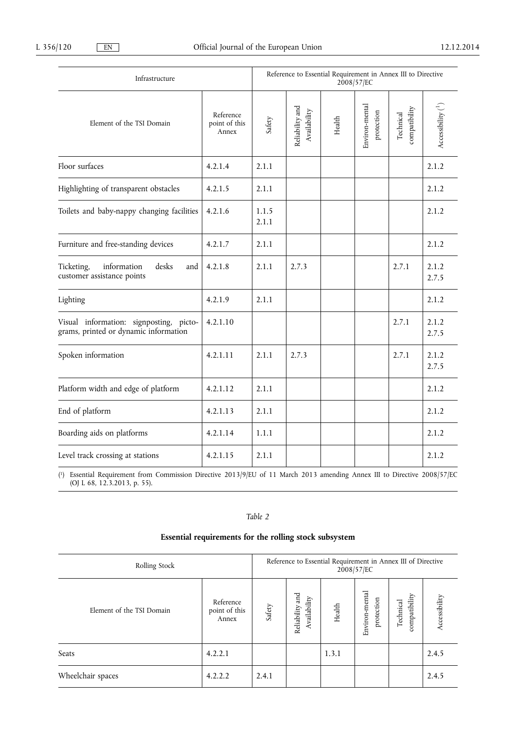| Infrastructure | | Reference to Essential Requirement in Annex III to Directive 2008/57/EC | | | | | |
|---|---|---|---|---|---|---|---|
| Element of the TSI Domain | Reference point of this Annex | Safety | Reliability and Availability | Health | Environ-mental protection | Technical compatibility | Accessibility [1] |
| Floor surfaces | 4.2.1.4 | 2.1.1 | | | | | 2.1.2 |
| Highlighting of transparent obstacles | 4.2.1.5 | 2.1.1 | | | | | 2.1.2 |
| Toilets and baby-nappy changing facilities | 4.2.1.6 | 1.1.5<br>2.1.1 | | | | | 2.1.2 |
| Furniture and free-standing devices | 4.2.1.7 | 2.1.1 | | | | | 2.1.2 |
| Ticketing, information desks and customer assistance points | 4.2.1.8 | 2.1.1 | 2.7.3 | | | 2.7.1 | 2.1.2<br>2.7.5 |
| Lighting | 4.2.1.9 | 2.1.1 | | | | | 2.1.2 |
| Visual information: signposting, pictograms, printed or dynamic information | 4.2.1.10 | | | | | 2.7.1 | 2.1.2<br>2.7.5 |
| Spoken information | 4.2.1.11 | 2.1.1 | 2.7.3 | | | 2.7.1 | 2.1.2<br>2.7.5 |
| Platform width and edge of platform | 4.2.1.12 | 2.1.1 | | | | | 2.1.2 |
| End of platform | 4.2.1.13 | 2.1.1 | | | | | 2.1.2 |
| Boarding aids on platforms | 4.2.1.14 | 1.1.1 | | | | | 2.1.2 |
| Level track crossing at stations | 4.2.1.15 | 2.1.1 | | | | | 2.1.2 |

(1) Essential Requirement from Commission Directive 2013/9/EU of 11 March 2013 amending Annex III to Directive 2008/57/EC (OJ L 68, 12.3.2013, p. 55).

*Table 2*

**Essential requirements for the rolling stock subsystem**

| Rolling Stock | | Reference to Essential Requirement in Annex III of Directive 2008/57/EC | | | | | |
|---|---|---|---|---|---|---|---|
| Element of the TSI Domain | Reference point of this Annex | Safety | Reliability and Availability | Health | Environ-mental protection | Technical compatibility | Accessibility |
| Seats | 4.2.2.1 | | | 1.3.1 | | | 2.4.5 |
| Wheelchair spaces | 4.2.2.2 | 2.4.1 | | | | | 2.4.5 |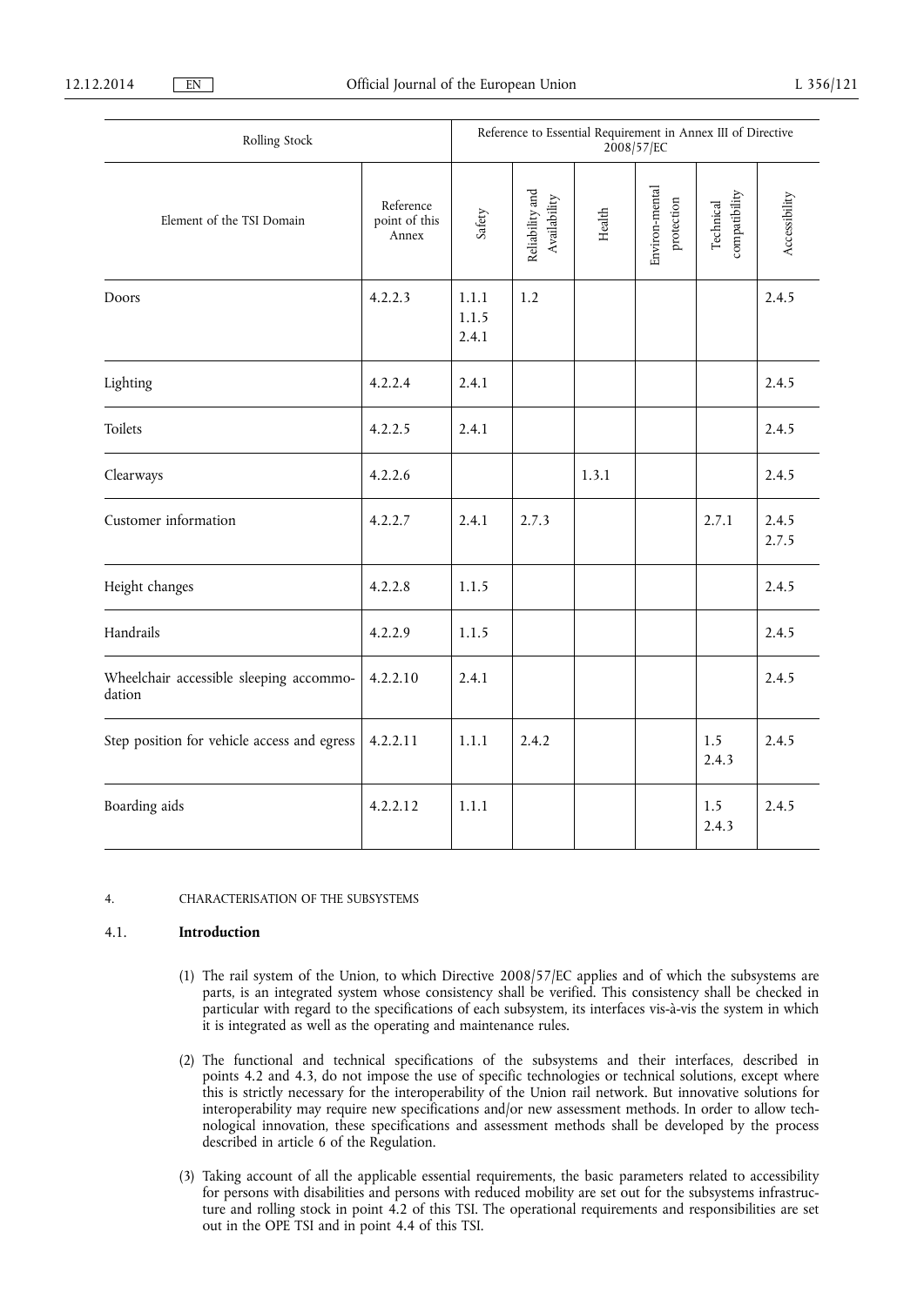| Rolling Stock | | Reference to Essential Requirement in Annex III of Directive 2008/57/EC | | | | | |
|---|---|---|---|---|---|---|---|
| Element of the TSI Domain | Reference point of this Annex | Safety | Reliability and Availability | Health | Environ-mental protection | Technical compatibility | Accessibility |
| Doors | 4.2.2.3 | 1.1.1<br>1.1.5<br>2.4.1 | 1.2 | | | | 2.4.5 |
| Lighting | 4.2.2.4 | 2.4.1 | | | | | 2.4.5 |
| Toilets | 4.2.2.5 | 2.4.1 | | | | | 2.4.5 |
| Clearways | 4.2.2.6 | | | 1.3.1 | | | 2.4.5 |
| Customer information | 4.2.2.7 | 2.4.1 | 2.7.3 | | | 2.7.1 | 2.4.5<br>2.7.5 |
| Height changes | 4.2.2.8 | 1.1.5 | | | | | 2.4.5 |
| Handrails | 4.2.2.9 | 1.1.5 | | | | | 2.4.5 |
| Wheelchair accessible sleeping accommodation | 4.2.2.10 | 2.4.1 | | | | | 2.4.5 |
| Step position for vehicle access and egress | 4.2.2.11 | 1.1.1 | 2.4.2 | | | 1.5<br>2.4.3 | 2.4.5 |
| Boarding aids | 4.2.2.12 | 1.1.1 | | | | 1.5<br>2.4.3 | 2.4.5 |

## 4. CHARACTERISATION OF THE SUBSYSTEMS

### 4.1. **Introduction**

(1) The rail system of the Union, to which Directive 2008/57/EC applies and of which the subsystems are parts, is an integrated system whose consistency shall be verified. This consistency shall be checked in particular with regard to the specifications of each subsystem, its interfaces vis-à-vis the system in which it is integrated as well as the operating and maintenance rules.

(2) The functional and technical specifications of the subsystems and their interfaces, described in points 4.2 and 4.3, do not impose the use of specific technologies or technical solutions, except where this is strictly necessary for the interoperability of the Union rail network. But innovative solutions for interoperability may require new specifications and/or new assessment methods. In order to allow technological innovation, these specifications and assessment methods shall be developed by the process described in article 6 of the Regulation.

(3) Taking account of all the applicable essential requirements, the basic parameters related to accessibility for persons with disabilities and persons with reduced mobility are set out for the subsystems infrastructure and rolling stock in point 4.2 of this TSI. The operational requirements and responsibilities are set out in the OPE TSI and in point 4.4 of this TSI.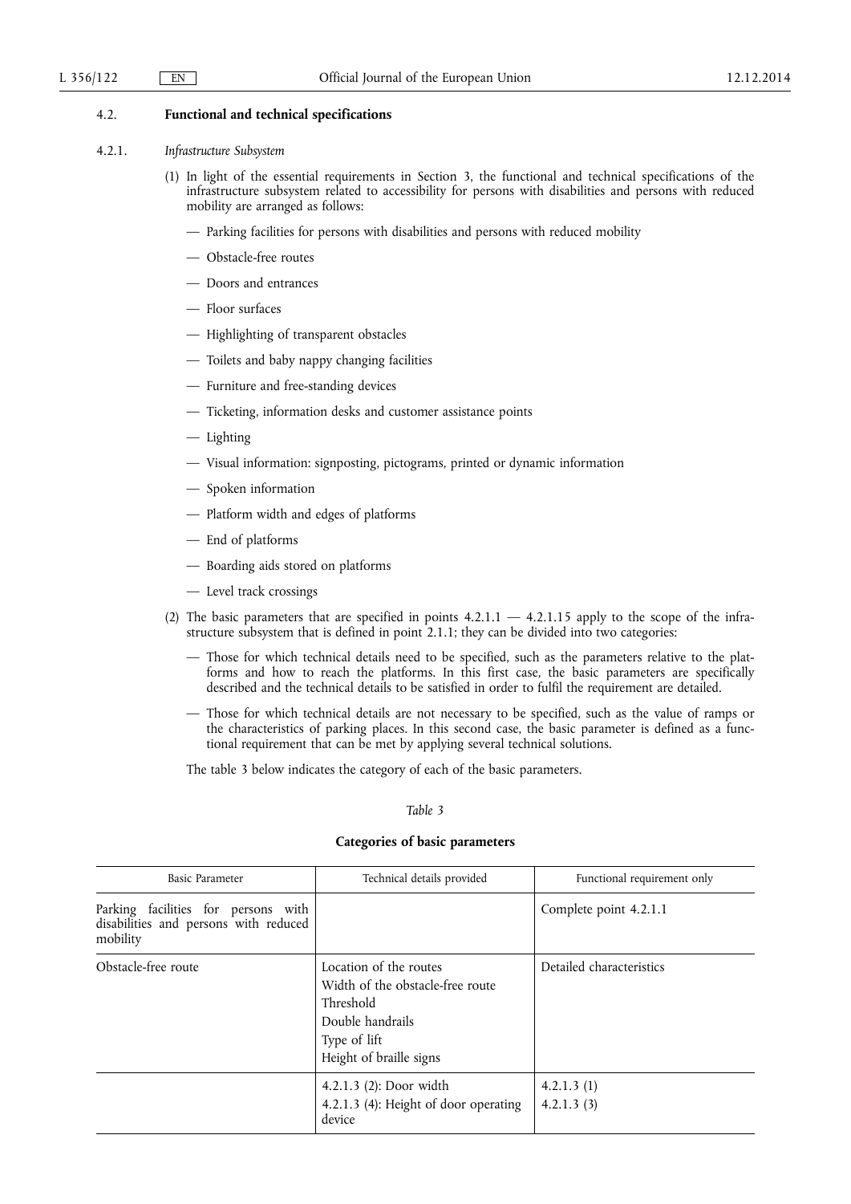## 4.2. Functional and technical specifications

### 4.2.1. *Infrastructure Subsystem*

(1) In light of the essential requirements in Section 3, the functional and technical specifications of the infrastructure subsystem related to accessibility for persons with disabilities and persons with reduced mobility are arranged as follows:

— Parking facilities for persons with disabilities and persons with reduced mobility

— Obstacle-free routes

— Doors and entrances

— Floor surfaces

— Highlighting of transparent obstacles

— Toilets and baby nappy changing facilities

— Furniture and free-standing devices

— Ticketing, information desks and customer assistance points

— Lighting

— Visual information: signposting, pictograms, printed or dynamic information

— Spoken information

— Platform width and edges of platforms

— End of platforms

— Boarding aids stored on platforms

— Level track crossings

(2) The basic parameters that are specified in points 4.2.1.1 — 4.2.1.15 apply to the scope of the infrastructure subsystem that is defined in point 2.1.1; they can be divided into two categories:

— Those for which technical details need to be specified, such as the parameters relative to the platforms and how to reach the platforms. In this first case, the basic parameters are specifically described and the technical details to be satisfied in order to fulfil the requirement are detailed.

— Those for which technical details are not necessary to be specified, such as the value of ramps or the characteristics of parking places. In this second case, the basic parameter is defined as a functional requirement that can be met by applying several technical solutions.

The table 3 below indicates the category of each of the basic parameters.

*Table 3*

**Categories of basic parameters**

| Basic Parameter | Technical details provided | Functional requirement only |
|---|---|---|
| Parking facilities for persons with disabilities and persons with reduced mobility | | Complete point 4.2.1.1 |
| Obstacle-free route | Location of the routes<br>Width of the obstacle-free route<br>Threshold<br>Double handrails<br>Type of lift<br>Height of braille signs | Detailed characteristics |
| | 4.2.1.3 (2): Door width<br>4.2.1.3 (4): Height of door operating device | 4.2.1.3 (1)<br>4.2.1.3 (3) |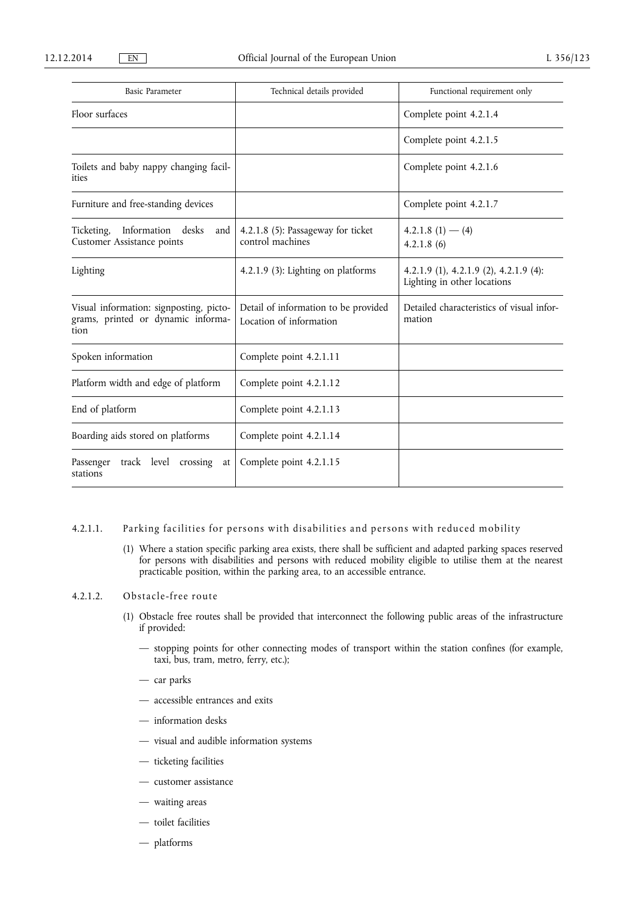| Basic Parameter | Technical details provided | Functional requirement only |
|---|---|---|
| Floor surfaces | | Complete point 4.2.1.4 |
| | | Complete point 4.2.1.5 |
| Toilets and baby nappy changing facilities | | Complete point 4.2.1.6 |
| Furniture and free-standing devices | | Complete point 4.2.1.7 |
| Ticketing, Information desks and Customer Assistance points | 4.2.1.8 (5): Passageway for ticket control machines | 4.2.1.8 (1) — (4)<br>4.2.1.8 (6) |
| Lighting | 4.2.1.9 (3): Lighting on platforms | 4.2.1.9 (1), 4.2.1.9 (2), 4.2.1.9 (4): Lighting in other locations |
| Visual information: signposting, pictograms, printed or dynamic information | Detail of information to be provided<br>Location of information | Detailed characteristics of visual information |
| Spoken information | Complete point 4.2.1.11 | |
| Platform width and edge of platform | Complete point 4.2.1.12 | |
| End of platform | Complete point 4.2.1.13 | |
| Boarding aids stored on platforms | Complete point 4.2.1.14 | |
| Passenger track level crossing at stations | Complete point 4.2.1.15 | |

#### 4.2.1.1. Parking facilities for persons with disabilities and persons with reduced mobility

(1) Where a station specific parking area exists, there shall be sufficient and adapted parking spaces reserved for persons with disabilities and persons with reduced mobility eligible to utilise them at the nearest practicable position, within the parking area, to an accessible entrance.

#### 4.2.1.2. Obstacle-free route

(1) Obstacle free routes shall be provided that interconnect the following public areas of the infrastructure if provided:

— stopping points for other connecting modes of transport within the station confines (for example, taxi, bus, tram, metro, ferry, etc.);

— car parks

— accessible entrances and exits

— information desks

— visual and audible information systems

— ticketing facilities

— customer assistance

— waiting areas

— toilet facilities

— platforms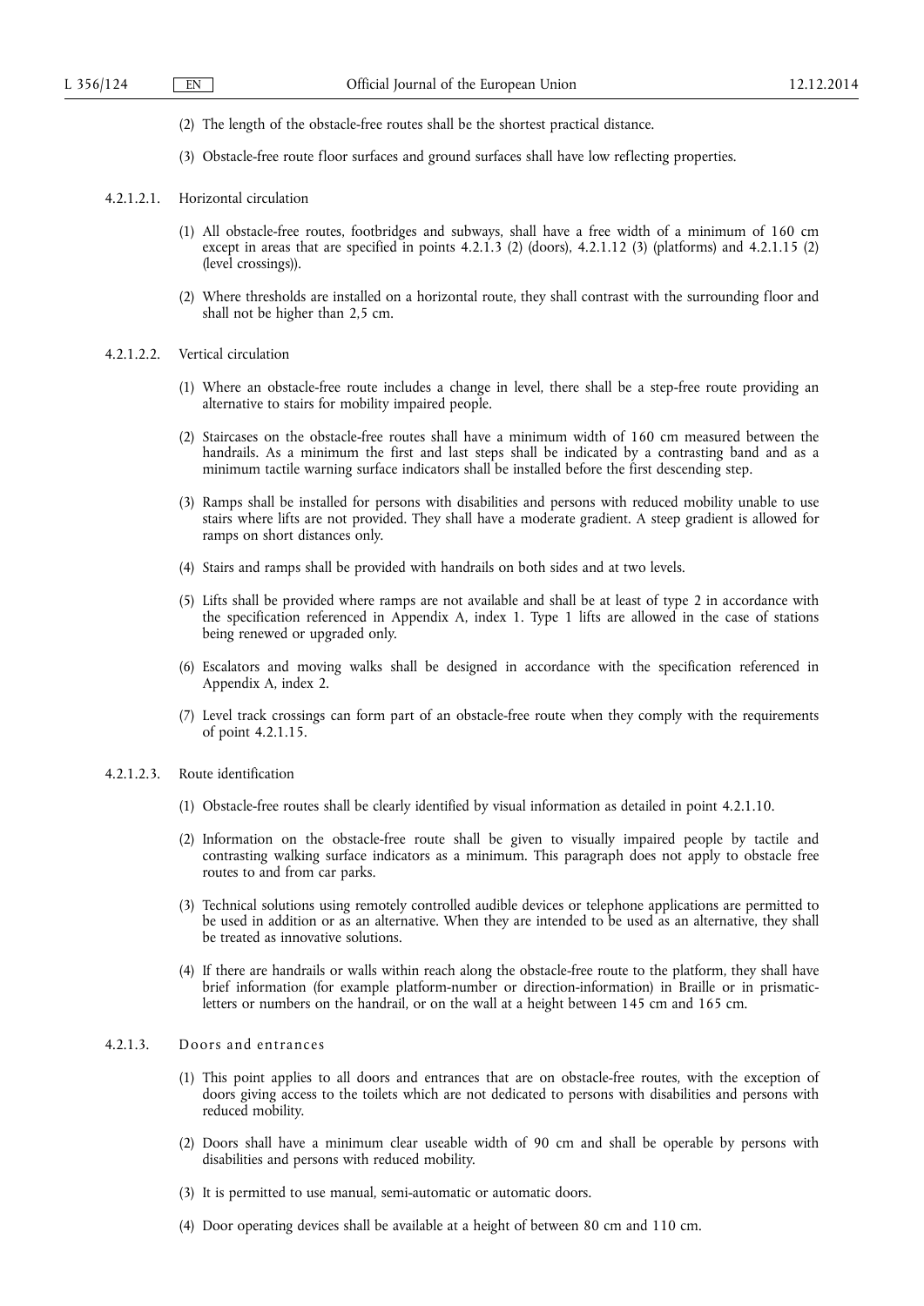(2) The length of the obstacle-free routes shall be the shortest practical distance.

(3) Obstacle-free route floor surfaces and ground surfaces shall have low reflecting properties.

4.2.1.2.1. Horizontal circulation

(1) All obstacle-free routes, footbridges and subways, shall have a free width of a minimum of 160 cm except in areas that are specified in points 4.2.1.3 (2) (doors), 4.2.1.12 (3) (platforms) and 4.2.1.15 (2) (level crossings)).

(2) Where thresholds are installed on a horizontal route, they shall contrast with the surrounding floor and shall not be higher than 2,5 cm.

4.2.1.2.2. Vertical circulation

(1) Where an obstacle-free route includes a change in level, there shall be a step-free route providing an alternative to stairs for mobility impaired people.

(2) Staircases on the obstacle-free routes shall have a minimum width of 160 cm measured between the handrails. As a minimum the first and last steps shall be indicated by a contrasting band and as a minimum tactile warning surface indicators shall be installed before the first descending step.

(3) Ramps shall be installed for persons with disabilities and persons with reduced mobility unable to use stairs where lifts are not provided. They shall have a moderate gradient. A steep gradient is allowed for ramps on short distances only.

(4) Stairs and ramps shall be provided with handrails on both sides and at two levels.

(5) Lifts shall be provided where ramps are not available and shall be at least of type 2 in accordance with the specification referenced in Appendix A, index 1. Type 1 lifts are allowed in the case of stations being renewed or upgraded only.

(6) Escalators and moving walks shall be designed in accordance with the specification referenced in Appendix A, index 2.

(7) Level track crossings can form part of an obstacle-free route when they comply with the requirements of point 4.2.1.15.

4.2.1.2.3. Route identification

(1) Obstacle-free routes shall be clearly identified by visual information as detailed in point 4.2.1.10.

(2) Information on the obstacle-free route shall be given to visually impaired people by tactile and contrasting walking surface indicators as a minimum. This paragraph does not apply to obstacle free routes to and from car parks.

(3) Technical solutions using remotely controlled audible devices or telephone applications are permitted to be used in addition or as an alternative. When they are intended to be used as an alternative, they shall be treated as innovative solutions.

(4) If there are handrails or walls within reach along the obstacle-free route to the platform, they shall have brief information (for example platform-number or direction-information) in Braille or in prismatic-letters or numbers on the handrail, or on the wall at a height between 145 cm and 165 cm.

4.2.1.3. Doors and entrances

(1) This point applies to all doors and entrances that are on obstacle-free routes, with the exception of doors giving access to the toilets which are not dedicated to persons with disabilities and persons with reduced mobility.

(2) Doors shall have a minimum clear useable width of 90 cm and shall be operable by persons with disabilities and persons with reduced mobility.

(3) It is permitted to use manual, semi-automatic or automatic doors.

(4) Door operating devices shall be available at a height of between 80 cm and 110 cm.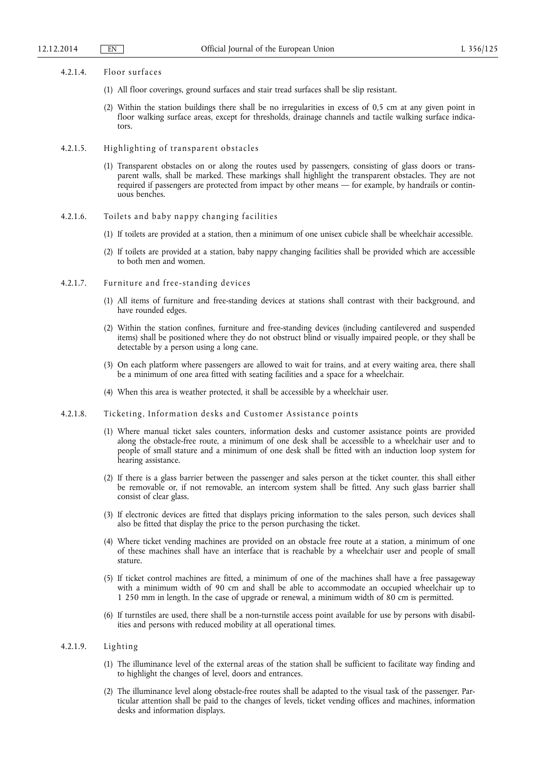#### 4.2.1.4. Floor surfaces

(1) All floor coverings, ground surfaces and stair tread surfaces shall be slip resistant.

(2) Within the station buildings there shall be no irregularities in excess of 0,5 cm at any given point in floor walking surface areas, except for thresholds, drainage channels and tactile walking surface indicators.

#### 4.2.1.5. Highlighting of transparent obstacles

(1) Transparent obstacles on or along the routes used by passengers, consisting of glass doors or transparent walls, shall be marked. These markings shall highlight the transparent obstacles. They are not required if passengers are protected from impact by other means — for example, by handrails or continuous benches.

#### 4.2.1.6. Toilets and baby nappy changing facilities

(1) If toilets are provided at a station, then a minimum of one unisex cubicle shall be wheelchair accessible.

(2) If toilets are provided at a station, baby nappy changing facilities shall be provided which are accessible to both men and women.

#### 4.2.1.7. Furniture and free-standing devices

(1) All items of furniture and free-standing devices at stations shall contrast with their background, and have rounded edges.

(2) Within the station confines, furniture and free-standing devices (including cantilevered and suspended items) shall be positioned where they do not obstruct blind or visually impaired people, or they shall be detectable by a person using a long cane.

(3) On each platform where passengers are allowed to wait for trains, and at every waiting area, there shall be a minimum of one area fitted with seating facilities and a space for a wheelchair.

(4) When this area is weather protected, it shall be accessible by a wheelchair user.

#### 4.2.1.8. Ticketing, Information desks and Customer Assistance points

(1) Where manual ticket sales counters, information desks and customer assistance points are provided along the obstacle-free route, a minimum of one desk shall be accessible to a wheelchair user and to people of small stature and a minimum of one desk shall be fitted with an induction loop system for hearing assistance.

(2) If there is a glass barrier between the passenger and sales person at the ticket counter, this shall either be removable or, if not removable, an intercom system shall be fitted. Any such glass barrier shall consist of clear glass.

(3) If electronic devices are fitted that displays pricing information to the sales person, such devices shall also be fitted that display the price to the person purchasing the ticket.

(4) Where ticket vending machines are provided on an obstacle free route at a station, a minimum of one of these machines shall have an interface that is reachable by a wheelchair user and people of small stature.

(5) If ticket control machines are fitted, a minimum of one of the machines shall have a free passageway with a minimum width of 90 cm and shall be able to accommodate an occupied wheelchair up to 1 250 mm in length. In the case of upgrade or renewal, a minimum width of 80 cm is permitted.

(6) If turnstiles are used, there shall be a non-turnstile access point available for use by persons with disabilities and persons with reduced mobility at all operational times.

#### 4.2.1.9. Lighting

(1) The illuminance level of the external areas of the station shall be sufficient to facilitate way finding and to highlight the changes of level, doors and entrances.

(2) The illuminance level along obstacle-free routes shall be adapted to the visual task of the passenger. Particular attention shall be paid to the changes of levels, ticket vending offices and machines, information desks and information displays.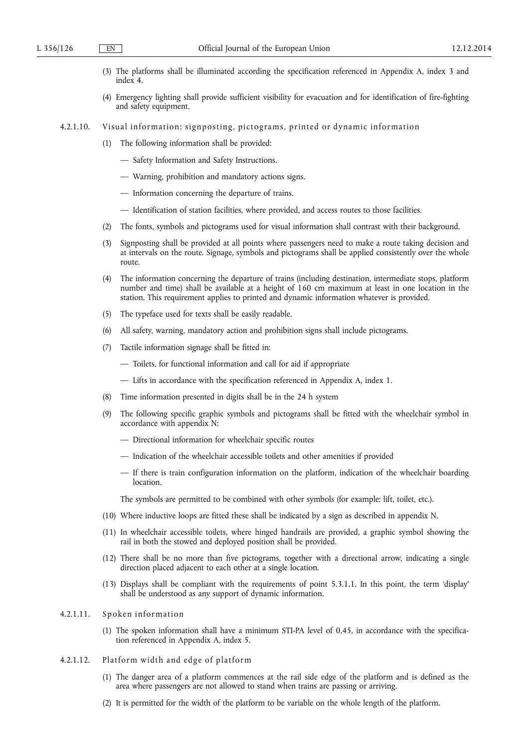(3) The platforms shall be illuminated according the specification referenced in Appendix A, index 3 and index 4.

(4) Emergency lighting shall provide sufficient visibility for evacuation and for identification of fire-fighting and safety equipment.

#### 4.2.1.10. Visual information: signposting, pictograms, printed or dynamic information

(1) The following information shall be provided:

— Safety Information and Safety Instructions.

— Warning, prohibition and mandatory actions signs.

— Information concerning the departure of trains.

— Identification of station facilities, where provided, and access routes to those facilities.

(2) The fonts, symbols and pictograms used for visual information shall contrast with their background.

(3) Signposting shall be provided at all points where passengers need to make a route taking decision and at intervals on the route. Signage, symbols and pictograms shall be applied consistently over the whole route.

(4) The information concerning the departure of trains (including destination, intermediate stops, platform number and time) shall be available at a height of 160 cm maximum at least in one location in the station. This requirement applies to printed and dynamic information whatever is provided.

(5) The typeface used for texts shall be easily readable.

(6) All safety, warning, mandatory action and prohibition signs shall include pictograms.

(7) Tactile information signage shall be fitted in:

— Toilets, for functional information and call for aid if appropriate

— Lifts in accordance with the specification referenced in Appendix A, index 1.

(8) Time information presented in digits shall be in the 24 h system

(9) The following specific graphic symbols and pictograms shall be fitted with the wheelchair symbol in accordance with appendix N:

— Directional information for wheelchair specific routes

— Indication of the wheelchair accessible toilets and other amenities if provided

— If there is train configuration information on the platform, indication of the wheelchair boarding location.

The symbols are permitted to be combined with other symbols (for example: lift, toilet, etc.).

(10) Where inductive loops are fitted these shall be indicated by a sign as described in appendix N.

(11) In wheelchair accessible toilets, where hinged handrails are provided, a graphic symbol showing the rail in both the stowed and deployed position shall be provided.

(12) There shall be no more than five pictograms, together with a directional arrow, indicating a single direction placed adjacent to each other at a single location.

(13) Displays shall be compliant with the requirements of point 5.3.1.1. In this point, the term 'display' shall be understood as any support of dynamic information.

#### 4.2.1.11. Spoken information

(1) The spoken information shall have a minimum STI-PA level of 0,45, in accordance with the specification referenced in Appendix A, index 5.

#### 4.2.1.12. Platform width and edge of platform

(1) The danger area of a platform commences at the rail side edge of the platform and is defined as the area where passengers are not allowed to stand when trains are passing or arriving.

(2) It is permitted for the width of the platform to be variable on the whole length of the platform.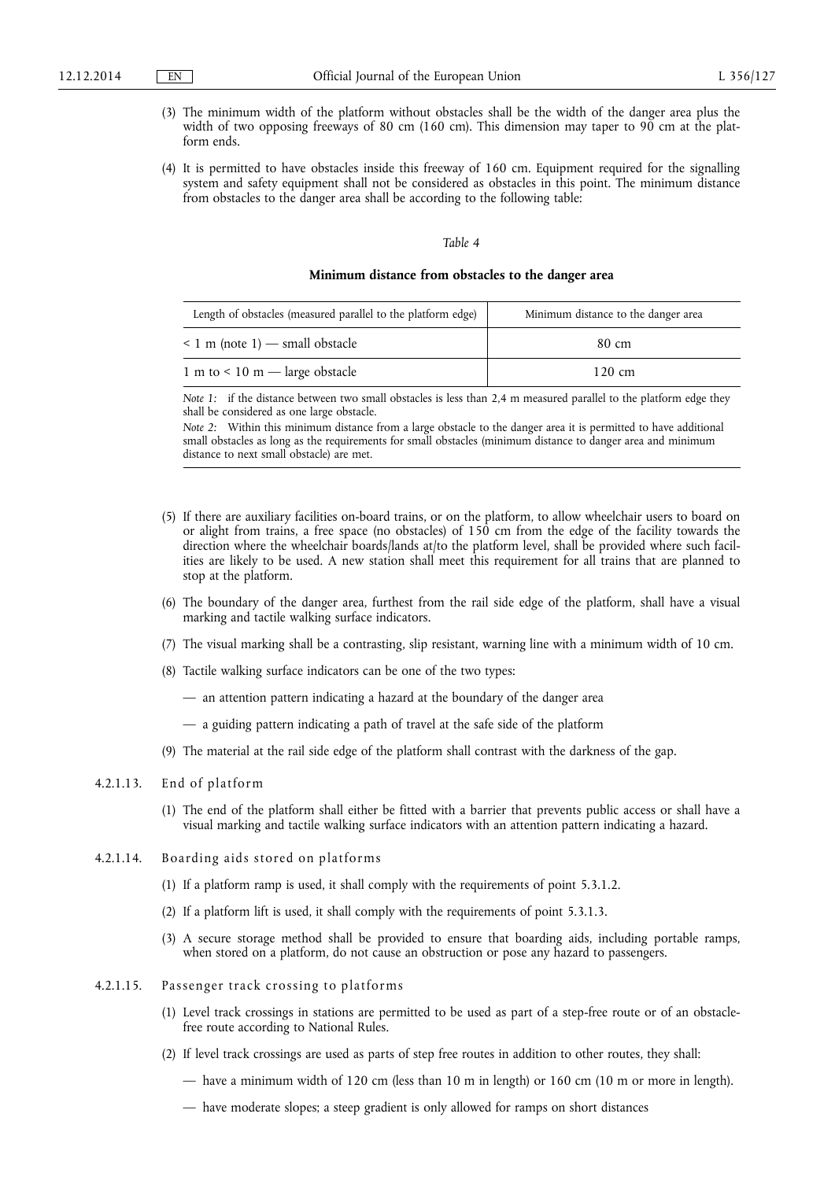(3) The minimum width of the platform without obstacles shall be the width of the danger area plus the width of two opposing freeways of 80 cm (160 cm). This dimension may taper to 90 cm at the platform ends.

(4) It is permitted to have obstacles inside this freeway of 160 cm. Equipment required for the signalling system and safety equipment shall not be considered as obstacles in this point. The minimum distance from obstacles to the danger area shall be according to the following table:

*Table 4*

**Minimum distance from obstacles to the danger area**

| Length of obstacles (measured parallel to the platform edge) | Minimum distance to the danger area |
|---|---|
| < 1 m (note 1) — small obstacle | 80 cm |
| 1 m to < 10 m — large obstacle | 120 cm |

*Note 1:* if the distance between two small obstacles is less than 2,4 m measured parallel to the platform edge they shall be considered as one large obstacle.

*Note 2:* Within this minimum distance from a large obstacle to the danger area it is permitted to have additional small obstacles as long as the requirements for small obstacles (minimum distance to danger area and minimum distance to next small obstacle) are met.

(5) If there are auxiliary facilities on-board trains, or on the platform, to allow wheelchair users to board on or alight from trains, a free space (no obstacles) of 150 cm from the edge of the facility towards the direction where the wheelchair boards/lands at/to the platform level, shall be provided where such facilities are likely to be used. A new station shall meet this requirement for all trains that are planned to stop at the platform.

(6) The boundary of the danger area, furthest from the rail side edge of the platform, shall have a visual marking and tactile walking surface indicators.

(7) The visual marking shall be a contrasting, slip resistant, warning line with a minimum width of 10 cm.

(8) Tactile walking surface indicators can be one of the two types:

— an attention pattern indicating a hazard at the boundary of the danger area

— a guiding pattern indicating a path of travel at the safe side of the platform

(9) The material at the rail side edge of the platform shall contrast with the darkness of the gap.

4.2.1.13. End of platform

(1) The end of the platform shall either be fitted with a barrier that prevents public access or shall have a visual marking and tactile walking surface indicators with an attention pattern indicating a hazard.

4.2.1.14. Boarding aids stored on platforms

(1) If a platform ramp is used, it shall comply with the requirements of point 5.3.1.2.

(2) If a platform lift is used, it shall comply with the requirements of point 5.3.1.3.

(3) A secure storage method shall be provided to ensure that boarding aids, including portable ramps, when stored on a platform, do not cause an obstruction or pose any hazard to passengers.

4.2.1.15. Passenger track crossing to platforms

(1) Level track crossings in stations are permitted to be used as part of a step-free route or of an obstacle-free route according to National Rules.

(2) If level track crossings are used as parts of step free routes in addition to other routes, they shall:

— have a minimum width of 120 cm (less than 10 m in length) or 160 cm (10 m or more in length).

— have moderate slopes; a steep gradient is only allowed for ramps on short distances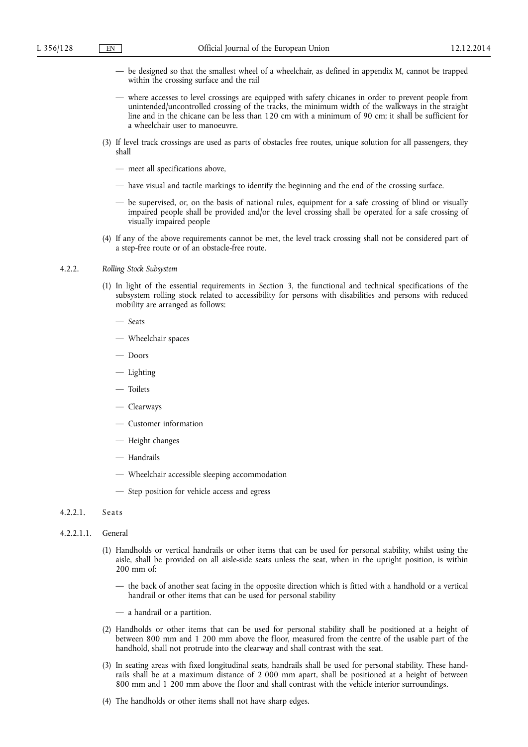— be designed so that the smallest wheel of a wheelchair, as defined in appendix M, cannot be trapped within the crossing surface and the rail

— where accesses to level crossings are equipped with safety chicanes in order to prevent people from unintended/uncontrolled crossing of the tracks, the minimum width of the walkways in the straight line and in the chicane can be less than 120 cm with a minimum of 90 cm; it shall be sufficient for a wheelchair user to manoeuvre.

(3) If level track crossings are used as parts of obstacles free routes, unique solution for all passengers, they shall

— meet all specifications above,

— have visual and tactile markings to identify the beginning and the end of the crossing surface.

— be supervised, or, on the basis of national rules, equipment for a safe crossing of blind or visually impaired people shall be provided and/or the level crossing shall be operated for a safe crossing of visually impaired people

(4) If any of the above requirements cannot be met, the level track crossing shall not be considered part of a step-free route or of an obstacle-free route.

### 4.2.2. *Rolling Stock Subsystem*

(1) In light of the essential requirements in Section 3, the functional and technical specifications of the subsystem rolling stock related to accessibility for persons with disabilities and persons with reduced mobility are arranged as follows:

— Seats

— Wheelchair spaces

— Doors

— Lighting

— Toilets

— Clearways

— Customer information

— Height changes

— Handrails

— Wheelchair accessible sleeping accommodation

— Step position for vehicle access and egress

#### 4.2.2.1. Seats

##### 4.2.2.1.1. General

(1) Handholds or vertical handrails or other items that can be used for personal stability, whilst using the aisle, shall be provided on all aisle-side seats unless the seat, when in the upright position, is within 200 mm of:

— the back of another seat facing in the opposite direction which is fitted with a handhold or a vertical handrail or other items that can be used for personal stability

— a handrail or a partition.

(2) Handholds or other items that can be used for personal stability shall be positioned at a height of between 800 mm and 1 200 mm above the floor, measured from the centre of the usable part of the handhold, shall not protrude into the clearway and shall contrast with the seat.

(3) In seating areas with fixed longitudinal seats, handrails shall be used for personal stability. These handrails shall be at a maximum distance of 2 000 mm apart, shall be positioned at a height of between 800 mm and 1 200 mm above the floor and shall contrast with the vehicle interior surroundings.

(4) The handholds or other items shall not have sharp edges.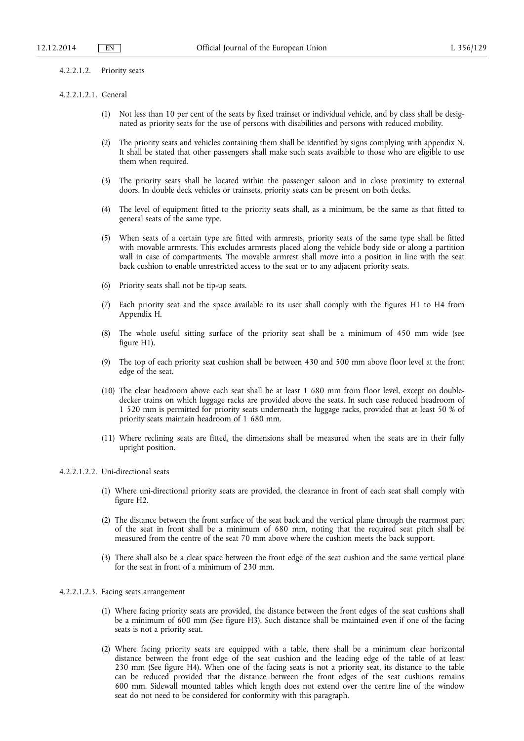#### 4.2.2.1.2. Priority seats

##### 4.2.2.1.2.1. General

(1) Not less than 10 per cent of the seats by fixed trainset or individual vehicle, and by class shall be designated as priority seats for the use of persons with disabilities and persons with reduced mobility.

(2) The priority seats and vehicles containing them shall be identified by signs complying with appendix N. It shall be stated that other passengers shall make such seats available to those who are eligible to use them when required.

(3) The priority seats shall be located within the passenger saloon and in close proximity to external doors. In double deck vehicles or trainsets, priority seats can be present on both decks.

(4) The level of equipment fitted to the priority seats shall, as a minimum, be the same as that fitted to general seats of the same type.

(5) When seats of a certain type are fitted with armrests, priority seats of the same type shall be fitted with movable armrests. This excludes armrests placed along the vehicle body side or along a partition wall in case of compartments. The movable armrest shall move into a position in line with the seat back cushion to enable unrestricted access to the seat or to any adjacent priority seats.

(6) Priority seats shall not be tip-up seats.

(7) Each priority seat and the space available to its user shall comply with the figures H1 to H4 from Appendix H.

(8) The whole useful sitting surface of the priority seat shall be a minimum of 450 mm wide (see figure H1).

(9) The top of each priority seat cushion shall be between 430 and 500 mm above floor level at the front edge of the seat.

(10) The clear headroom above each seat shall be at least 1 680 mm from floor level, except on double-decker trains on which luggage racks are provided above the seats. In such case reduced headroom of 1 520 mm is permitted for priority seats underneath the luggage racks, provided that at least 50 % of priority seats maintain headroom of 1 680 mm.

(11) Where reclining seats are fitted, the dimensions shall be measured when the seats are in their fully upright position.

##### 4.2.2.1.2.2. Uni-directional seats

(1) Where uni-directional priority seats are provided, the clearance in front of each seat shall comply with figure H2.

(2) The distance between the front surface of the seat back and the vertical plane through the rearmost part of the seat in front shall be a minimum of 680 mm, noting that the required seat pitch shall be measured from the centre of the seat 70 mm above where the cushion meets the back support.

(3) There shall also be a clear space between the front edge of the seat cushion and the same vertical plane for the seat in front of a minimum of 230 mm.

##### 4.2.2.1.2.3. Facing seats arrangement

(1) Where facing priority seats are provided, the distance between the front edges of the seat cushions shall be a minimum of 600 mm (See figure H3). Such distance shall be maintained even if one of the facing seats is not a priority seat.

(2) Where facing priority seats are equipped with a table, there shall be a minimum clear horizontal distance between the front edge of the seat cushion and the leading edge of the table of at least 230 mm (See figure H4). When one of the facing seats is not a priority seat, its distance to the table can be reduced provided that the distance between the front edges of the seat cushions remains 600 mm. Sidewall mounted tables which length does not extend over the centre line of the window seat do not need to be considered for conformity with this paragraph.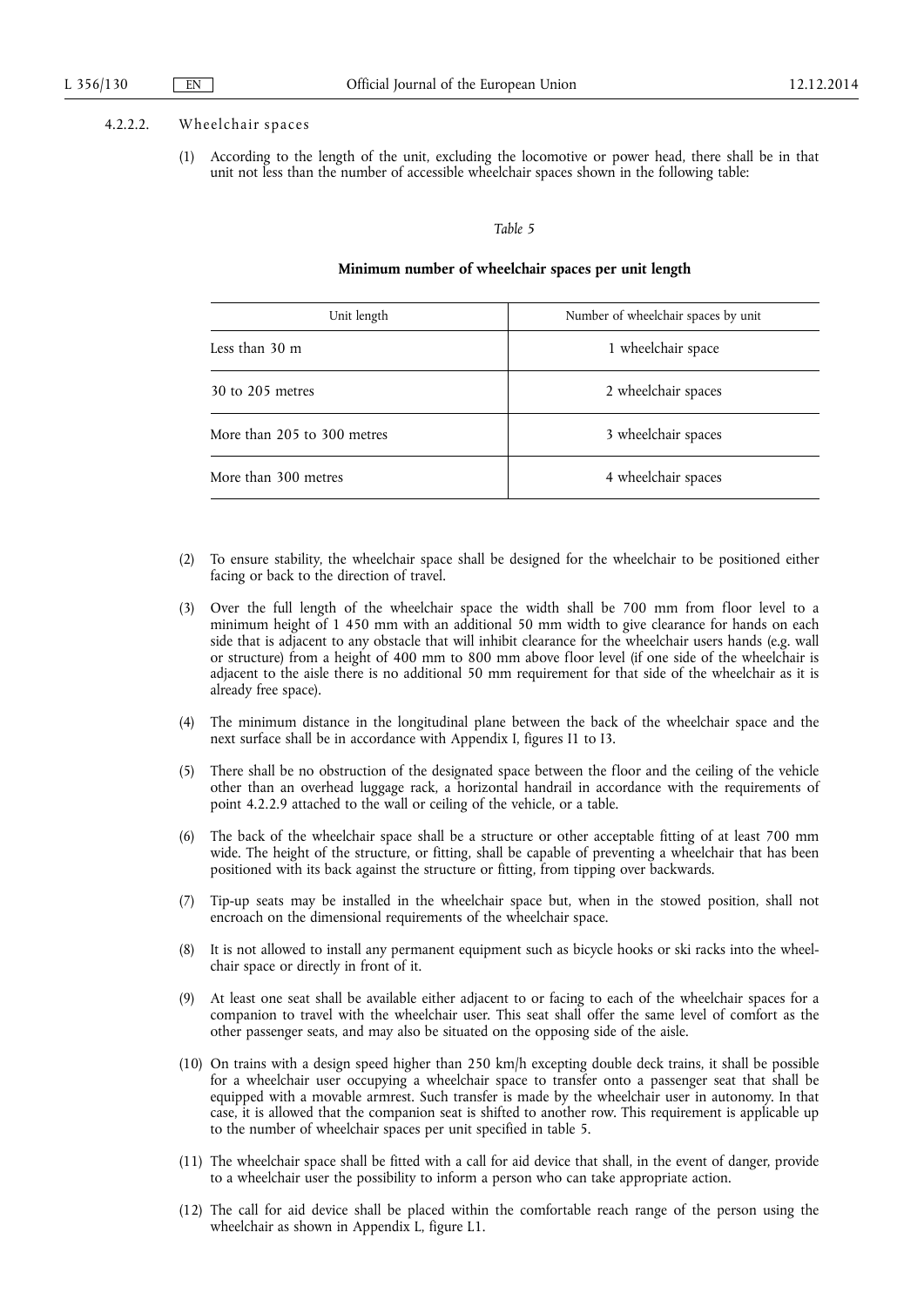#### 4.2.2.2. Wheelchair spaces

(1) According to the length of the unit, excluding the locomotive or power head, there shall be in that unit not less than the number of accessible wheelchair spaces shown in the following table:

*Table 5*

**Minimum number of wheelchair spaces per unit length**

| Unit length | Number of wheelchair spaces by unit |
|---|---|
| Less than 30 m | 1 wheelchair space |
| 30 to 205 metres | 2 wheelchair spaces |
| More than 205 to 300 metres | 3 wheelchair spaces |
| More than 300 metres | 4 wheelchair spaces |

(2) To ensure stability, the wheelchair space shall be designed for the wheelchair to be positioned either facing or back to the direction of travel.

(3) Over the full length of the wheelchair space the width shall be 700 mm from floor level to a minimum height of 1 450 mm with an additional 50 mm width to give clearance for hands on each side that is adjacent to any obstacle that will inhibit clearance for the wheelchair users hands (e.g. wall or structure) from a height of 400 mm to 800 mm above floor level (if one side of the wheelchair is adjacent to the aisle there is no additional 50 mm requirement for that side of the wheelchair as it is already free space).

(4) The minimum distance in the longitudinal plane between the back of the wheelchair space and the next surface shall be in accordance with Appendix I, figures I1 to I3.

(5) There shall be no obstruction of the designated space between the floor and the ceiling of the vehicle other than an overhead luggage rack, a horizontal handrail in accordance with the requirements of point 4.2.2.9 attached to the wall or ceiling of the vehicle, or a table.

(6) The back of the wheelchair space shall be a structure or other acceptable fitting of at least 700 mm wide. The height of the structure, or fitting, shall be capable of preventing a wheelchair that has been positioned with its back against the structure or fitting, from tipping over backwards.

(7) Tip-up seats may be installed in the wheelchair space but, when in the stowed position, shall not encroach on the dimensional requirements of the wheelchair space.

(8) It is not allowed to install any permanent equipment such as bicycle hooks or ski racks into the wheelchair space or directly in front of it.

(9) At least one seat shall be available either adjacent to or facing to each of the wheelchair spaces for a companion to travel with the wheelchair user. This seat shall offer the same level of comfort as the other passenger seats, and may also be situated on the opposing side of the aisle.

(10) On trains with a design speed higher than 250 km/h excepting double deck trains, it shall be possible for a wheelchair user occupying a wheelchair space to transfer onto a passenger seat that shall be equipped with a movable armrest. Such transfer is made by the wheelchair user in autonomy. In that case, it is allowed that the companion seat is shifted to another row. This requirement is applicable up to the number of wheelchair spaces per unit specified in table 5.

(11) The wheelchair space shall be fitted with a call for aid device that shall, in the event of danger, provide to a wheelchair user the possibility to inform a person who can take appropriate action.

(12) The call for aid device shall be placed within the comfortable reach range of the person using the wheelchair as shown in Appendix L, figure L1.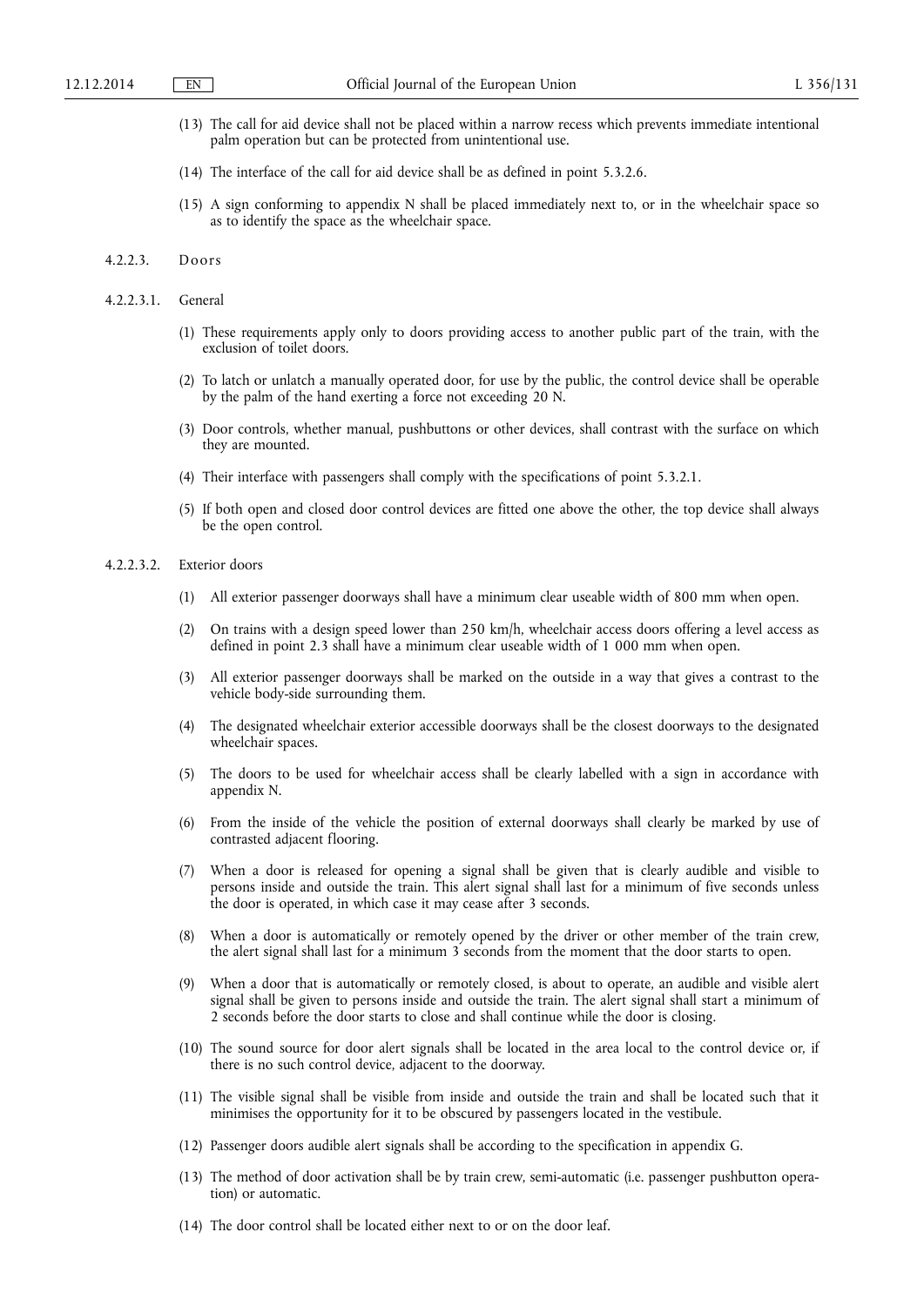(13) The call for aid device shall not be placed within a narrow recess which prevents immediate intentional palm operation but can be protected from unintentional use.

(14) The interface of the call for aid device shall be as defined in point 5.3.2.6.

(15) A sign conforming to appendix N shall be placed immediately next to, or in the wheelchair space so as to identify the space as the wheelchair space.

#### 4.2.2.3. Doors

##### 4.2.2.3.1. General

(1) These requirements apply only to doors providing access to another public part of the train, with the exclusion of toilet doors.

(2) To latch or unlatch a manually operated door, for use by the public, the control device shall be operable by the palm of the hand exerting a force not exceeding 20 N.

(3) Door controls, whether manual, pushbuttons or other devices, shall contrast with the surface on which they are mounted.

(4) Their interface with passengers shall comply with the specifications of point 5.3.2.1.

(5) If both open and closed door control devices are fitted one above the other, the top device shall always be the open control.

##### 4.2.2.3.2. Exterior doors

(1) All exterior passenger doorways shall have a minimum clear useable width of 800 mm when open.

(2) On trains with a design speed lower than 250 km/h, wheelchair access doors offering a level access as defined in point 2.3 shall have a minimum clear useable width of 1 000 mm when open.

(3) All exterior passenger doorways shall be marked on the outside in a way that gives a contrast to the vehicle body-side surrounding them.

(4) The designated wheelchair exterior accessible doorways shall be the closest doorways to the designated wheelchair spaces.

(5) The doors to be used for wheelchair access shall be clearly labelled with a sign in accordance with appendix N.

(6) From the inside of the vehicle the position of external doorways shall clearly be marked by use of contrasted adjacent flooring.

(7) When a door is released for opening a signal shall be given that is clearly audible and visible to persons inside and outside the train. This alert signal shall last for a minimum of five seconds unless the door is operated, in which case it may cease after 3 seconds.

(8) When a door is automatically or remotely opened by the driver or other member of the train crew, the alert signal shall last for a minimum 3 seconds from the moment that the door starts to open.

(9) When a door that is automatically or remotely closed, is about to operate, an audible and visible alert signal shall be given to persons inside and outside the train. The alert signal shall start a minimum of 2 seconds before the door starts to close and shall continue while the door is closing.

(10) The sound source for door alert signals shall be located in the area local to the control device or, if there is no such control device, adjacent to the doorway.

(11) The visible signal shall be visible from inside and outside the train and shall be located such that it minimises the opportunity for it to be obscured by passengers located in the vestibule.

(12) Passenger doors audible alert signals shall be according to the specification in appendix G.

(13) The method of door activation shall be by train crew, semi-automatic (i.e. passenger pushbutton operation) or automatic.

(14) The door control shall be located either next to or on the door leaf.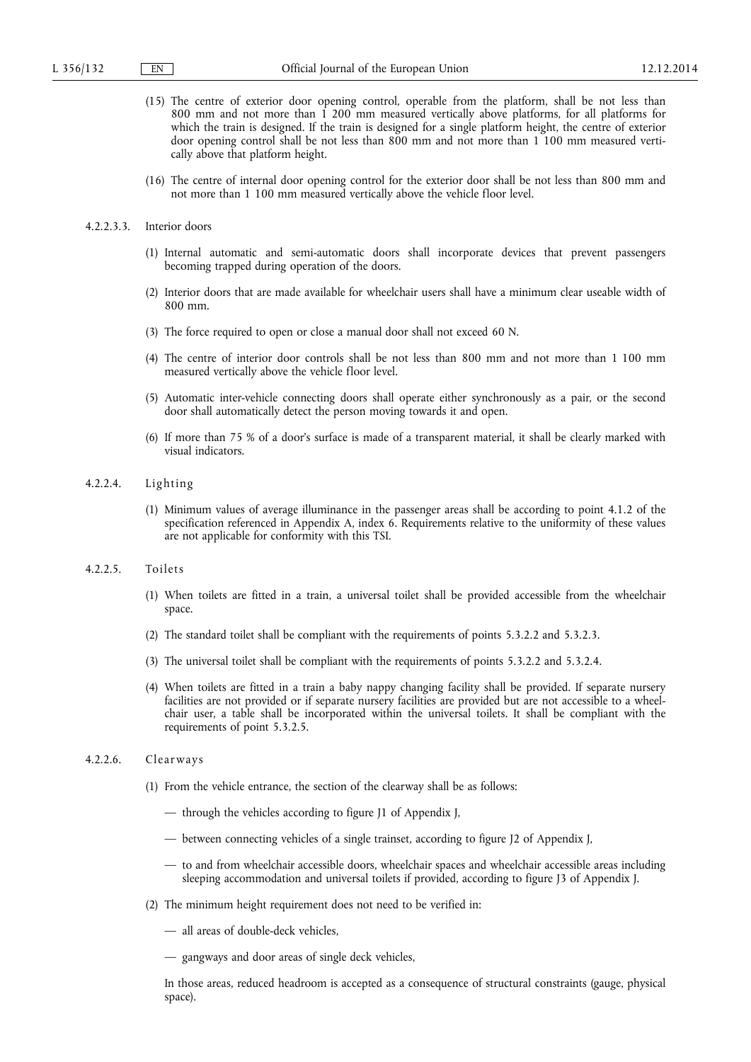(15) The centre of exterior door opening control, operable from the platform, shall be not less than 800 mm and not more than 1 200 mm measured vertically above platforms, for all platforms for which the train is designed. If the train is designed for a single platform height, the centre of exterior door opening control shall be not less than 800 mm and not more than 1 100 mm measured vertically above that platform height.

(16) The centre of internal door opening control for the exterior door shall be not less than 800 mm and not more than 1 100 mm measured vertically above the vehicle floor level.

4.2.2.3.3. Interior doors

(1) Internal automatic and semi-automatic doors shall incorporate devices that prevent passengers becoming trapped during operation of the doors.

(2) Interior doors that are made available for wheelchair users shall have a minimum clear useable width of 800 mm.

(3) The force required to open or close a manual door shall not exceed 60 N.

(4) The centre of interior door controls shall be not less than 800 mm and not more than 1 100 mm measured vertically above the vehicle floor level.

(5) Automatic inter-vehicle connecting doors shall operate either synchronously as a pair, or the second door shall automatically detect the person moving towards it and open.

(6) If more than 75 % of a door's surface is made of a transparent material, it shall be clearly marked with visual indicators.

4.2.2.4. Lighting

(1) Minimum values of average illuminance in the passenger areas shall be according to point 4.1.2 of the specification referenced in Appendix A, index 6. Requirements relative to the uniformity of these values are not applicable for conformity with this TSI.

4.2.2.5. Toilets

(1) When toilets are fitted in a train, a universal toilet shall be provided accessible from the wheelchair space.

(2) The standard toilet shall be compliant with the requirements of points 5.3.2.2 and 5.3.2.3.

(3) The universal toilet shall be compliant with the requirements of points 5.3.2.2 and 5.3.2.4.

(4) When toilets are fitted in a train a baby nappy changing facility shall be provided. If separate nursery facilities are not provided or if separate nursery facilities are provided but are not accessible to a wheelchair user, a table shall be incorporated within the universal toilets. It shall be compliant with the requirements of point 5.3.2.5.

4.2.2.6. Clearways

(1) From the vehicle entrance, the section of the clearway shall be as follows:

— through the vehicles according to figure J1 of Appendix J,

— between connecting vehicles of a single trainset, according to figure J2 of Appendix J,

— to and from wheelchair accessible doors, wheelchair spaces and wheelchair accessible areas including sleeping accommodation and universal toilets if provided, according to figure J3 of Appendix J.

(2) The minimum height requirement does not need to be verified in:

— all areas of double-deck vehicles,

— gangways and door areas of single deck vehicles,

In those areas, reduced headroom is accepted as a consequence of structural constraints (gauge, physical space).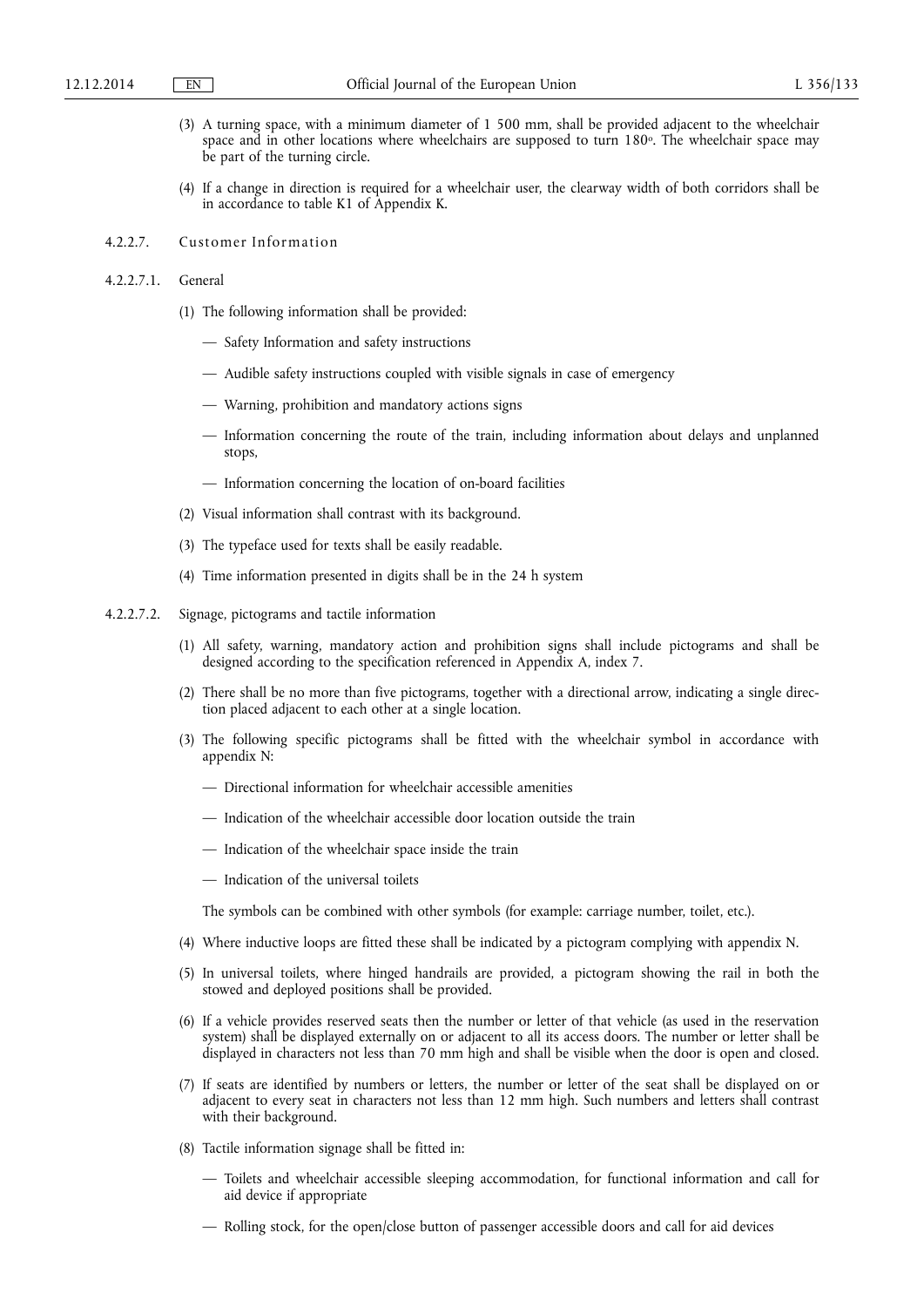(3) A turning space, with a minimum diameter of 1 500 mm, shall be provided adjacent to the wheelchair space and in other locations where wheelchairs are supposed to turn 180°. The wheelchair space may be part of the turning circle.

(4) If a change in direction is required for a wheelchair user, the clearway width of both corridors shall be in accordance to table K1 of Appendix K.

#### 4.2.2.7. Customer Information

##### 4.2.2.7.1. General

(1) The following information shall be provided:

- Safety Information and safety instructions
- Audible safety instructions coupled with visible signals in case of emergency
- Warning, prohibition and mandatory actions signs
- Information concerning the route of the train, including information about delays and unplanned stops,
- Information concerning the location of on-board facilities

(2) Visual information shall contrast with its background.

(3) The typeface used for texts shall be easily readable.

(4) Time information presented in digits shall be in the 24 h system

##### 4.2.2.7.2. Signage, pictograms and tactile information

(1) All safety, warning, mandatory action and prohibition signs shall include pictograms and shall be designed according to the specification referenced in Appendix A, index 7.

(2) There shall be no more than five pictograms, together with a directional arrow, indicating a single direction placed adjacent to each other at a single location.

(3) The following specific pictograms shall be fitted with the wheelchair symbol in accordance with appendix N:

- Directional information for wheelchair accessible amenities
- Indication of the wheelchair accessible door location outside the train
- Indication of the wheelchair space inside the train
- Indication of the universal toilets

The symbols can be combined with other symbols (for example: carriage number, toilet, etc.).

(4) Where inductive loops are fitted these shall be indicated by a pictogram complying with appendix N.

(5) In universal toilets, where hinged handrails are provided, a pictogram showing the rail in both the stowed and deployed positions shall be provided.

(6) If a vehicle provides reserved seats then the number or letter of that vehicle (as used in the reservation system) shall be displayed externally on or adjacent to all its access doors. The number or letter shall be displayed in characters not less than 70 mm high and shall be visible when the door is open and closed.

(7) If seats are identified by numbers or letters, the number or letter of the seat shall be displayed on or adjacent to every seat in characters not less than 12 mm high. Such numbers and letters shall contrast with their background.

(8) Tactile information signage shall be fitted in:

- Toilets and wheelchair accessible sleeping accommodation, for functional information and call for aid device if appropriate
- Rolling stock, for the open/close button of passenger accessible doors and call for aid devices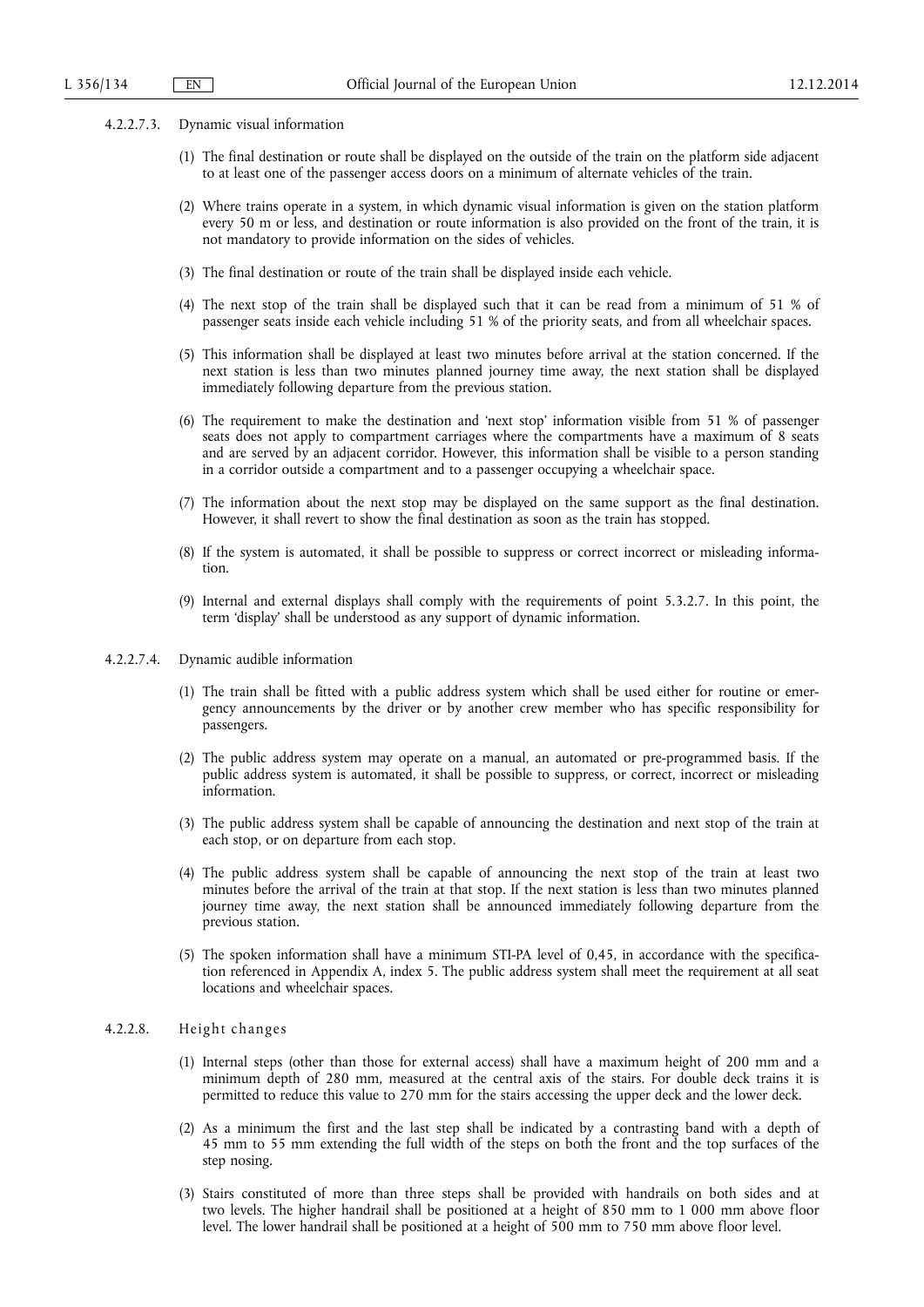4.2.2.7.3. Dynamic visual information

(1) The final destination or route shall be displayed on the outside of the train on the platform side adjacent to at least one of the passenger access doors on a minimum of alternate vehicles of the train.

(2) Where trains operate in a system, in which dynamic visual information is given on the station platform every 50 m or less, and destination or route information is also provided on the front of the train, it is not mandatory to provide information on the sides of vehicles.

(3) The final destination or route of the train shall be displayed inside each vehicle.

(4) The next stop of the train shall be displayed such that it can be read from a minimum of 51 % of passenger seats inside each vehicle including 51 % of the priority seats, and from all wheelchair spaces.

(5) This information shall be displayed at least two minutes before arrival at the station concerned. If the next station is less than two minutes planned journey time away, the next station shall be displayed immediately following departure from the previous station.

(6) The requirement to make the destination and 'next stop' information visible from 51 % of passenger seats does not apply to compartment carriages where the compartments have a maximum of 8 seats and are served by an adjacent corridor. However, this information shall be visible to a person standing in a corridor outside a compartment and to a passenger occupying a wheelchair space.

(7) The information about the next stop may be displayed on the same support as the final destination. However, it shall revert to show the final destination as soon as the train has stopped.

(8) If the system is automated, it shall be possible to suppress or correct incorrect or misleading information.

(9) Internal and external displays shall comply with the requirements of point 5.3.2.7. In this point, the term 'display' shall be understood as any support of dynamic information.

4.2.2.7.4. Dynamic audible information

(1) The train shall be fitted with a public address system which shall be used either for routine or emergency announcements by the driver or by another crew member who has specific responsibility for passengers.

(2) The public address system may operate on a manual, an automated or pre-programmed basis. If the public address system is automated, it shall be possible to suppress, or correct, incorrect or misleading information.

(3) The public address system shall be capable of announcing the destination and next stop of the train at each stop, or on departure from each stop.

(4) The public address system shall be capable of announcing the next stop of the train at least two minutes before the arrival of the train at that stop. If the next station is less than two minutes planned journey time away, the next station shall be announced immediately following departure from the previous station.

(5) The spoken information shall have a minimum STI-PA level of 0,45, in accordance with the specification referenced in Appendix A, index 5. The public address system shall meet the requirement at all seat locations and wheelchair spaces.

4.2.2.8. Height changes

(1) Internal steps (other than those for external access) shall have a maximum height of 200 mm and a minimum depth of 280 mm, measured at the central axis of the stairs. For double deck trains it is permitted to reduce this value to 270 mm for the stairs accessing the upper deck and the lower deck.

(2) As a minimum the first and the last step shall be indicated by a contrasting band with a depth of 45 mm to 55 mm extending the full width of the steps on both the front and the top surfaces of the step nosing.

(3) Stairs constituted of more than three steps shall be provided with handrails on both sides and at two levels. The higher handrail shall be positioned at a height of 850 mm to 1 000 mm above floor level. The lower handrail shall be positioned at a height of 500 mm to 750 mm above floor level.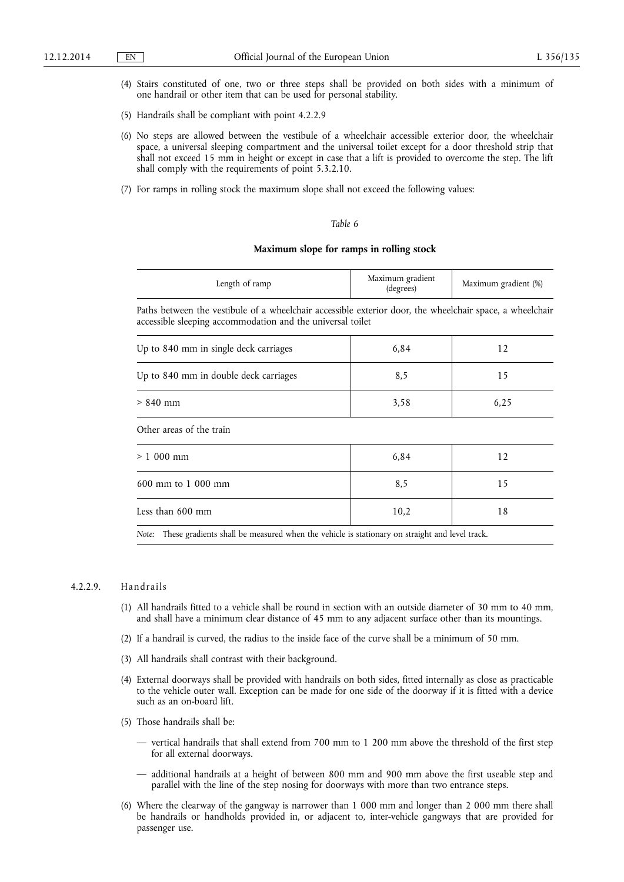(4) Stairs constituted of one, two or three steps shall be provided on both sides with a minimum of one handrail or other item that can be used for personal stability.

(5) Handrails shall be compliant with point 4.2.2.9

(6) No steps are allowed between the vestibule of a wheelchair accessible exterior door, the wheelchair space, a universal sleeping compartment and the universal toilet except for a door threshold strip that shall not exceed 15 mm in height or except in case that a lift is provided to overcome the step. The lift shall comply with the requirements of point 5.3.2.10.

(7) For ramps in rolling stock the maximum slope shall not exceed the following values:

*Table 6*

**Maximum slope for ramps in rolling stock**

| Length of ramp | Maximum gradient (degrees) | Maximum gradient (%) |
|---|---|---|
| Paths between the vestibule of a wheelchair accessible exterior door, the wheelchair space, a wheelchair accessible sleeping accommodation and the universal toilet | | |
| Up to 840 mm in single deck carriages | 6,84 | 12 |
| Up to 840 mm in double deck carriages | 8,5 | 15 |
| > 840 mm | 3,58 | 6,25 |
| Other areas of the train | | |
| > 1 000 mm | 6,84 | 12 |
| 600 mm to 1 000 mm | 8,5 | 15 |
| Less than 600 mm | 10,2 | 18 |

*Note:* These gradients shall be measured when the vehicle is stationary on straight and level track.

#### 4.2.2.9. Handrails

(1) All handrails fitted to a vehicle shall be round in section with an outside diameter of 30 mm to 40 mm, and shall have a minimum clear distance of 45 mm to any adjacent surface other than its mountings.

(2) If a handrail is curved, the radius to the inside face of the curve shall be a minimum of 50 mm.

(3) All handrails shall contrast with their background.

(4) External doorways shall be provided with handrails on both sides, fitted internally as close as practicable to the vehicle outer wall. Exception can be made for one side of the doorway if it is fitted with a device such as an on-board lift.

(5) Those handrails shall be:

— vertical handrails that shall extend from 700 mm to 1 200 mm above the threshold of the first step for all external doorways.

— additional handrails at a height of between 800 mm and 900 mm above the first useable step and parallel with the line of the step nosing for doorways with more than two entrance steps.

(6) Where the clearway of the gangway is narrower than 1 000 mm and longer than 2 000 mm there shall be handrails or handholds provided in, or adjacent to, inter-vehicle gangways that are provided for passenger use.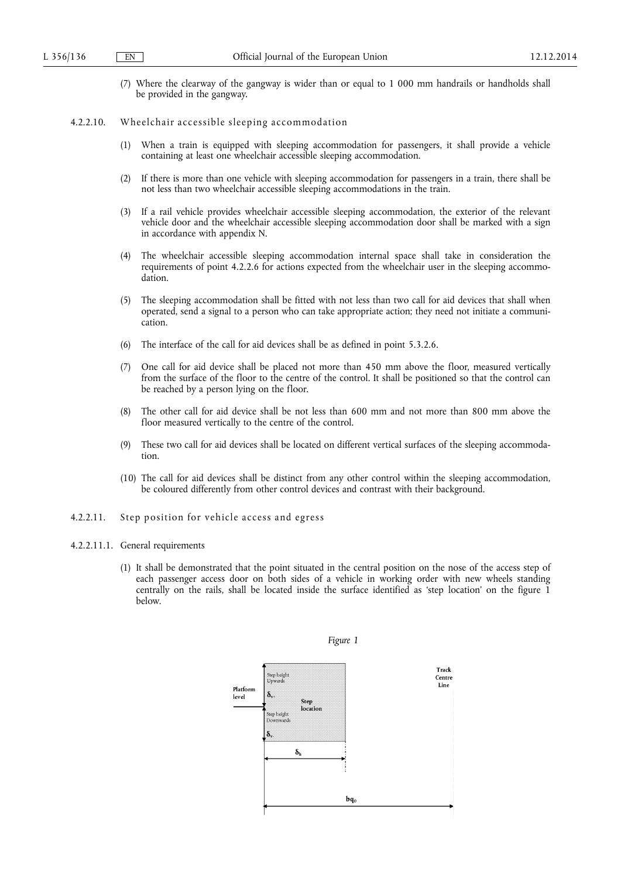(7) Where the clearway of the gangway is wider than or equal to 1 000 mm handrails or handholds shall be provided in the gangway.

#### 4.2.2.10. Wheelchair accessible sleeping accommodation

(1) When a train is equipped with sleeping accommodation for passengers, it shall provide a vehicle containing at least one wheelchair accessible sleeping accommodation.

(2) If there is more than one vehicle with sleeping accommodation for passengers in a train, there shall be not less than two wheelchair accessible sleeping accommodations in the train.

(3) If a rail vehicle provides wheelchair accessible sleeping accommodation, the exterior of the relevant vehicle door and the wheelchair accessible sleeping accommodation door shall be marked with a sign in accordance with appendix N.

(4) The wheelchair accessible sleeping accommodation internal space shall take in consideration the requirements of point 4.2.2.6 for actions expected from the wheelchair user in the sleeping accommodation.

(5) The sleeping accommodation shall be fitted with not less than two call for aid devices that shall when operated, send a signal to a person who can take appropriate action; they need not initiate a communication.

(6) The interface of the call for aid devices shall be as defined in point 5.3.2.6.

(7) One call for aid device shall be placed not more than 450 mm above the floor, measured vertically from the surface of the floor to the centre of the control. It shall be positioned so that the control can be reached by a person lying on the floor.

(8) The other call for aid device shall be not less than 600 mm and not more than 800 mm above the floor measured vertically to the centre of the control.

(9) These two call for aid devices shall be located on different vertical surfaces of the sleeping accommodation.

(10) The call for aid devices shall be distinct from any other control within the sleeping accommodation, be coloured differently from other control devices and contrast with their background.

#### 4.2.2.11. Step position for vehicle access and egress

##### 4.2.2.11.1. General requirements

(1) It shall be demonstrated that the point situated in the central position on the nose of the access step of each passenger access door on both sides of a vehicle in working order with new wheels standing centrally on the rails, shall be located inside the surface identified as 'step location' on the figure 1 below.

*Figure 1*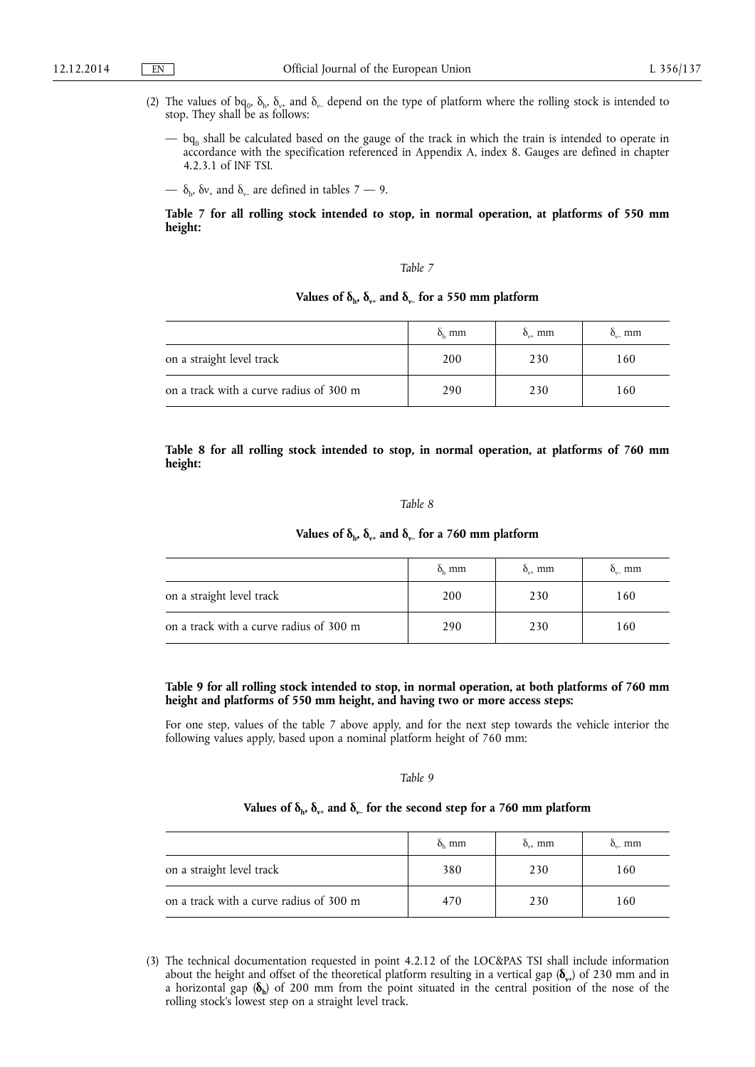(2) The values of $bq_0$, $\delta_h$, $\delta_{v+}$ and $\delta_{v-}$ depend on the type of platform where the rolling stock is intended to stop. They shall be as follows:

— $bq_0$ shall be calculated based on the gauge of the track in which the train is intended to operate in accordance with the specification referenced in Appendix A, index 8. Gauges are defined in chapter 4.2.3.1 of INF TSI.

— $\delta_h$, $\delta v_+$ and $\delta_{v-}$ are defined in tables 7 — 9.

**Table 7 for all rolling stock intended to stop, in normal operation, at platforms of 550 mm height:**

*Table 7*

**Values of $\delta_h$, $\delta_{v+}$ and $\delta_{v-}$ for a 550 mm platform**

| | $\delta_h$ mm | $\delta_{v+}$ mm | $\delta_{v-}$ mm |
|---|---|---|---|
| on a straight level track | 200 | 230 | 160 |
| on a track with a curve radius of 300 m | 290 | 230 | 160 |

**Table 8 for all rolling stock intended to stop, in normal operation, at platforms of 760 mm height:**

*Table 8*

**Values of $\delta_h$, $\delta_{v+}$ and $\delta_{v-}$ for a 760 mm platform**

| | $\delta_h$ mm | $\delta_{v+}$ mm | $\delta_{v-}$ mm |
|---|---|---|---|
| on a straight level track | 200 | 230 | 160 |
| on a track with a curve radius of 300 m | 290 | 230 | 160 |

**Table 9 for all rolling stock intended to stop, in normal operation, at both platforms of 760 mm height and platforms of 550 mm height, and having two or more access steps:**

For one step, values of the table 7 above apply, and for the next step towards the vehicle interior the following values apply, based upon a nominal platform height of 760 mm:

*Table 9*

**Values of $\delta_h$, $\delta_{v+}$ and $\delta_{v-}$ for the second step for a 760 mm platform**

| | $\delta_h$ mm | $\delta_{v+}$ mm | $\delta_{v-}$ mm |
|---|---|---|---|
| on a straight level track | 380 | 230 | 160 |
| on a track with a curve radius of 300 m | 470 | 230 | 160 |

(3) The technical documentation requested in point 4.2.12 of the LOC&PAS TSI shall include information about the height and offset of the theoretical platform resulting in a vertical gap ($\boldsymbol{\delta_{v+}}$) of 230 mm and in a horizontal gap ($\boldsymbol{\delta_h}$) of 200 mm from the point situated in the central position of the nose of the rolling stock's lowest step on a straight level track.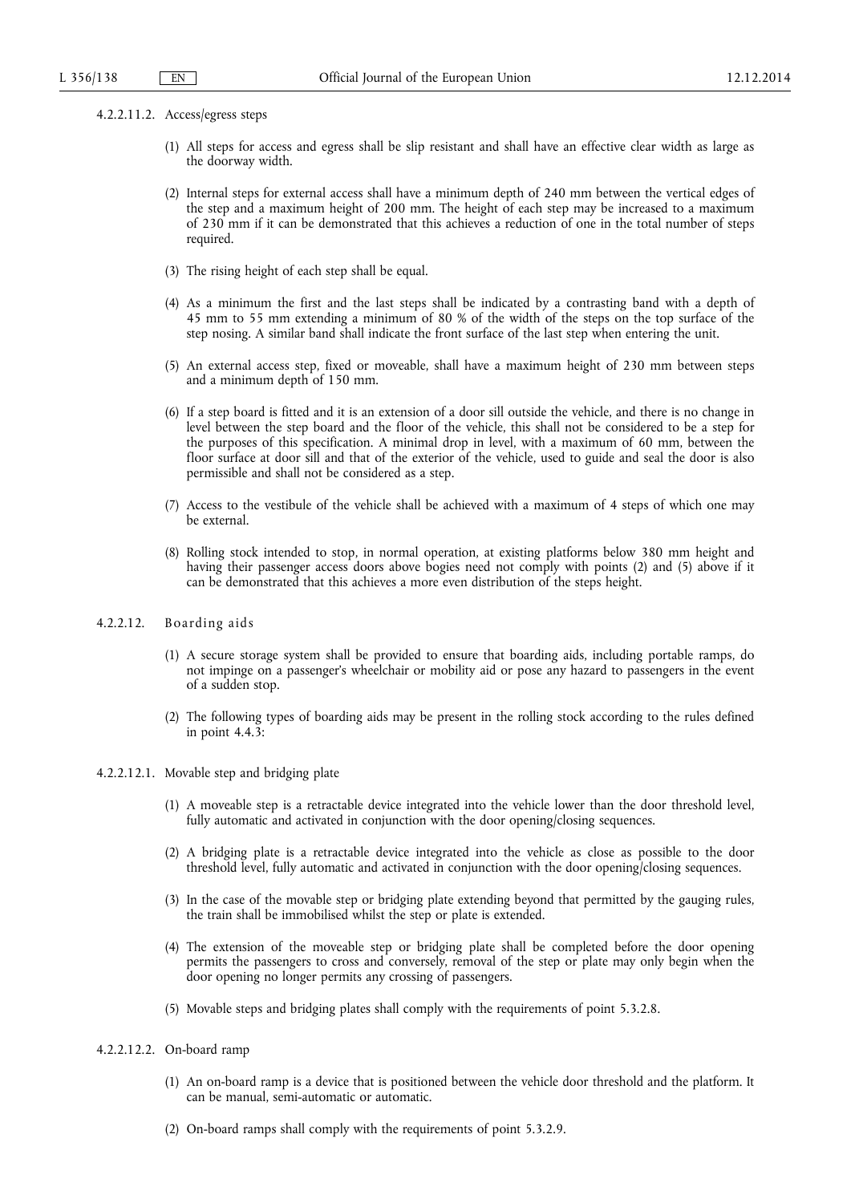4.2.2.11.2. Access/egress steps

(1) All steps for access and egress shall be slip resistant and shall have an effective clear width as large as the doorway width.

(2) Internal steps for external access shall have a minimum depth of 240 mm between the vertical edges of the step and a maximum height of 200 mm. The height of each step may be increased to a maximum of 230 mm if it can be demonstrated that this achieves a reduction of one in the total number of steps required.

(3) The rising height of each step shall be equal.

(4) As a minimum the first and the last steps shall be indicated by a contrasting band with a depth of 45 mm to 55 mm extending a minimum of 80 % of the width of the steps on the top surface of the step nosing. A similar band shall indicate the front surface of the last step when entering the unit.

(5) An external access step, fixed or moveable, shall have a maximum height of 230 mm between steps and a minimum depth of 150 mm.

(6) If a step board is fitted and it is an extension of a door sill outside the vehicle, and there is no change in level between the step board and the floor of the vehicle, this shall not be considered to be a step for the purposes of this specification. A minimal drop in level, with a maximum of 60 mm, between the floor surface at door sill and that of the exterior of the vehicle, used to guide and seal the door is also permissible and shall not be considered as a step.

(7) Access to the vestibule of the vehicle shall be achieved with a maximum of 4 steps of which one may be external.

(8) Rolling stock intended to stop, in normal operation, at existing platforms below 380 mm height and having their passenger access doors above bogies need not comply with points (2) and (5) above if it can be demonstrated that this achieves a more even distribution of the steps height.

4.2.2.12. Boarding aids

(1) A secure storage system shall be provided to ensure that boarding aids, including portable ramps, do not impinge on a passenger's wheelchair or mobility aid or pose any hazard to passengers in the event of a sudden stop.

(2) The following types of boarding aids may be present in the rolling stock according to the rules defined in point 4.4.3:

4.2.2.12.1. Movable step and bridging plate

(1) A moveable step is a retractable device integrated into the vehicle lower than the door threshold level, fully automatic and activated in conjunction with the door opening/closing sequences.

(2) A bridging plate is a retractable device integrated into the vehicle as close as possible to the door threshold level, fully automatic and activated in conjunction with the door opening/closing sequences.

(3) In the case of the movable step or bridging plate extending beyond that permitted by the gauging rules, the train shall be immobilised whilst the step or plate is extended.

(4) The extension of the moveable step or bridging plate shall be completed before the door opening permits the passengers to cross and conversely, removal of the step or plate may only begin when the door opening no longer permits any crossing of passengers.

(5) Movable steps and bridging plates shall comply with the requirements of point 5.3.2.8.

4.2.2.12.2. On-board ramp

(1) An on-board ramp is a device that is positioned between the vehicle door threshold and the platform. It can be manual, semi-automatic or automatic.

(2) On-board ramps shall comply with the requirements of point 5.3.2.9.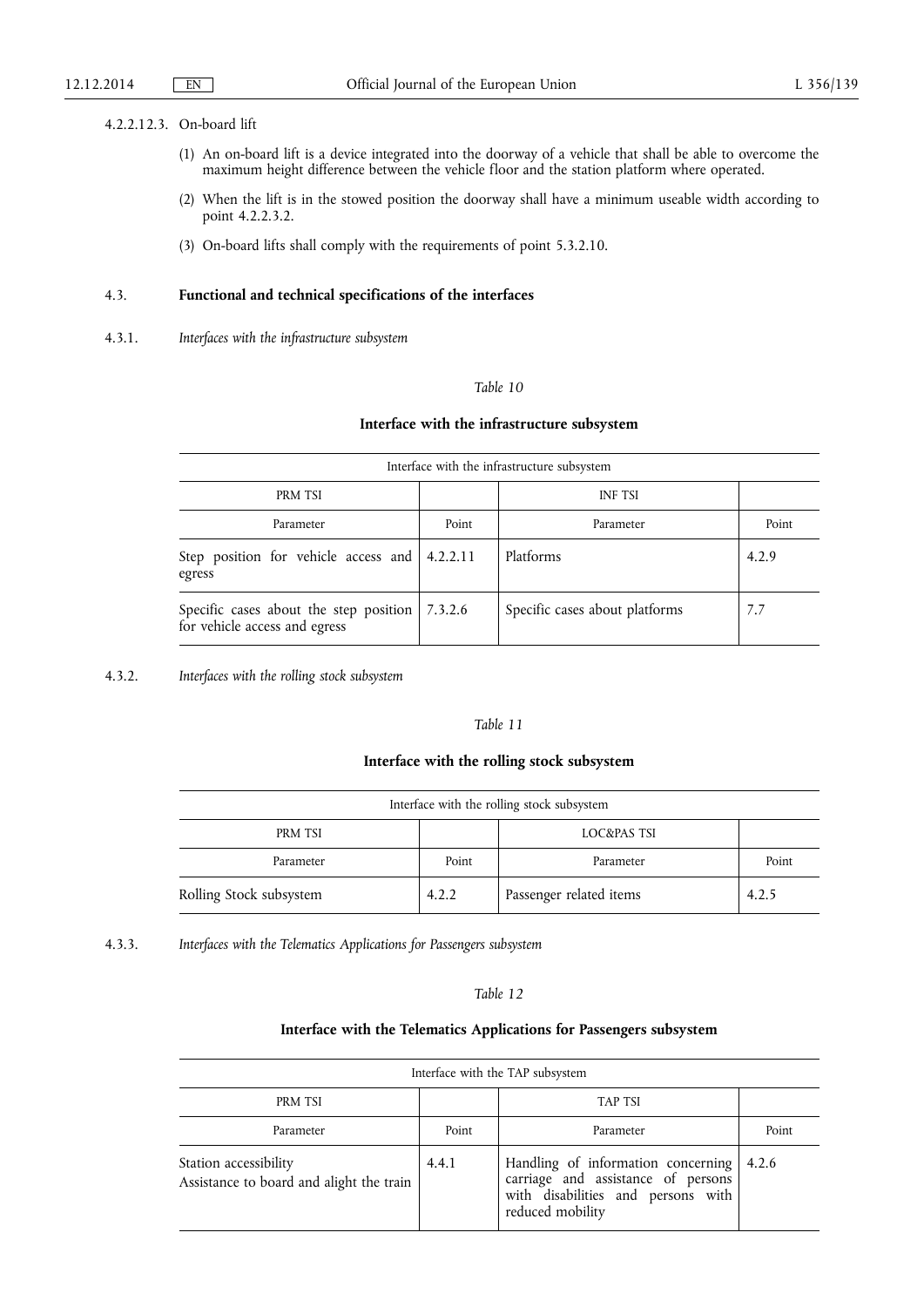4.2.2.12.3. On-board lift

(1) An on-board lift is a device integrated into the doorway of a vehicle that shall be able to overcome the maximum height difference between the vehicle floor and the station platform where operated.

(2) When the lift is in the stowed position the doorway shall have a minimum useable width according to point 4.2.2.3.2.

(3) On-board lifts shall comply with the requirements of point 5.3.2.10.

## 4.3. **Functional and technical specifications of the interfaces**

### 4.3.1. *Interfaces with the infrastructure subsystem*

*Table 10*

**Interface with the infrastructure subsystem**

| Interface with the infrastructure subsystem | | | |
|---|---|---|---|
| PRM TSI | | INF TSI | |
| Parameter | Point | Parameter | Point |
| Step position for vehicle access and egress | 4.2.2.11 | Platforms | 4.2.9 |
| Specific cases about the step position for vehicle access and egress | 7.3.2.6 | Specific cases about platforms | 7.7 |

### 4.3.2. *Interfaces with the rolling stock subsystem*

*Table 11*

**Interface with the rolling stock subsystem**

| Interface with the rolling stock subsystem | | | |
|---|---|---|---|
| PRM TSI | | LOC&PAS TSI | |
| Parameter | Point | Parameter | Point |
| Rolling Stock subsystem | 4.2.2 | Passenger related items | 4.2.5 |

### 4.3.3. *Interfaces with the Telematics Applications for Passengers subsystem*

*Table 12*

**Interface with the Telematics Applications for Passengers subsystem**

| Interface with the TAP subsystem | | | |
|---|---|---|---|
| PRM TSI | | TAP TSI | |
| Parameter | Point | Parameter | Point |
| Station accessibility<br>Assistance to board and alight the train | 4.4.1 | Handling of information concerning carriage and assistance of persons with disabilities and persons with reduced mobility | 4.2.6 |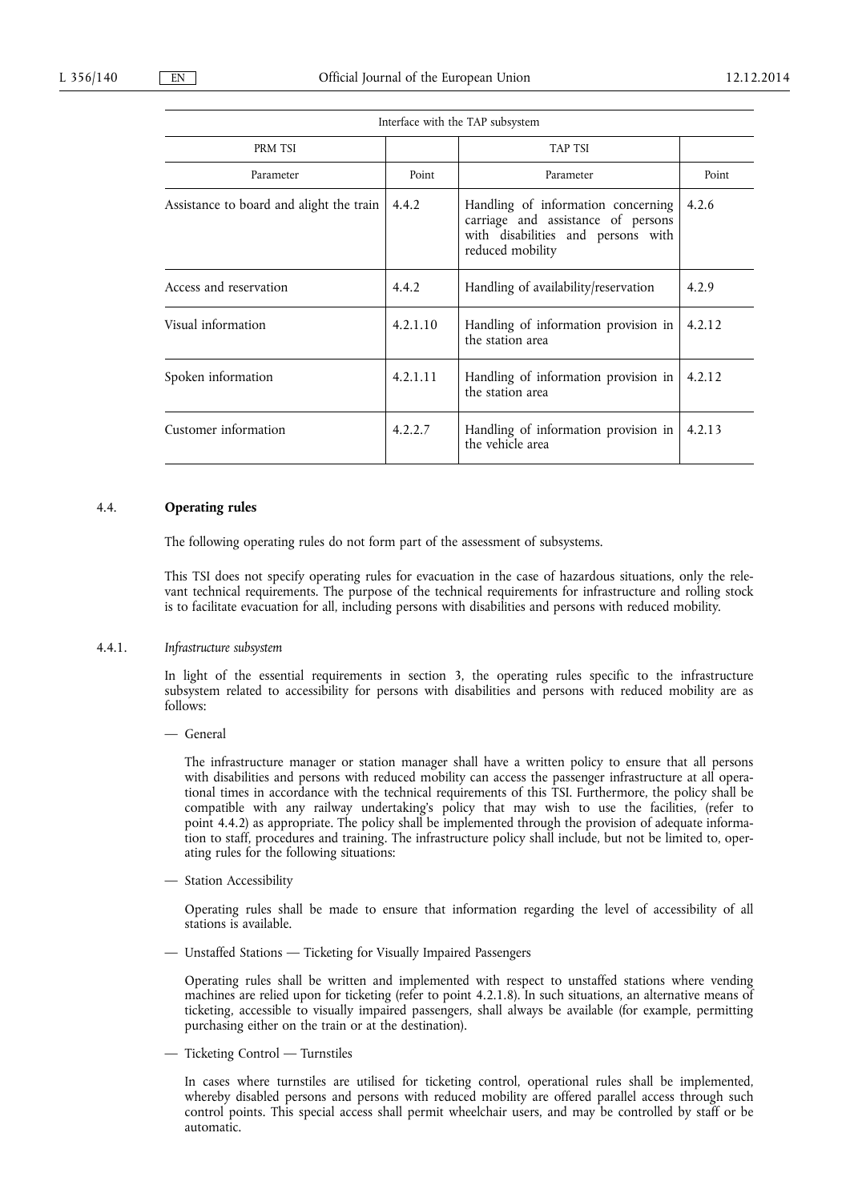| Interface with the TAP subsystem | | | |
|---|---|---|---|
| PRM TSI | | TAP TSI | |
| Parameter | Point | Parameter | Point |
| Assistance to board and alight the train | 4.4.2 | Handling of information concerning carriage and assistance of persons with disabilities and persons with reduced mobility | 4.2.6 |
| Access and reservation | 4.4.2 | Handling of availability/reservation | 4.2.9 |
| Visual information | 4.2.1.10 | Handling of information provision in the station area | 4.2.12 |
| Spoken information | 4.2.1.11 | Handling of information provision in the station area | 4.2.12 |
| Customer information | 4.2.2.7 | Handling of information provision in the vehicle area | 4.2.13 |

## 4.4. **Operating rules**

The following operating rules do not form part of the assessment of subsystems.

This TSI does not specify operating rules for evacuation in the case of hazardous situations, only the relevant technical requirements. The purpose of the technical requirements for infrastructure and rolling stock is to facilitate evacuation for all, including persons with disabilities and persons with reduced mobility.

### 4.4.1. *Infrastructure subsystem*

In light of the essential requirements in section 3, the operating rules specific to the infrastructure subsystem related to accessibility for persons with disabilities and persons with reduced mobility are as follows:

— General

The infrastructure manager or station manager shall have a written policy to ensure that all persons with disabilities and persons with reduced mobility can access the passenger infrastructure at all operational times in accordance with the technical requirements of this TSI. Furthermore, the policy shall be compatible with any railway undertaking's policy that may wish to use the facilities, (refer to point 4.4.2) as appropriate. The policy shall be implemented through the provision of adequate information to staff, procedures and training. The infrastructure policy shall include, but not be limited to, operating rules for the following situations:

— Station Accessibility

Operating rules shall be made to ensure that information regarding the level of accessibility of all stations is available.

— Unstaffed Stations — Ticketing for Visually Impaired Passengers

Operating rules shall be written and implemented with respect to unstaffed stations where vending machines are relied upon for ticketing (refer to point 4.2.1.8). In such situations, an alternative means of ticketing, accessible to visually impaired passengers, shall always be available (for example, permitting purchasing either on the train or at the destination).

— Ticketing Control — Turnstiles

In cases where turnstiles are utilised for ticketing control, operational rules shall be implemented, whereby disabled persons and persons with reduced mobility are offered parallel access through such control points. This special access shall permit wheelchair users, and may be controlled by staff or be automatic.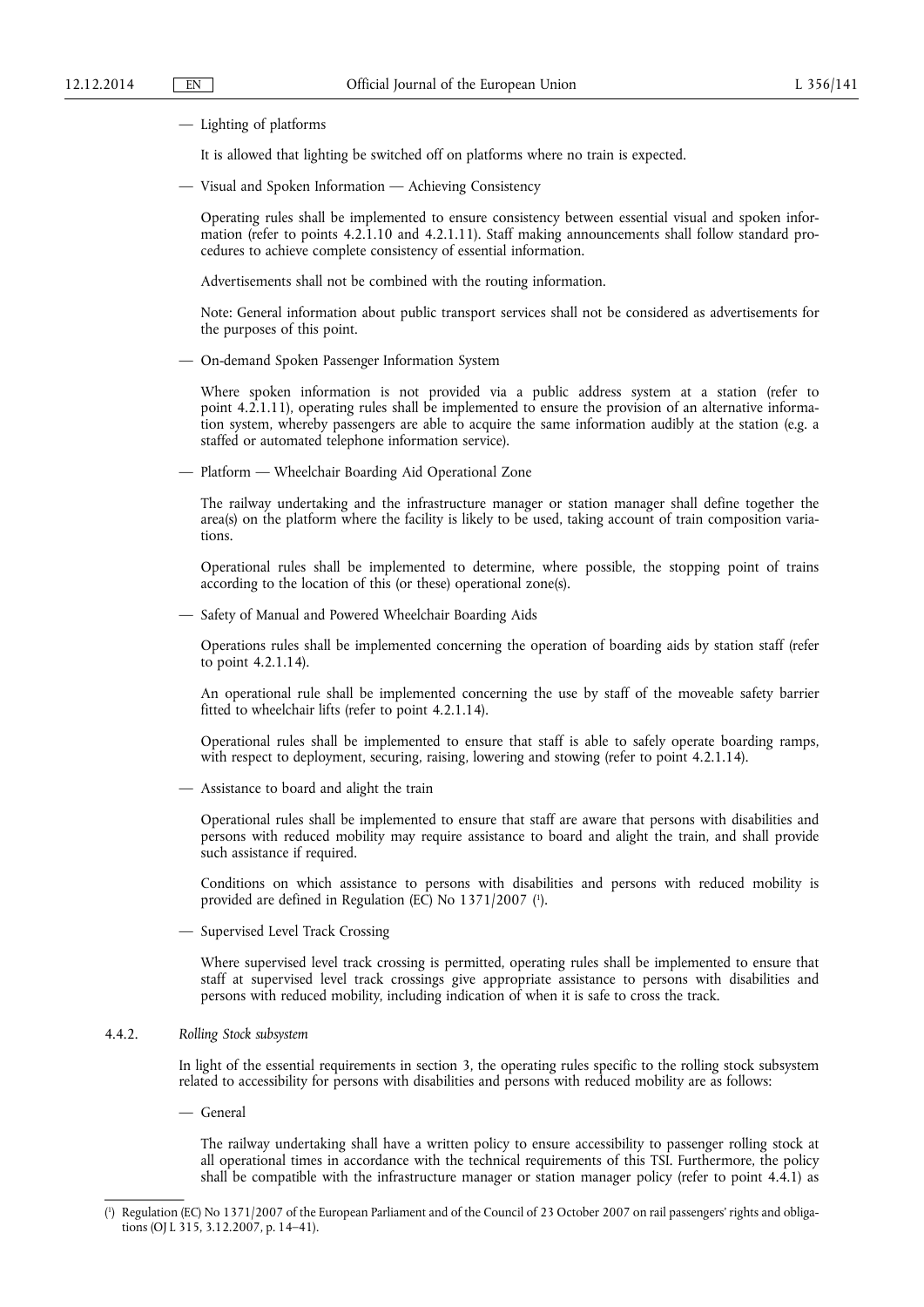— Lighting of platforms

It is allowed that lighting be switched off on platforms where no train is expected.

— Visual and Spoken Information — Achieving Consistency

Operating rules shall be implemented to ensure consistency between essential visual and spoken information (refer to points 4.2.1.10 and 4.2.1.11). Staff making announcements shall follow standard procedures to achieve complete consistency of essential information.

Advertisements shall not be combined with the routing information.

Note: General information about public transport services shall not be considered as advertisements for the purposes of this point.

— On-demand Spoken Passenger Information System

Where spoken information is not provided via a public address system at a station (refer to point 4.2.1.11), operating rules shall be implemented to ensure the provision of an alternative information system, whereby passengers are able to acquire the same information audibly at the station (e.g. a staffed or automated telephone information service).

— Platform — Wheelchair Boarding Aid Operational Zone

The railway undertaking and the infrastructure manager or station manager shall define together the area(s) on the platform where the facility is likely to be used, taking account of train composition variations.

Operational rules shall be implemented to determine, where possible, the stopping point of trains according to the location of this (or these) operational zone(s).

— Safety of Manual and Powered Wheelchair Boarding Aids

Operations rules shall be implemented concerning the operation of boarding aids by station staff (refer to point 4.2.1.14).

An operational rule shall be implemented concerning the use by staff of the moveable safety barrier fitted to wheelchair lifts (refer to point 4.2.1.14).

Operational rules shall be implemented to ensure that staff is able to safely operate boarding ramps, with respect to deployment, securing, raising, lowering and stowing (refer to point 4.2.1.14).

— Assistance to board and alight the train

Operational rules shall be implemented to ensure that staff are aware that persons with disabilities and persons with reduced mobility may require assistance to board and alight the train, and shall provide such assistance if required.

Conditions on which assistance to persons with disabilities and persons with reduced mobility is provided are defined in Regulation (EC) No 1371/2007 [1].

— Supervised Level Track Crossing

Where supervised level track crossing is permitted, operating rules shall be implemented to ensure that staff at supervised level track crossings give appropriate assistance to persons with disabilities and persons with reduced mobility, including indication of when it is safe to cross the track.

4.4.2. *Rolling Stock subsystem*

In light of the essential requirements in section 3, the operating rules specific to the rolling stock subsystem related to accessibility for persons with disabilities and persons with reduced mobility are as follows:

— General

The railway undertaking shall have a written policy to ensure accessibility to passenger rolling stock at all operational times in accordance with the technical requirements of this TSI. Furthermore, the policy shall be compatible with the infrastructure manager or station manager policy (refer to point 4.4.1) as

---

[1] Regulation (EC) No 1371/2007 of the European Parliament and of the Council of 23 October 2007 on rail passengers' rights and obligations (OJ L 315, 3.12.2007, p. 14–41).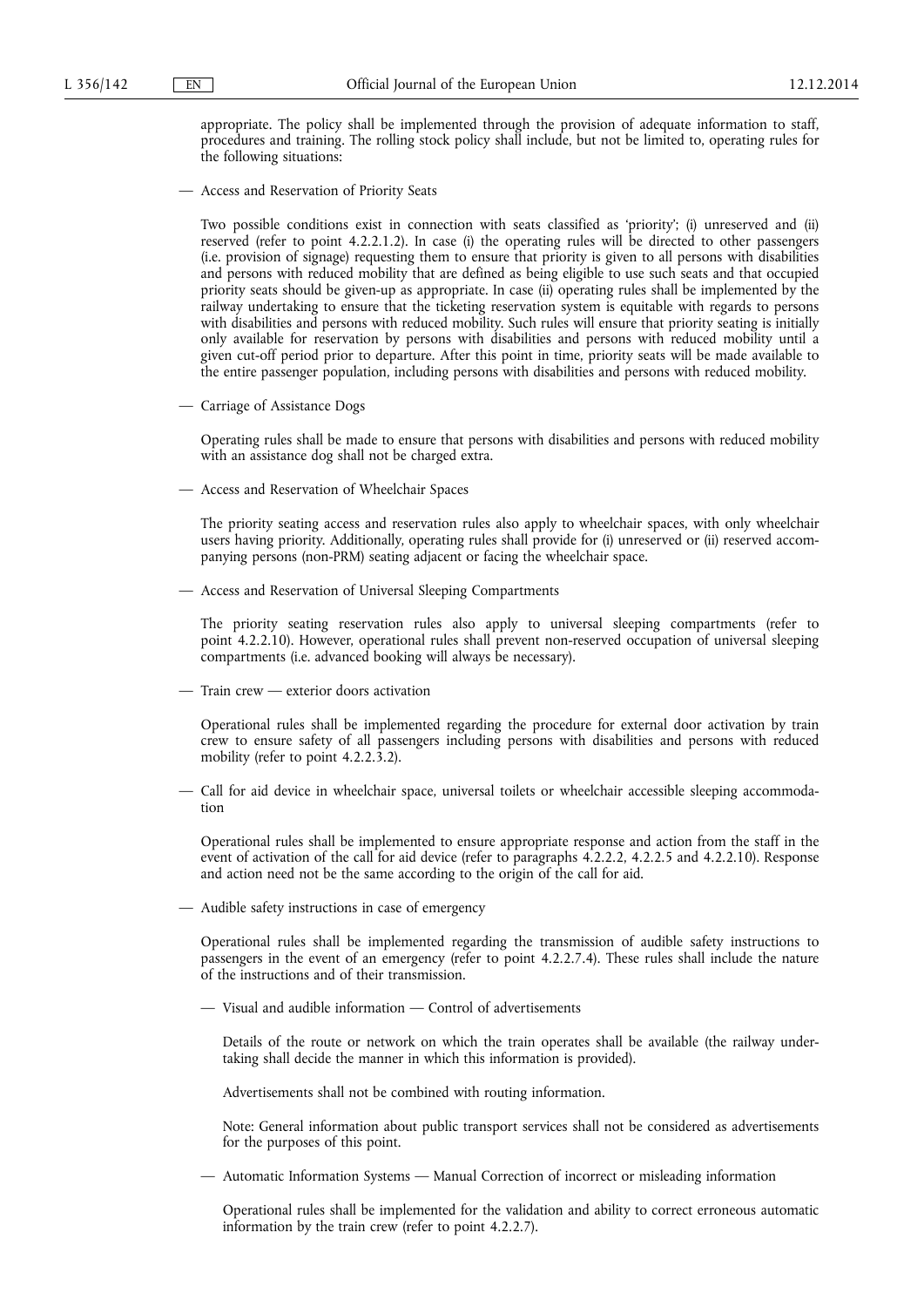appropriate. The policy shall be implemented through the provision of adequate information to staff, procedures and training. The rolling stock policy shall include, but not be limited to, operating rules for the following situations:

— Access and Reservation of Priority Seats

Two possible conditions exist in connection with seats classified as 'priority'; (i) unreserved and (ii) reserved (refer to point 4.2.2.1.2). In case (i) the operating rules will be directed to other passengers (i.e. provision of signage) requesting them to ensure that priority is given to all persons with disabilities and persons with reduced mobility that are defined as being eligible to use such seats and that occupied priority seats should be given-up as appropriate. In case (ii) operating rules shall be implemented by the railway undertaking to ensure that the ticketing reservation system is equitable with regards to persons with disabilities and persons with reduced mobility. Such rules will ensure that priority seating is initially only available for reservation by persons with disabilities and persons with reduced mobility until a given cut-off period prior to departure. After this point in time, priority seats will be made available to the entire passenger population, including persons with disabilities and persons with reduced mobility.

— Carriage of Assistance Dogs

Operating rules shall be made to ensure that persons with disabilities and persons with reduced mobility with an assistance dog shall not be charged extra.

— Access and Reservation of Wheelchair Spaces

The priority seating access and reservation rules also apply to wheelchair spaces, with only wheelchair users having priority. Additionally, operating rules shall provide for (i) unreserved or (ii) reserved accompanying persons (non-PRM) seating adjacent or facing the wheelchair space.

— Access and Reservation of Universal Sleeping Compartments

The priority seating reservation rules also apply to universal sleeping compartments (refer to point 4.2.2.10). However, operational rules shall prevent non-reserved occupation of universal sleeping compartments (i.e. advanced booking will always be necessary).

— Train crew — exterior doors activation

Operational rules shall be implemented regarding the procedure for external door activation by train crew to ensure safety of all passengers including persons with disabilities and persons with reduced mobility (refer to point 4.2.2.3.2).

— Call for aid device in wheelchair space, universal toilets or wheelchair accessible sleeping accommodation

Operational rules shall be implemented to ensure appropriate response and action from the staff in the event of activation of the call for aid device (refer to paragraphs 4.2.2.2, 4.2.2.5 and 4.2.2.10). Response and action need not be the same according to the origin of the call for aid.

— Audible safety instructions in case of emergency

Operational rules shall be implemented regarding the transmission of audible safety instructions to passengers in the event of an emergency (refer to point 4.2.2.7.4). These rules shall include the nature of the instructions and of their transmission.

— Visual and audible information — Control of advertisements

Details of the route or network on which the train operates shall be available (the railway undertaking shall decide the manner in which this information is provided).

Advertisements shall not be combined with routing information.

Note: General information about public transport services shall not be considered as advertisements for the purposes of this point.

— Automatic Information Systems — Manual Correction of incorrect or misleading information

Operational rules shall be implemented for the validation and ability to correct erroneous automatic information by the train crew (refer to point 4.2.2.7).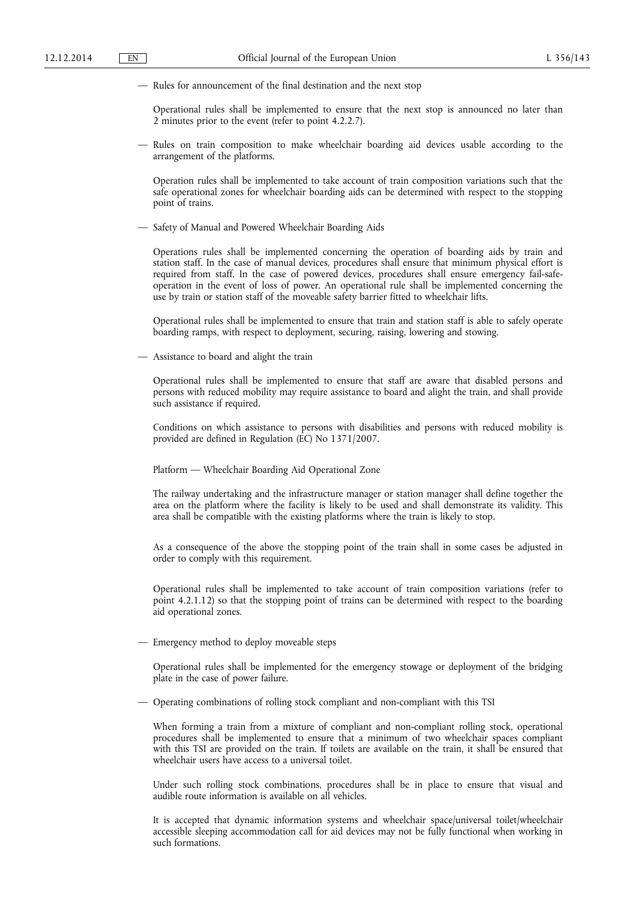— Rules for announcement of the final destination and the next stop

Operational rules shall be implemented to ensure that the next stop is announced no later than 2 minutes prior to the event (refer to point 4.2.2.7).

— Rules on train composition to make wheelchair boarding aid devices usable according to the arrangement of the platforms.

Operation rules shall be implemented to take account of train composition variations such that the safe operational zones for wheelchair boarding aids can be determined with respect to the stopping point of trains.

— Safety of Manual and Powered Wheelchair Boarding Aids

Operations rules shall be implemented concerning the operation of boarding aids by train and station staff. In the case of manual devices, procedures shall ensure that minimum physical effort is required from staff. In the case of powered devices, procedures shall ensure emergency fail-safe-operation in the event of loss of power. An operational rule shall be implemented concerning the use by train or station staff of the moveable safety barrier fitted to wheelchair lifts.

Operational rules shall be implemented to ensure that train and station staff is able to safely operate boarding ramps, with respect to deployment, securing, raising, lowering and stowing.

— Assistance to board and alight the train

Operational rules shall be implemented to ensure that staff are aware that disabled persons and persons with reduced mobility may require assistance to board and alight the train, and shall provide such assistance if required.

Conditions on which assistance to persons with disabilities and persons with reduced mobility is provided are defined in Regulation (EC) No 1371/2007.

Platform — Wheelchair Boarding Aid Operational Zone

The railway undertaking and the infrastructure manager or station manager shall define together the area on the platform where the facility is likely to be used and shall demonstrate its validity. This area shall be compatible with the existing platforms where the train is likely to stop.

As a consequence of the above the stopping point of the train shall in some cases be adjusted in order to comply with this requirement.

Operational rules shall be implemented to take account of train composition variations (refer to point 4.2.1.12) so that the stopping point of trains can be determined with respect to the boarding aid operational zones.

— Emergency method to deploy moveable steps

Operational rules shall be implemented for the emergency stowage or deployment of the bridging plate in the case of power failure.

— Operating combinations of rolling stock compliant and non-compliant with this TSI

When forming a train from a mixture of compliant and non-compliant rolling stock, operational procedures shall be implemented to ensure that a minimum of two wheelchair spaces compliant with this TSI are provided on the train. If toilets are available on the train, it shall be ensured that wheelchair users have access to a universal toilet.

Under such rolling stock combinations, procedures shall be in place to ensure that visual and audible route information is available on all vehicles.

It is accepted that dynamic information systems and wheelchair space/universal toilet/wheelchair accessible sleeping accommodation call for aid devices may not be fully functional when working in such formations.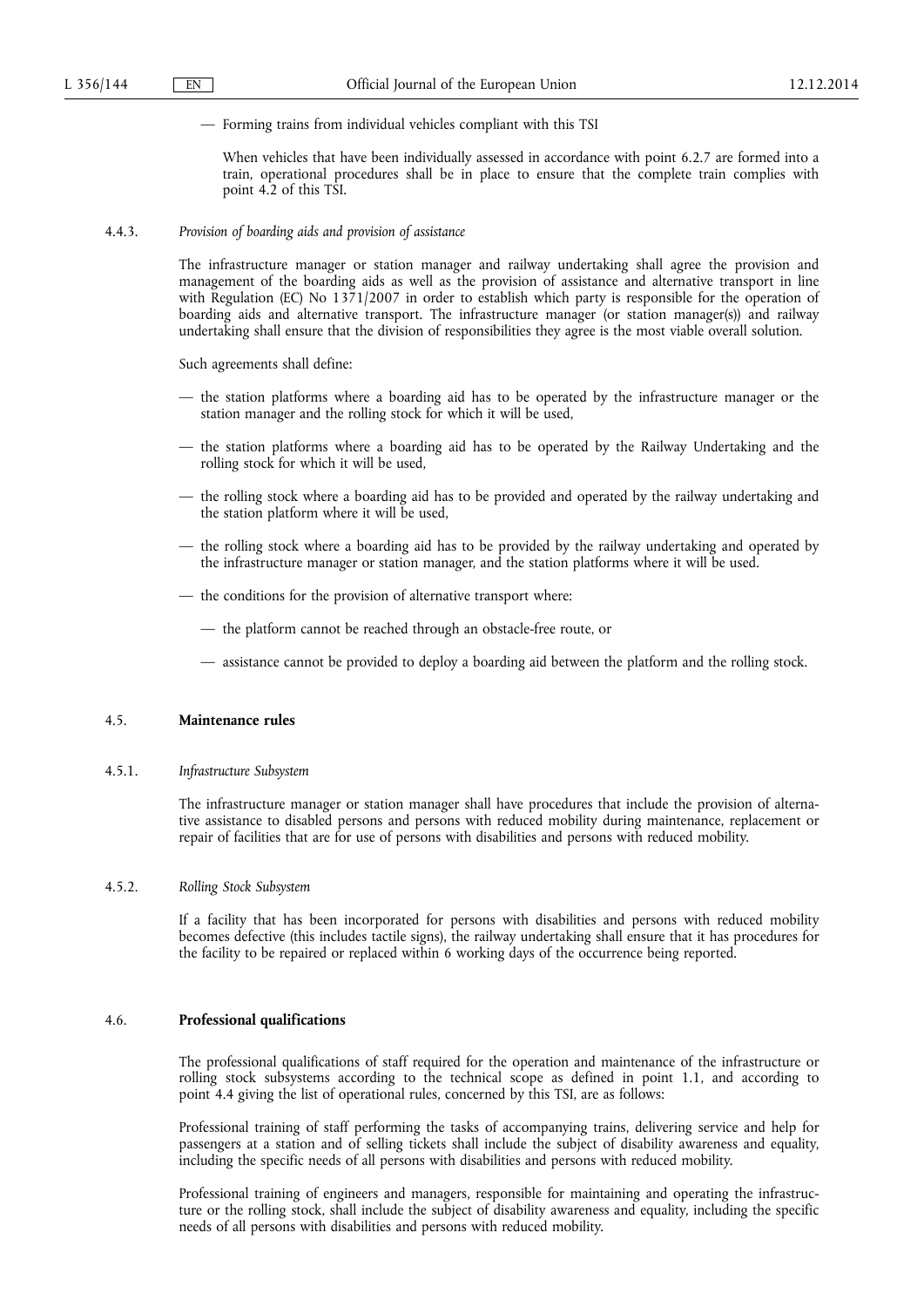— Forming trains from individual vehicles compliant with this TSI

When vehicles that have been individually assessed in accordance with point 6.2.7 are formed into a train, operational procedures shall be in place to ensure that the complete train complies with point 4.2 of this TSI.

#### 4.4.3. *Provision of boarding aids and provision of assistance*

The infrastructure manager or station manager and railway undertaking shall agree the provision and management of the boarding aids as well as the provision of assistance and alternative transport in line with Regulation (EC) No 1371/2007 in order to establish which party is responsible for the operation of boarding aids and alternative transport. The infrastructure manager (or station manager(s)) and railway undertaking shall ensure that the division of responsibilities they agree is the most viable overall solution.

Such agreements shall define:

— the station platforms where a boarding aid has to be operated by the infrastructure manager or the station manager and the rolling stock for which it will be used,

— the station platforms where a boarding aid has to be operated by the Railway Undertaking and the rolling stock for which it will be used,

— the rolling stock where a boarding aid has to be provided and operated by the railway undertaking and the station platform where it will be used,

— the rolling stock where a boarding aid has to be provided by the railway undertaking and operated by the infrastructure manager or station manager, and the station platforms where it will be used.

— the conditions for the provision of alternative transport where:

  — the platform cannot be reached through an obstacle-free route, or

  — assistance cannot be provided to deploy a boarding aid between the platform and the rolling stock.

## 4.5. **Maintenance rules**

#### 4.5.1. *Infrastructure Subsystem*

The infrastructure manager or station manager shall have procedures that include the provision of alternative assistance to disabled persons and persons with reduced mobility during maintenance, replacement or repair of facilities that are for use of persons with disabilities and persons with reduced mobility.

#### 4.5.2. *Rolling Stock Subsystem*

If a facility that has been incorporated for persons with disabilities and persons with reduced mobility becomes defective (this includes tactile signs), the railway undertaking shall ensure that it has procedures for the facility to be repaired or replaced within 6 working days of the occurrence being reported.

## 4.6. **Professional qualifications**

The professional qualifications of staff required for the operation and maintenance of the infrastructure or rolling stock subsystems according to the technical scope as defined in point 1.1, and according to point 4.4 giving the list of operational rules, concerned by this TSI, are as follows:

Professional training of staff performing the tasks of accompanying trains, delivering service and help for passengers at a station and of selling tickets shall include the subject of disability awareness and equality, including the specific needs of all persons with disabilities and persons with reduced mobility.

Professional training of engineers and managers, responsible for maintaining and operating the infrastructure or the rolling stock, shall include the subject of disability awareness and equality, including the specific needs of all persons with disabilities and persons with reduced mobility.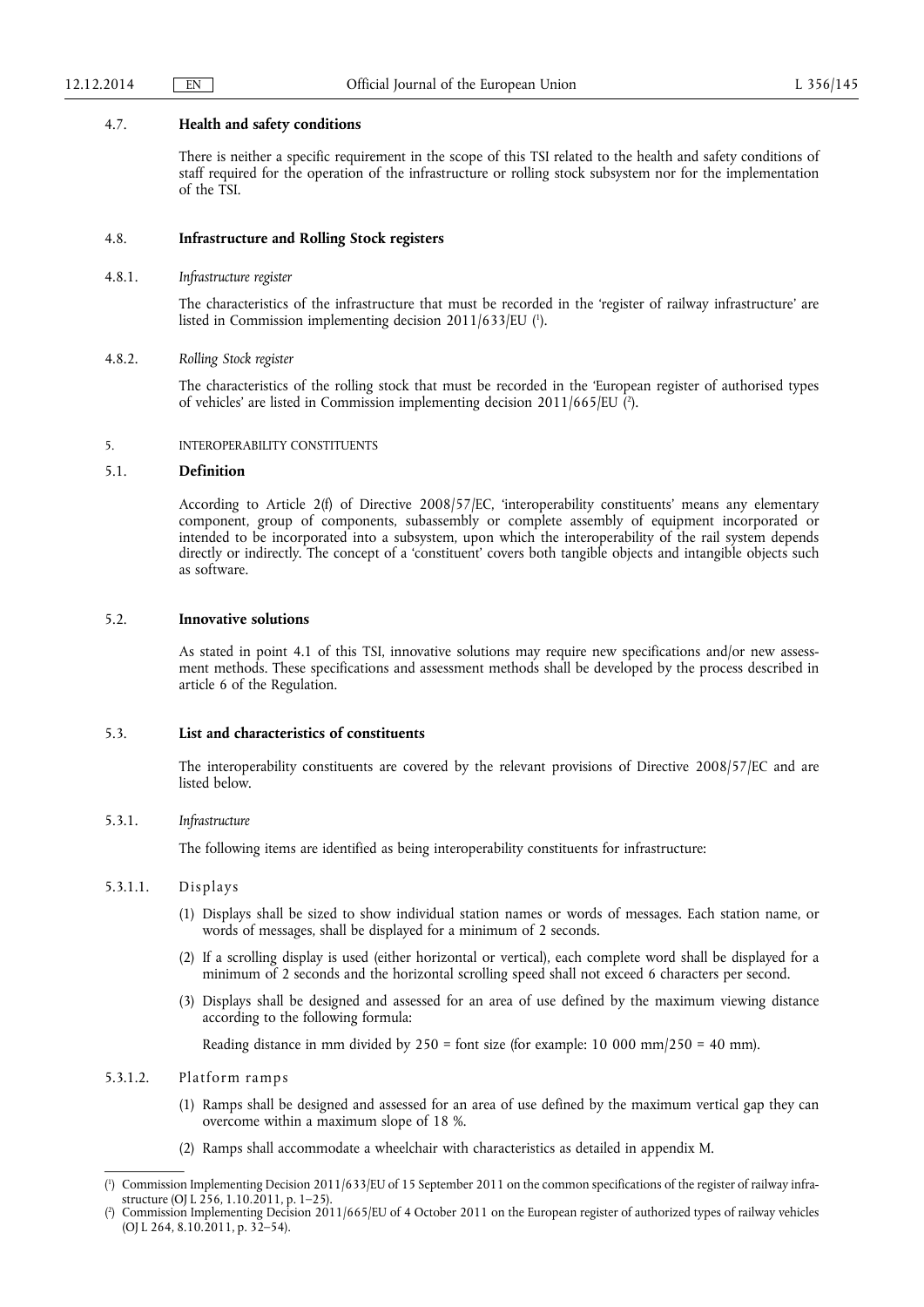### 4.7. **Health and safety conditions**

There is neither a specific requirement in the scope of this TSI related to the health and safety conditions of staff required for the operation of the infrastructure or rolling stock subsystem nor for the implementation of the TSI.

### 4.8. **Infrastructure and Rolling Stock registers**

#### 4.8.1. *Infrastructure register*

The characteristics of the infrastructure that must be recorded in the 'register of railway infrastructure' are listed in Commission implementing decision 2011/633/EU ([1]).

#### 4.8.2. *Rolling Stock register*

The characteristics of the rolling stock that must be recorded in the 'European register of authorised types of vehicles' are listed in Commission implementing decision 2011/665/EU ([2]).

## 5. INTEROPERABILITY CONSTITUENTS

### 5.1. **Definition**

According to Article 2(f) of Directive 2008/57/EC, 'interoperability constituents' means any elementary component, group of components, subassembly or complete assembly of equipment incorporated or intended to be incorporated into a subsystem, upon which the interoperability of the rail system depends directly or indirectly. The concept of a 'constituent' covers both tangible objects and intangible objects such as software.

### 5.2. **Innovative solutions**

As stated in point 4.1 of this TSI, innovative solutions may require new specifications and/or new assessment methods. These specifications and assessment methods shall be developed by the process described in article 6 of the Regulation.

### 5.3. **List and characteristics of constituents**

The interoperability constituents are covered by the relevant provisions of Directive 2008/57/EC and are listed below.

#### 5.3.1. *Infrastructure*

The following items are identified as being interoperability constituents for infrastructure:

##### 5.3.1.1. Displays

(1) Displays shall be sized to show individual station names or words of messages. Each station name, or words of messages, shall be displayed for a minimum of 2 seconds.

(2) If a scrolling display is used (either horizontal or vertical), each complete word shall be displayed for a minimum of 2 seconds and the horizontal scrolling speed shall not exceed 6 characters per second.

(3) Displays shall be designed and assessed for an area of use defined by the maximum viewing distance according to the following formula:

Reading distance in mm divided by 250 = font size (for example: 10 000 mm/250 = 40 mm).

##### 5.3.1.2. Platform ramps

(1) Ramps shall be designed and assessed for an area of use defined by the maximum vertical gap they can overcome within a maximum slope of 18 %.

(2) Ramps shall accommodate a wheelchair with characteristics as detailed in appendix M.

---

([1]) Commission Implementing Decision 2011/633/EU of 15 September 2011 on the common specifications of the register of railway infrastructure (OJ L 256, 1.10.2011, p. 1–25).

([2]) Commission Implementing Decision 2011/665/EU of 4 October 2011 on the European register of authorized types of railway vehicles (OJ L 264, 8.10.2011, p. 32–54).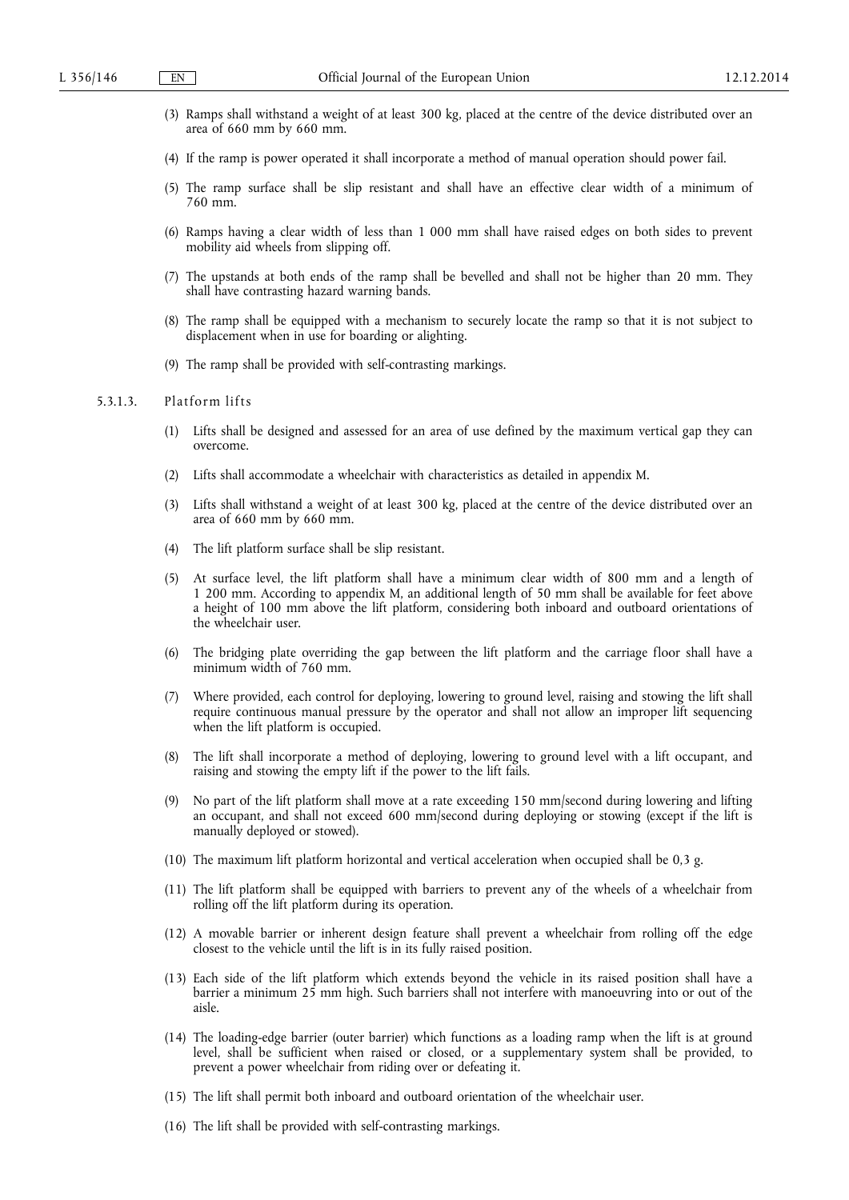(3) Ramps shall withstand a weight of at least 300 kg, placed at the centre of the device distributed over an area of 660 mm by 660 mm.

(4) If the ramp is power operated it shall incorporate a method of manual operation should power fail.

(5) The ramp surface shall be slip resistant and shall have an effective clear width of a minimum of 760 mm.

(6) Ramps having a clear width of less than 1 000 mm shall have raised edges on both sides to prevent mobility aid wheels from slipping off.

(7) The upstands at both ends of the ramp shall be bevelled and shall not be higher than 20 mm. They shall have contrasting hazard warning bands.

(8) The ramp shall be equipped with a mechanism to securely locate the ramp so that it is not subject to displacement when in use for boarding or alighting.

(9) The ramp shall be provided with self-contrasting markings.

5.3.1.3. Platform lifts

(1) Lifts shall be designed and assessed for an area of use defined by the maximum vertical gap they can overcome.

(2) Lifts shall accommodate a wheelchair with characteristics as detailed in appendix M.

(3) Lifts shall withstand a weight of at least 300 kg, placed at the centre of the device distributed over an area of 660 mm by 660 mm.

(4) The lift platform surface shall be slip resistant.

(5) At surface level, the lift platform shall have a minimum clear width of 800 mm and a length of 1 200 mm. According to appendix M, an additional length of 50 mm shall be available for feet above a height of 100 mm above the lift platform, considering both inboard and outboard orientations of the wheelchair user.

(6) The bridging plate overriding the gap between the lift platform and the carriage floor shall have a minimum width of 760 mm.

(7) Where provided, each control for deploying, lowering to ground level, raising and stowing the lift shall require continuous manual pressure by the operator and shall not allow an improper lift sequencing when the lift platform is occupied.

(8) The lift shall incorporate a method of deploying, lowering to ground level with a lift occupant, and raising and stowing the empty lift if the power to the lift fails.

(9) No part of the lift platform shall move at a rate exceeding 150 mm/second during lowering and lifting an occupant, and shall not exceed 600 mm/second during deploying or stowing (except if the lift is manually deployed or stowed).

(10) The maximum lift platform horizontal and vertical acceleration when occupied shall be 0,3 g.

(11) The lift platform shall be equipped with barriers to prevent any of the wheels of a wheelchair from rolling off the lift platform during its operation.

(12) A movable barrier or inherent design feature shall prevent a wheelchair from rolling off the edge closest to the vehicle until the lift is in its fully raised position.

(13) Each side of the lift platform which extends beyond the vehicle in its raised position shall have a barrier a minimum 25 mm high. Such barriers shall not interfere with manoeuvring into or out of the aisle.

(14) The loading-edge barrier (outer barrier) which functions as a loading ramp when the lift is at ground level, shall be sufficient when raised or closed, or a supplementary system shall be provided, to prevent a power wheelchair from riding over or defeating it.

(15) The lift shall permit both inboard and outboard orientation of the wheelchair user.

(16) The lift shall be provided with self-contrasting markings.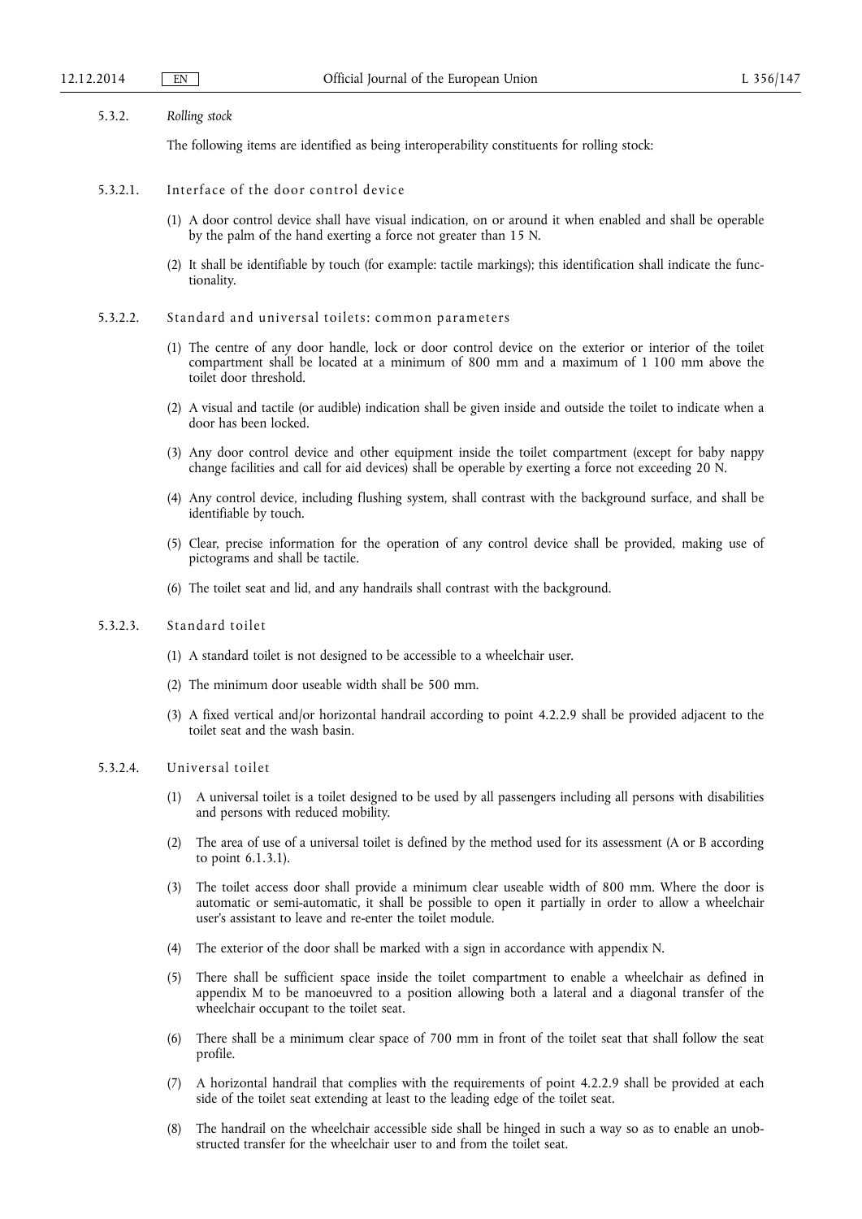### 5.3.2. *Rolling stock*

The following items are identified as being interoperability constituents for rolling stock:

#### 5.3.2.1. Interface of the door control device

(1) A door control device shall have visual indication, on or around it when enabled and shall be operable by the palm of the hand exerting a force not greater than 15 N.

(2) It shall be identifiable by touch (for example: tactile markings); this identification shall indicate the functionality.

#### 5.3.2.2. Standard and universal toilets: common parameters

(1) The centre of any door handle, lock or door control device on the exterior or interior of the toilet compartment shall be located at a minimum of 800 mm and a maximum of 1 100 mm above the toilet door threshold.

(2) A visual and tactile (or audible) indication shall be given inside and outside the toilet to indicate when a door has been locked.

(3) Any door control device and other equipment inside the toilet compartment (except for baby nappy change facilities and call for aid devices) shall be operable by exerting a force not exceeding 20 N.

(4) Any control device, including flushing system, shall contrast with the background surface, and shall be identifiable by touch.

(5) Clear, precise information for the operation of any control device shall be provided, making use of pictograms and shall be tactile.

(6) The toilet seat and lid, and any handrails shall contrast with the background.

#### 5.3.2.3. Standard toilet

(1) A standard toilet is not designed to be accessible to a wheelchair user.

(2) The minimum door useable width shall be 500 mm.

(3) A fixed vertical and/or horizontal handrail according to point 4.2.2.9 shall be provided adjacent to the toilet seat and the wash basin.

#### 5.3.2.4. Universal toilet

(1) A universal toilet is a toilet designed to be used by all passengers including all persons with disabilities and persons with reduced mobility.

(2) The area of use of a universal toilet is defined by the method used for its assessment (A or B according to point 6.1.3.1).

(3) The toilet access door shall provide a minimum clear useable width of 800 mm. Where the door is automatic or semi-automatic, it shall be possible to open it partially in order to allow a wheelchair user's assistant to leave and re-enter the toilet module.

(4) The exterior of the door shall be marked with a sign in accordance with appendix N.

(5) There shall be sufficient space inside the toilet compartment to enable a wheelchair as defined in appendix M to be manoeuvred to a position allowing both a lateral and a diagonal transfer of the wheelchair occupant to the toilet seat.

(6) There shall be a minimum clear space of 700 mm in front of the toilet seat that shall follow the seat profile.

(7) A horizontal handrail that complies with the requirements of point 4.2.2.9 shall be provided at each side of the toilet seat extending at least to the leading edge of the toilet seat.

(8) The handrail on the wheelchair accessible side shall be hinged in such a way so as to enable an unobstructed transfer for the wheelchair user to and from the toilet seat.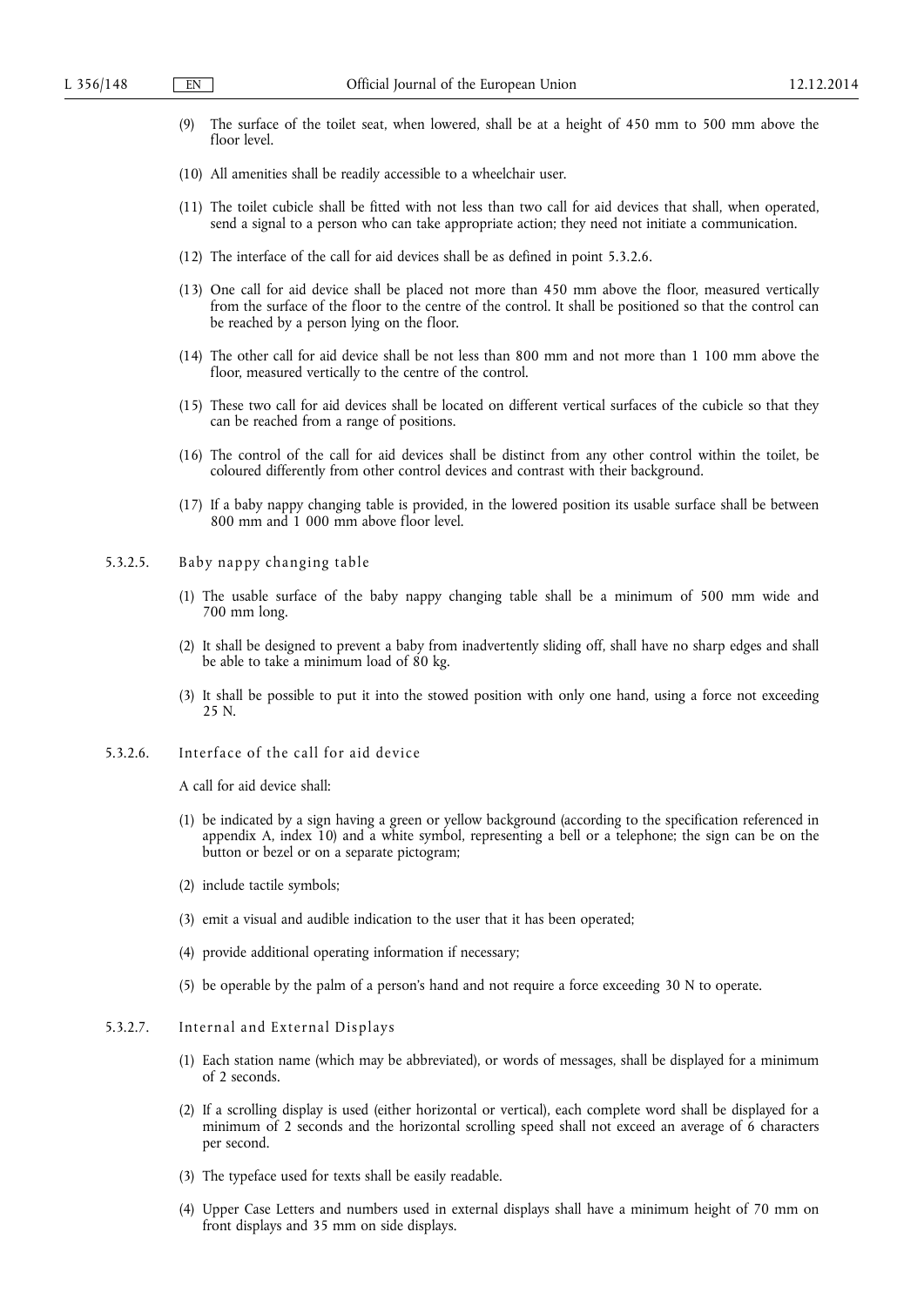(9) The surface of the toilet seat, when lowered, shall be at a height of 450 mm to 500 mm above the floor level.

(10) All amenities shall be readily accessible to a wheelchair user.

(11) The toilet cubicle shall be fitted with not less than two call for aid devices that shall, when operated, send a signal to a person who can take appropriate action; they need not initiate a communication.

(12) The interface of the call for aid devices shall be as defined in point 5.3.2.6.

(13) One call for aid device shall be placed not more than 450 mm above the floor, measured vertically from the surface of the floor to the centre of the control. It shall be positioned so that the control can be reached by a person lying on the floor.

(14) The other call for aid device shall be not less than 800 mm and not more than 1 100 mm above the floor, measured vertically to the centre of the control.

(15) These two call for aid devices shall be located on different vertical surfaces of the cubicle so that they can be reached from a range of positions.

(16) The control of the call for aid devices shall be distinct from any other control within the toilet, be coloured differently from other control devices and contrast with their background.

(17) If a baby nappy changing table is provided, in the lowered position its usable surface shall be between 800 mm and 1 000 mm above floor level.

5.3.2.5. Baby nappy changing table

(1) The usable surface of the baby nappy changing table shall be a minimum of 500 mm wide and 700 mm long.

(2) It shall be designed to prevent a baby from inadvertently sliding off, shall have no sharp edges and shall be able to take a minimum load of 80 kg.

(3) It shall be possible to put it into the stowed position with only one hand, using a force not exceeding 25 N.

5.3.2.6. Interface of the call for aid device

A call for aid device shall:

(1) be indicated by a sign having a green or yellow background (according to the specification referenced in appendix A, index 10) and a white symbol, representing a bell or a telephone; the sign can be on the button or bezel or on a separate pictogram;

(2) include tactile symbols;

(3) emit a visual and audible indication to the user that it has been operated;

(4) provide additional operating information if necessary;

(5) be operable by the palm of a person's hand and not require a force exceeding 30 N to operate.

5.3.2.7. Internal and External Displays

(1) Each station name (which may be abbreviated), or words of messages, shall be displayed for a minimum of 2 seconds.

(2) If a scrolling display is used (either horizontal or vertical), each complete word shall be displayed for a minimum of 2 seconds and the horizontal scrolling speed shall not exceed an average of 6 characters per second.

(3) The typeface used for texts shall be easily readable.

(4) Upper Case Letters and numbers used in external displays shall have a minimum height of 70 mm on front displays and 35 mm on side displays.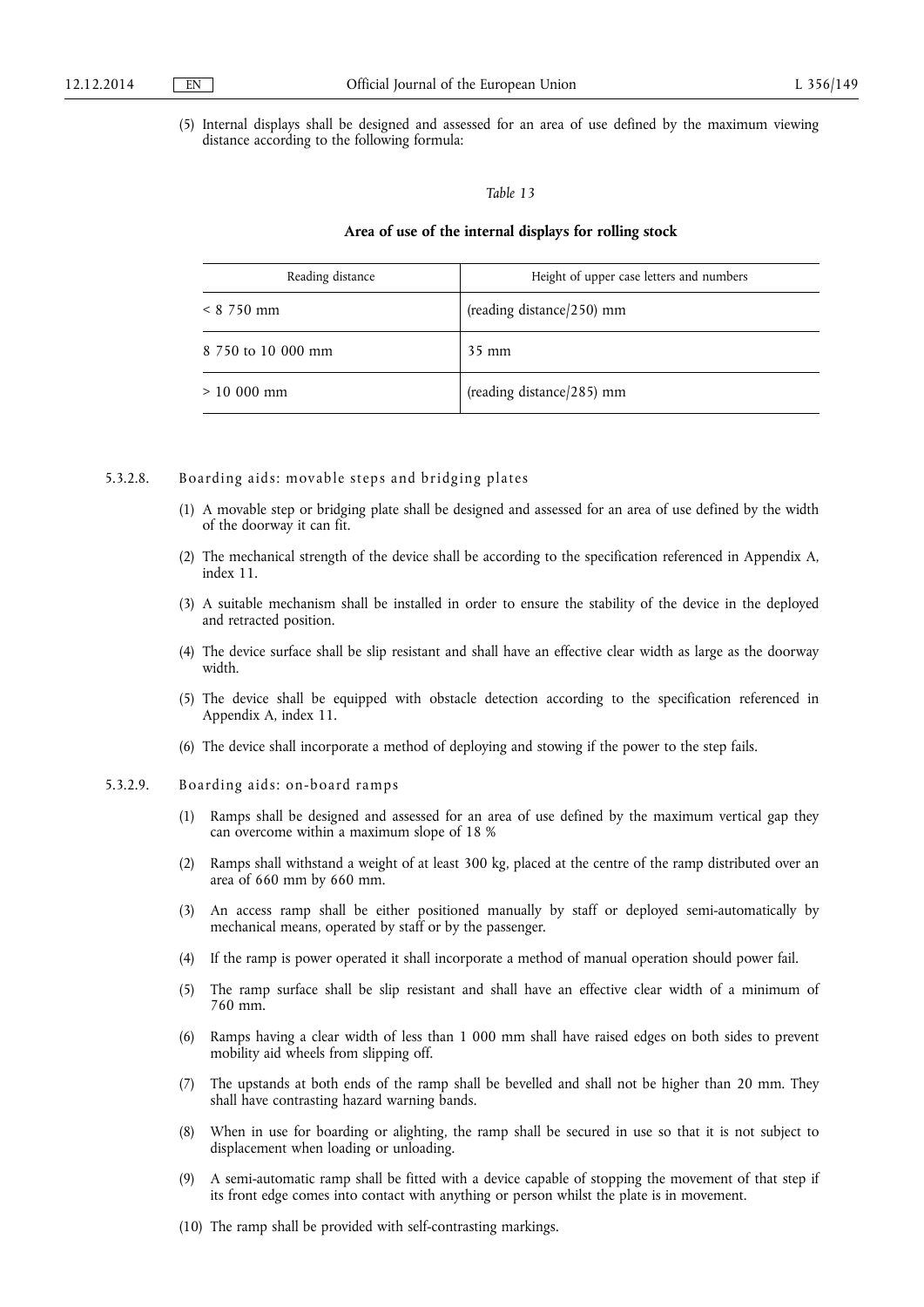(5) Internal displays shall be designed and assessed for an area of use defined by the maximum viewing distance according to the following formula:

*Table 13*

**Area of use of the internal displays for rolling stock**

| Reading distance | Height of upper case letters and numbers |
|---|---|
| < 8 750 mm | (reading distance/250) mm |
| 8 750 to 10 000 mm | 35 mm |
| > 10 000 mm | (reading distance/285) mm |

5.3.2.8. Boarding aids: movable steps and bridging plates

(1) A movable step or bridging plate shall be designed and assessed for an area of use defined by the width of the doorway it can fit.

(2) The mechanical strength of the device shall be according to the specification referenced in Appendix A, index 11.

(3) A suitable mechanism shall be installed in order to ensure the stability of the device in the deployed and retracted position.

(4) The device surface shall be slip resistant and shall have an effective clear width as large as the doorway width.

(5) The device shall be equipped with obstacle detection according to the specification referenced in Appendix A, index 11.

(6) The device shall incorporate a method of deploying and stowing if the power to the step fails.

5.3.2.9. Boarding aids: on-board ramps

(1) Ramps shall be designed and assessed for an area of use defined by the maximum vertical gap they can overcome within a maximum slope of 18 %

(2) Ramps shall withstand a weight of at least 300 kg, placed at the centre of the ramp distributed over an area of 660 mm by 660 mm.

(3) An access ramp shall be either positioned manually by staff or deployed semi-automatically by mechanical means, operated by staff or by the passenger.

(4) If the ramp is power operated it shall incorporate a method of manual operation should power fail.

(5) The ramp surface shall be slip resistant and shall have an effective clear width of a minimum of 760 mm.

(6) Ramps having a clear width of less than 1 000 mm shall have raised edges on both sides to prevent mobility aid wheels from slipping off.

(7) The upstands at both ends of the ramp shall be bevelled and shall not be higher than 20 mm. They shall have contrasting hazard warning bands.

(8) When in use for boarding or alighting, the ramp shall be secured in use so that it is not subject to displacement when loading or unloading.

(9) A semi-automatic ramp shall be fitted with a device capable of stopping the movement of that step if its front edge comes into contact with anything or person whilst the plate is in movement.

(10) The ramp shall be provided with self-contrasting markings.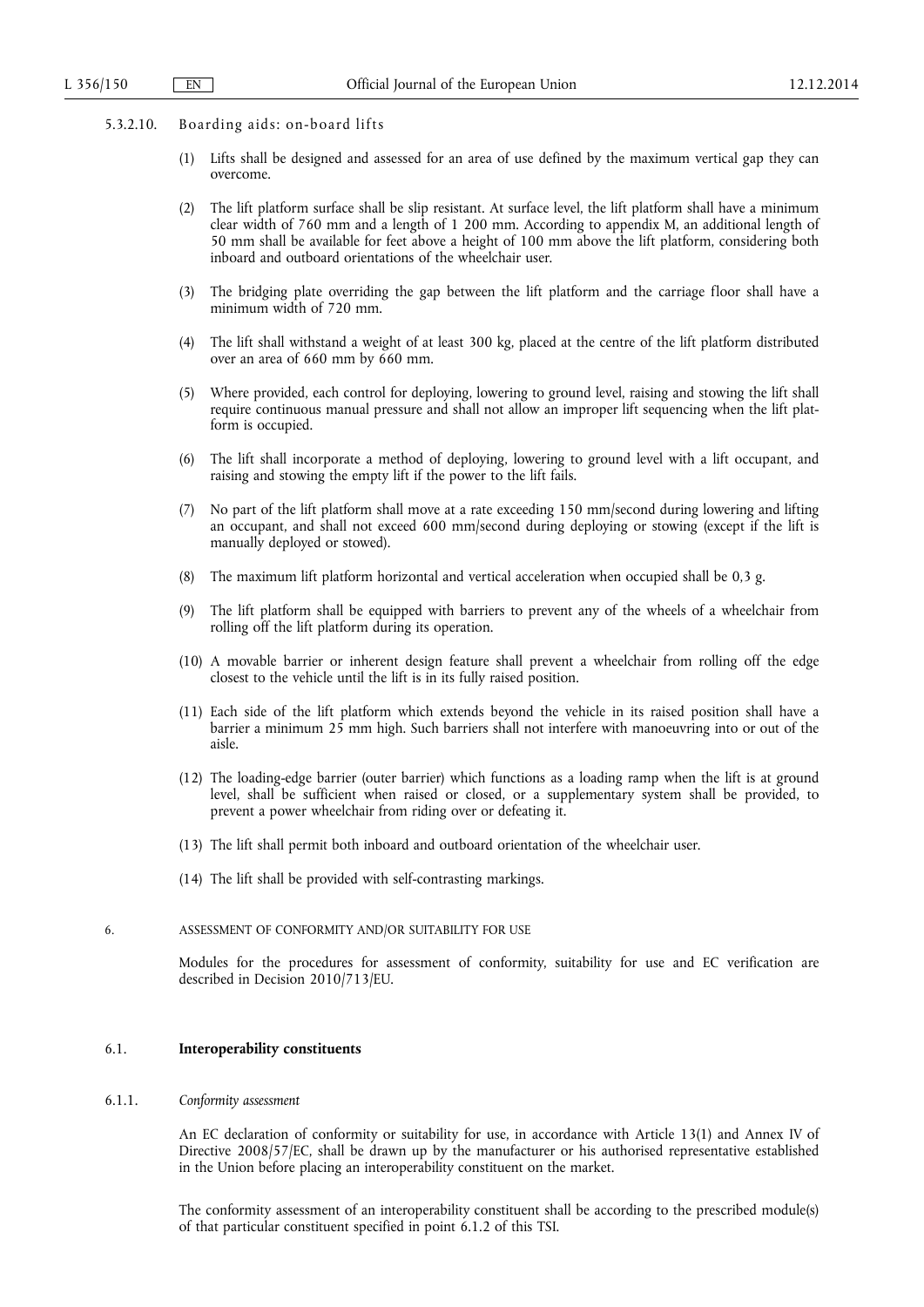#### 5.3.2.10. Boarding aids: on-board lifts

(1) Lifts shall be designed and assessed for an area of use defined by the maximum vertical gap they can overcome.

(2) The lift platform surface shall be slip resistant. At surface level, the lift platform shall have a minimum clear width of 760 mm and a length of 1 200 mm. According to appendix M, an additional length of 50 mm shall be available for feet above a height of 100 mm above the lift platform, considering both inboard and outboard orientations of the wheelchair user.

(3) The bridging plate overriding the gap between the lift platform and the carriage floor shall have a minimum width of 720 mm.

(4) The lift shall withstand a weight of at least 300 kg, placed at the centre of the lift platform distributed over an area of 660 mm by 660 mm.

(5) Where provided, each control for deploying, lowering to ground level, raising and stowing the lift shall require continuous manual pressure and shall not allow an improper lift sequencing when the lift platform is occupied.

(6) The lift shall incorporate a method of deploying, lowering to ground level with a lift occupant, and raising and stowing the empty lift if the power to the lift fails.

(7) No part of the lift platform shall move at a rate exceeding 150 mm/second during lowering and lifting an occupant, and shall not exceed 600 mm/second during deploying or stowing (except if the lift is manually deployed or stowed).

(8) The maximum lift platform horizontal and vertical acceleration when occupied shall be 0,3 g.

(9) The lift platform shall be equipped with barriers to prevent any of the wheels of a wheelchair from rolling off the lift platform during its operation.

(10) A movable barrier or inherent design feature shall prevent a wheelchair from rolling off the edge closest to the vehicle until the lift is in its fully raised position.

(11) Each side of the lift platform which extends beyond the vehicle in its raised position shall have a barrier a minimum 25 mm high. Such barriers shall not interfere with manoeuvring into or out of the aisle.

(12) The loading-edge barrier (outer barrier) which functions as a loading ramp when the lift is at ground level, shall be sufficient when raised or closed, or a supplementary system shall be provided, to prevent a power wheelchair from riding over or defeating it.

(13) The lift shall permit both inboard and outboard orientation of the wheelchair user.

(14) The lift shall be provided with self-contrasting markings.

## 6. ASSESSMENT OF CONFORMITY AND/OR SUITABILITY FOR USE

Modules for the procedures for assessment of conformity, suitability for use and EC verification are described in Decision 2010/713/EU.

### 6.1. **Interoperability constituents**

#### 6.1.1. *Conformity assessment*

An EC declaration of conformity or suitability for use, in accordance with Article 13(1) and Annex IV of Directive 2008/57/EC, shall be drawn up by the manufacturer or his authorised representative established in the Union before placing an interoperability constituent on the market.

The conformity assessment of an interoperability constituent shall be according to the prescribed module(s) of that particular constituent specified in point 6.1.2 of this TSI.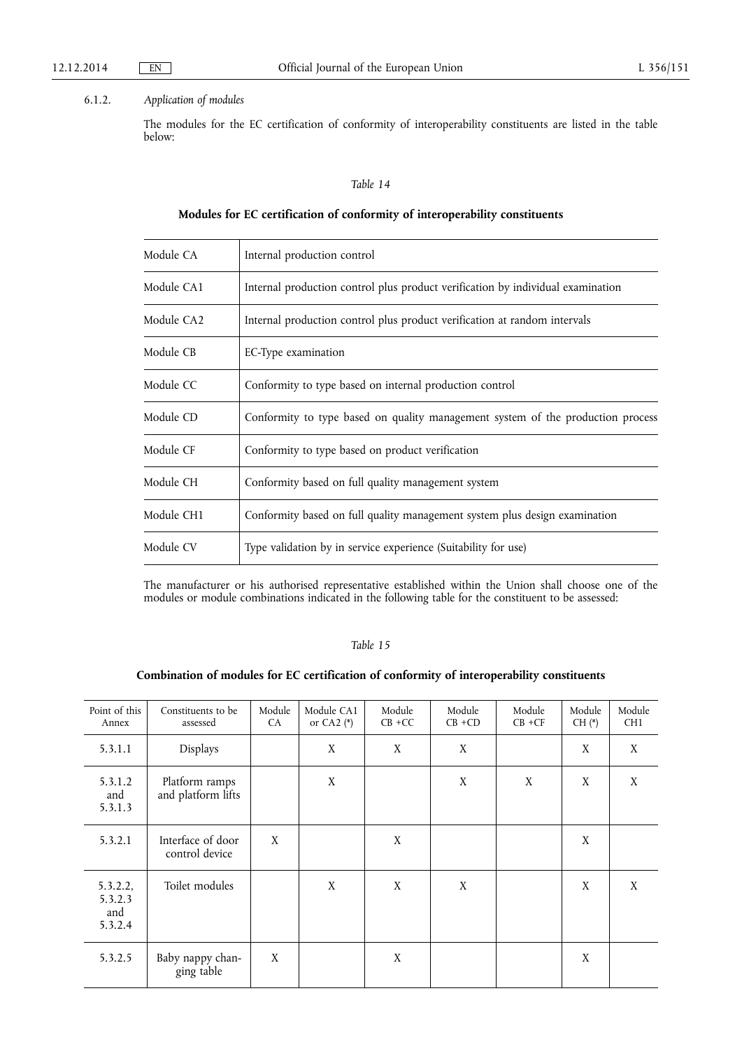6.1.2. *Application of modules*

The modules for the EC certification of conformity of interoperability constituents are listed in the table below:

*Table 14*

**Modules for EC certification of conformity of interoperability constituents**

| | |
|---|---|
| Module CA | Internal production control |
| Module CA1 | Internal production control plus product verification by individual examination |
| Module CA2 | Internal production control plus product verification at random intervals |
| Module CB | EC-Type examination |
| Module CC | Conformity to type based on internal production control |
| Module CD | Conformity to type based on quality management system of the production process |
| Module CF | Conformity to type based on product verification |
| Module CH | Conformity based on full quality management system |
| Module CH1 | Conformity based on full quality management system plus design examination |
| Module CV | Type validation by in service experience (Suitability for use) |

The manufacturer or his authorised representative established within the Union shall choose one of the modules or module combinations indicated in the following table for the constituent to be assessed:

*Table 15*

**Combination of modules for EC certification of conformity of interoperability constituents**

| Point of this Annex | Constituents to be assessed | Module CA | Module CA1 or CA2 (*) | Module CB +CC | Module CB +CD | Module CB +CF | Module CH (*) | Module CH1 |
|---|---|---|---|---|---|---|---|---|
| 5.3.1.1 | Displays | | X | X | X | | X | X |
| 5.3.1.2 and 5.3.1.3 | Platform ramps and platform lifts | | X | | X | X | X | X |
| 5.3.2.1 | Interface of door control device | X | | X | | | X | |
| 5.3.2.2, 5.3.2.3 and 5.3.2.4 | Toilet modules | | X | X | X | | X | X |
| 5.3.2.5 | Baby nappy changing table | X | | X | | | X | |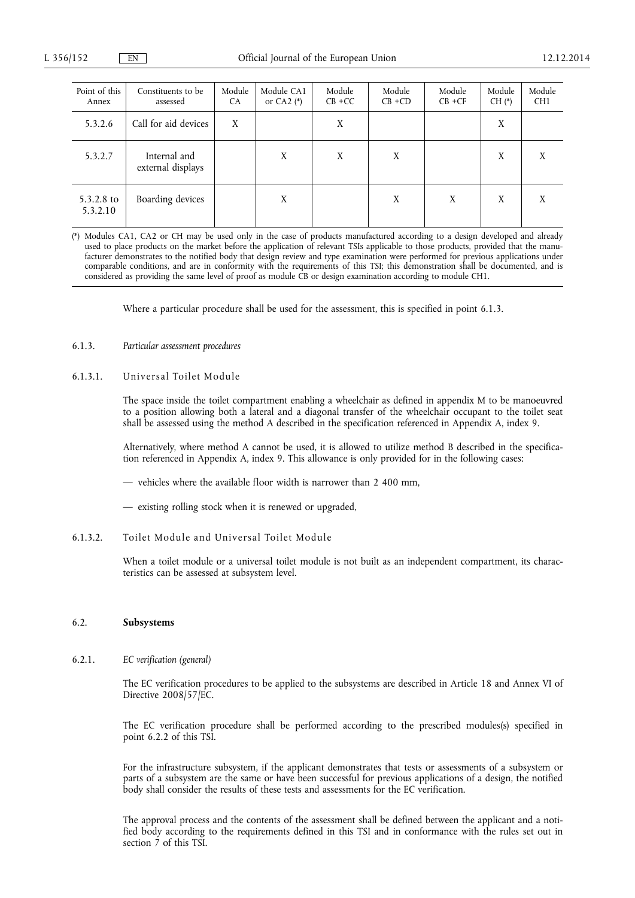| Point of this Annex | Constituents to be assessed | Module CA | Module CA1 or CA2 (*) | Module CB +CC | Module CB +CD | Module CB +CF | Module CH (*) | Module CH1 |
|---|---|---|---|---|---|---|---|---|
| 5.3.2.6 | Call for aid devices | X | | X | | | X | |
| 5.3.2.7 | Internal and external displays | | X | X | X | | X | X |
| 5.3.2.8 to 5.3.2.10 | Boarding devices | | X | | X | X | X | X |

(*) Modules CA1, CA2 or CH may be used only in the case of products manufactured according to a design developed and already used to place products on the market before the application of relevant TSIs applicable to those products, provided that the manufacturer demonstrates to the notified body that design review and type examination were performed for previous applications under comparable conditions, and are in conformity with the requirements of this TSI; this demonstration shall be documented, and is considered as providing the same level of proof as module CB or design examination according to module CH1.

Where a particular procedure shall be used for the assessment, this is specified in point 6.1.3.

#### 6.1.3. *Particular assessment procedures*

##### 6.1.3.1. Universal Toilet Module

The space inside the toilet compartment enabling a wheelchair as defined in appendix M to be manoeuvred to a position allowing both a lateral and a diagonal transfer of the wheelchair occupant to the toilet seat shall be assessed using the method A described in the specification referenced in Appendix A, index 9.

Alternatively, where method A cannot be used, it is allowed to utilize method B described in the specification referenced in Appendix A, index 9. This allowance is only provided for in the following cases:

— vehicles where the available floor width is narrower than 2 400 mm,

— existing rolling stock when it is renewed or upgraded,

##### 6.1.3.2. Toilet Module and Universal Toilet Module

When a toilet module or a universal toilet module is not built as an independent compartment, its characteristics can be assessed at subsystem level.

### 6.2. **Subsystems**

#### 6.2.1. *EC verification (general)*

The EC verification procedures to be applied to the subsystems are described in Article 18 and Annex VI of Directive 2008/57/EC.

The EC verification procedure shall be performed according to the prescribed modules(s) specified in point 6.2.2 of this TSI.

For the infrastructure subsystem, if the applicant demonstrates that tests or assessments of a subsystem or parts of a subsystem are the same or have been successful for previous applications of a design, the notified body shall consider the results of these tests and assessments for the EC verification.

The approval process and the contents of the assessment shall be defined between the applicant and a notified body according to the requirements defined in this TSI and in conformance with the rules set out in section 7 of this TSI.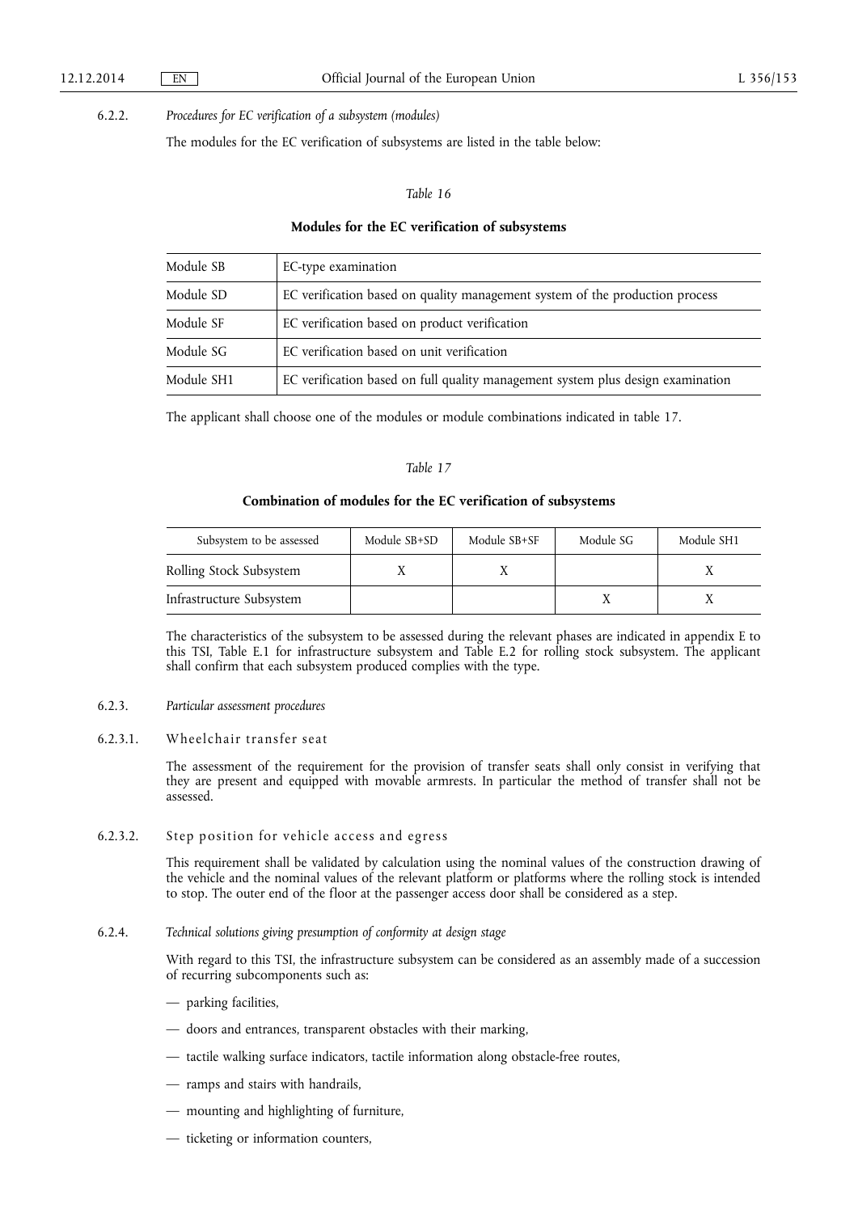#### 6.2.2. *Procedures for EC verification of a subsystem (modules)*

The modules for the EC verification of subsystems are listed in the table below:

*Table 16*

**Modules for the EC verification of subsystems**

| | |
|---|---|
| Module SB | EC-type examination |
| Module SD | EC verification based on quality management system of the production process |
| Module SF | EC verification based on product verification |
| Module SG | EC verification based on unit verification |
| Module SH1 | EC verification based on full quality management system plus design examination |

The applicant shall choose one of the modules or module combinations indicated in table 17.

*Table 17*

**Combination of modules for the EC verification of subsystems**

| Subsystem to be assessed | Module SB+SD | Module SB+SF | Module SG | Module SH1 |
|---|---|---|---|---|
| Rolling Stock Subsystem | X | X | | X |
| Infrastructure Subsystem | | | X | X |

The characteristics of the subsystem to be assessed during the relevant phases are indicated in appendix E to this TSI, Table E.1 for infrastructure subsystem and Table E.2 for rolling stock subsystem. The applicant shall confirm that each subsystem produced complies with the type.

#### 6.2.3. *Particular assessment procedures*

##### 6.2.3.1. Wheelchair transfer seat

The assessment of the requirement for the provision of transfer seats shall only consist in verifying that they are present and equipped with movable armrests. In particular the method of transfer shall not be assessed.

##### 6.2.3.2. Step position for vehicle access and egress

This requirement shall be validated by calculation using the nominal values of the construction drawing of the vehicle and the nominal values of the relevant platform or platforms where the rolling stock is intended to stop. The outer end of the floor at the passenger access door shall be considered as a step.

#### 6.2.4. *Technical solutions giving presumption of conformity at design stage*

With regard to this TSI, the infrastructure subsystem can be considered as an assembly made of a succession of recurring subcomponents such as:

— parking facilities,

— doors and entrances, transparent obstacles with their marking,

— tactile walking surface indicators, tactile information along obstacle-free routes,

— ramps and stairs with handrails,

— mounting and highlighting of furniture,

— ticketing or information counters,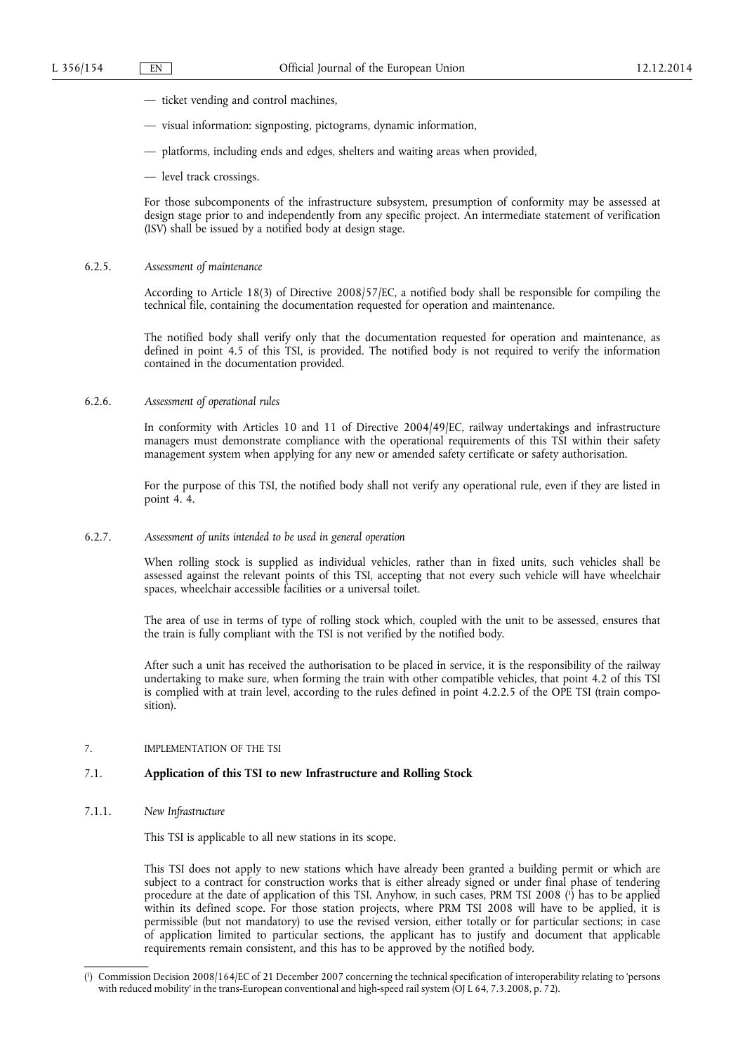— ticket vending and control machines,

— visual information: signposting, pictograms, dynamic information,

— platforms, including ends and edges, shelters and waiting areas when provided,

— level track crossings.

For those subcomponents of the infrastructure subsystem, presumption of conformity may be assessed at design stage prior to and independently from any specific project. An intermediate statement of verification (ISV) shall be issued by a notified body at design stage.

#### 6.2.5. *Assessment of maintenance*

According to Article 18(3) of Directive 2008/57/EC, a notified body shall be responsible for compiling the technical file, containing the documentation requested for operation and maintenance.

The notified body shall verify only that the documentation requested for operation and maintenance, as defined in point 4.5 of this TSI, is provided. The notified body is not required to verify the information contained in the documentation provided.

#### 6.2.6. *Assessment of operational rules*

In conformity with Articles 10 and 11 of Directive 2004/49/EC, railway undertakings and infrastructure managers must demonstrate compliance with the operational requirements of this TSI within their safety management system when applying for any new or amended safety certificate or safety authorisation.

For the purpose of this TSI, the notified body shall not verify any operational rule, even if they are listed in point 4. 4.

#### 6.2.7. *Assessment of units intended to be used in general operation*

When rolling stock is supplied as individual vehicles, rather than in fixed units, such vehicles shall be assessed against the relevant points of this TSI, accepting that not every such vehicle will have wheelchair spaces, wheelchair accessible facilities or a universal toilet.

The area of use in terms of type of rolling stock which, coupled with the unit to be assessed, ensures that the train is fully compliant with the TSI is not verified by the notified body.

After such a unit has received the authorisation to be placed in service, it is the responsibility of the railway undertaking to make sure, when forming the train with other compatible vehicles, that point 4.2 of this TSI is complied with at train level, according to the rules defined in point 4.2.2.5 of the OPE TSI (train composition).

## 7. IMPLEMENTATION OF THE TSI

### 7.1. **Application of this TSI to new Infrastructure and Rolling Stock**

#### 7.1.1. *New Infrastructure*

This TSI is applicable to all new stations in its scope.

This TSI does not apply to new stations which have already been granted a building permit or which are subject to a contract for construction works that is either already signed or under final phase of tendering procedure at the date of application of this TSI. Anyhow, in such cases, PRM TSI 2008 [1] has to be applied within its defined scope. For those station projects, where PRM TSI 2008 will have to be applied, it is permissible (but not mandatory) to use the revised version, either totally or for particular sections; in case of application limited to particular sections, the applicant has to justify and document that applicable requirements remain consistent, and this has to be approved by the notified body.

---

[1] Commission Decision 2008/164/EC of 21 December 2007 concerning the technical specification of interoperability relating to 'persons with reduced mobility' in the trans-European conventional and high-speed rail system (OJ L 64, 7.3.2008, p. 72).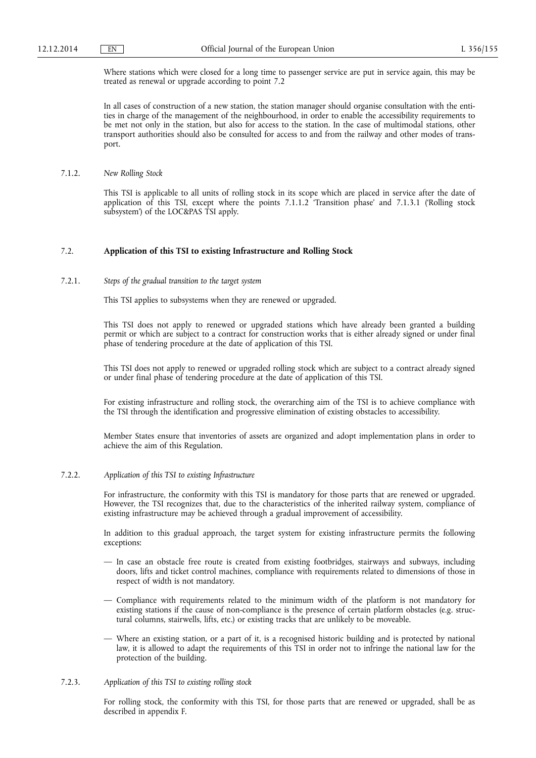Where stations which were closed for a long time to passenger service are put in service again, this may be treated as renewal or upgrade according to point 7.2

In all cases of construction of a new station, the station manager should organise consultation with the entities in charge of the management of the neighbourhood, in order to enable the accessibility requirements to be met not only in the station, but also for access to the station. In the case of multimodal stations, other transport authorities should also be consulted for access to and from the railway and other modes of transport.

#### 7.1.2. *New Rolling Stock*

This TSI is applicable to all units of rolling stock in its scope which are placed in service after the date of application of this TSI, except where the points 7.1.1.2 'Transition phase' and 7.1.3.1 ('Rolling stock subsystem') of the LOC&PAS TSI apply.

### 7.2. **Application of this TSI to existing Infrastructure and Rolling Stock**

#### 7.2.1. *Steps of the gradual transition to the target system*

This TSI applies to subsystems when they are renewed or upgraded.

This TSI does not apply to renewed or upgraded stations which have already been granted a building permit or which are subject to a contract for construction works that is either already signed or under final phase of tendering procedure at the date of application of this TSI.

This TSI does not apply to renewed or upgraded rolling stock which are subject to a contract already signed or under final phase of tendering procedure at the date of application of this TSI.

For existing infrastructure and rolling stock, the overarching aim of the TSI is to achieve compliance with the TSI through the identification and progressive elimination of existing obstacles to accessibility.

Member States ensure that inventories of assets are organized and adopt implementation plans in order to achieve the aim of this Regulation.

#### 7.2.2. *Application of this TSI to existing Infrastructure*

For infrastructure, the conformity with this TSI is mandatory for those parts that are renewed or upgraded. However, the TSI recognizes that, due to the characteristics of the inherited railway system, compliance of existing infrastructure may be achieved through a gradual improvement of accessibility.

In addition to this gradual approach, the target system for existing infrastructure permits the following exceptions:

— In case an obstacle free route is created from existing footbridges, stairways and subways, including doors, lifts and ticket control machines, compliance with requirements related to dimensions of those in respect of width is not mandatory.

— Compliance with requirements related to the minimum width of the platform is not mandatory for existing stations if the cause of non-compliance is the presence of certain platform obstacles (e.g. structural columns, stairwells, lifts, etc.) or existing tracks that are unlikely to be moveable.

— Where an existing station, or a part of it, is a recognised historic building and is protected by national law, it is allowed to adapt the requirements of this TSI in order not to infringe the national law for the protection of the building.

#### 7.2.3. *Application of this TSI to existing rolling stock*

For rolling stock, the conformity with this TSI, for those parts that are renewed or upgraded, shall be as described in appendix F.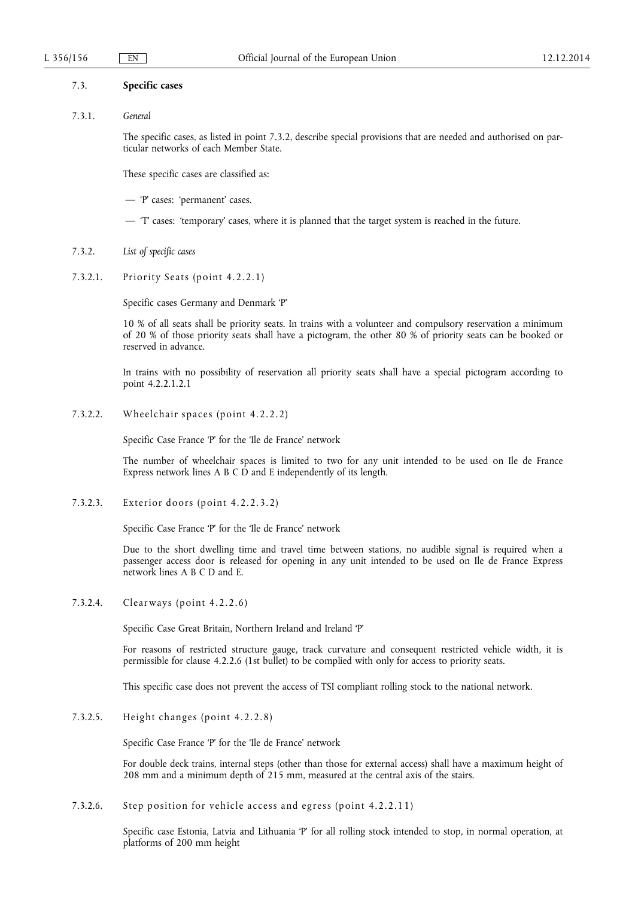## 7.3. **Specific cases**

### 7.3.1. *General*

The specific cases, as listed in point 7.3.2, describe special provisions that are needed and authorised on particular networks of each Member State.

These specific cases are classified as:

— 'P' cases: 'permanent' cases.

— 'T' cases: 'temporary' cases, where it is planned that the target system is reached in the future.

### 7.3.2. *List of specific cases*

#### 7.3.2.1. Priority Seats (point 4.2.2.1)

Specific cases Germany and Denmark 'P'

10 % of all seats shall be priority seats. In trains with a volunteer and compulsory reservation a minimum of 20 % of those priority seats shall have a pictogram, the other 80 % of priority seats can be booked or reserved in advance.

In trains with no possibility of reservation all priority seats shall have a special pictogram according to point 4.2.2.1.2.1

#### 7.3.2.2. Wheelchair spaces (point 4.2.2.2)

Specific Case France 'P' for the 'Ile de France' network

The number of wheelchair spaces is limited to two for any unit intended to be used on Ile de France Express network lines A B C D and E independently of its length.

#### 7.3.2.3. Exterior doors (point 4.2.2.3.2)

Specific Case France 'P' for the 'Ile de France' network

Due to the short dwelling time and travel time between stations, no audible signal is required when a passenger access door is released for opening in any unit intended to be used on Ile de France Express network lines A B C D and E.

#### 7.3.2.4. Clearways (point 4.2.2.6)

Specific Case Great Britain, Northern Ireland and Ireland 'P'

For reasons of restricted structure gauge, track curvature and consequent restricted vehicle width, it is permissible for clause 4.2.2.6 (1st bullet) to be complied with only for access to priority seats.

This specific case does not prevent the access of TSI compliant rolling stock to the national network.

#### 7.3.2.5. Height changes (point 4.2.2.8)

Specific Case France 'P' for the 'Ile de France' network

For double deck trains, internal steps (other than those for external access) shall have a maximum height of 208 mm and a minimum depth of 215 mm, measured at the central axis of the stairs.

#### 7.3.2.6. Step position for vehicle access and egress (point 4.2.2.11)

Specific case Estonia, Latvia and Lithuania 'P' for all rolling stock intended to stop, in normal operation, at platforms of 200 mm height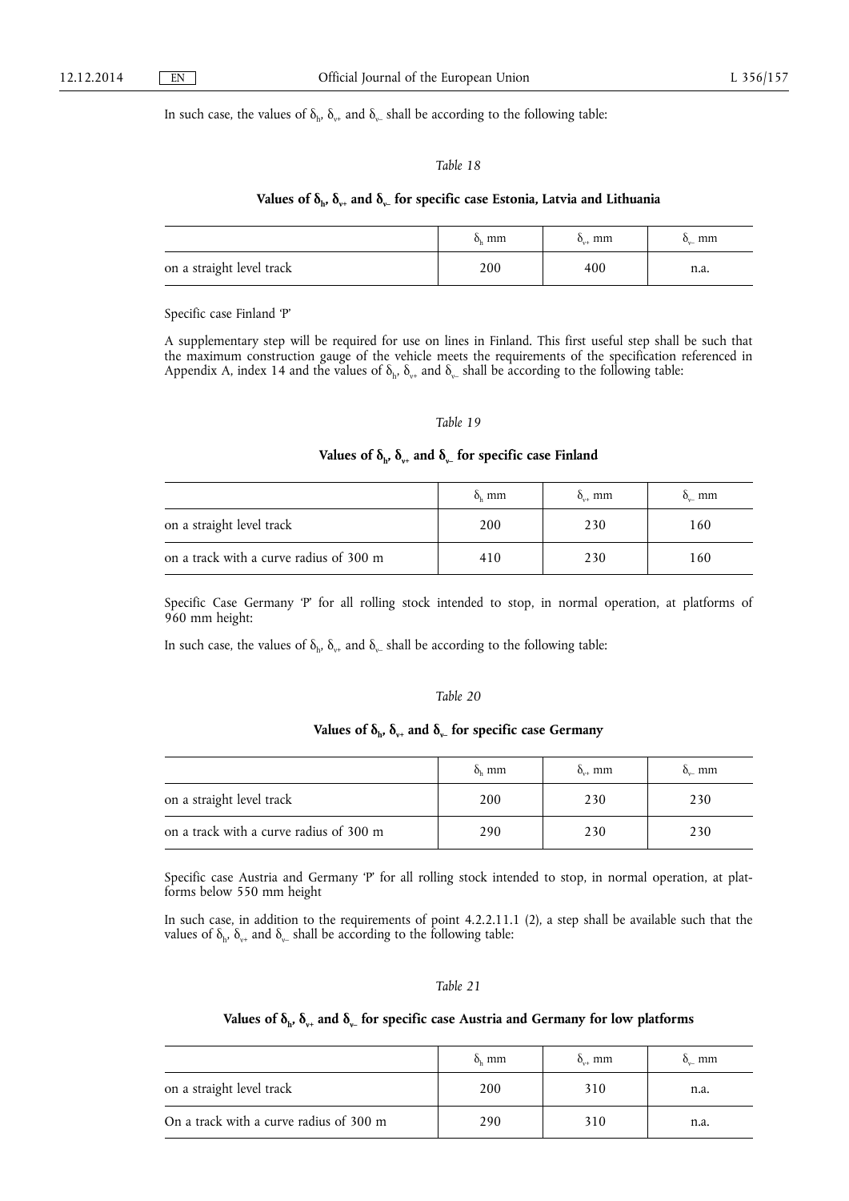In such case, the values of $\delta_h$, $\delta_{v+}$ and $\delta_{v-}$ shall be according to the following table:

*Table 18*

**Values of $\delta_h$, $\delta_{v+}$ and $\delta_{v-}$ for specific case Estonia, Latvia and Lithuania**

| | $\delta_h$ mm | $\delta_{v+}$ mm | $\delta_{v-}$ mm |
|---|---|---|---|
| on a straight level track | 200 | 400 | n.a. |

Specific case Finland 'P'

A supplementary step will be required for use on lines in Finland. This first useful step shall be such that the maximum construction gauge of the vehicle meets the requirements of the specification referenced in Appendix A, index 14 and the values of $\delta_h$, $\delta_{v+}$ and $\delta_{v-}$ shall be according to the following table:

*Table 19*

**Values of $\delta_h$, $\delta_{v+}$ and $\delta_{v-}$ for specific case Finland**

| | $\delta_h$ mm | $\delta_{v+}$ mm | $\delta_{v-}$ mm |
|---|---|---|---|
| on a straight level track | 200 | 230 | 160 |
| on a track with a curve radius of 300 m | 410 | 230 | 160 |

Specific Case Germany 'P' for all rolling stock intended to stop, in normal operation, at platforms of 960 mm height:

In such case, the values of $\delta_h$, $\delta_{v+}$ and $\delta_{v-}$ shall be according to the following table:

*Table 20*

**Values of $\delta_h$, $\delta_{v+}$ and $\delta_{v-}$ for specific case Germany**

| | $\delta_h$ mm | $\delta_{v+}$ mm | $\delta_{v-}$ mm |
|---|---|---|---|
| on a straight level track | 200 | 230 | 230 |
| on a track with a curve radius of 300 m | 290 | 230 | 230 |

Specific case Austria and Germany 'P' for all rolling stock intended to stop, in normal operation, at platforms below 550 mm height

In such case, in addition to the requirements of point 4.2.2.11.1 (2), a step shall be available such that the values of $\delta_h$, $\delta_{v+}$ and $\delta_{v-}$ shall be according to the following table:

*Table 21*

**Values of $\delta_h$, $\delta_{v+}$ and $\delta_{v-}$ for specific case Austria and Germany for low platforms**

| | $\delta_h$ mm | $\delta_{v+}$ mm | $\delta_{v-}$ mm |
|---|---|---|---|
| on a straight level track | 200 | 310 | n.a. |
| On a track with a curve radius of 300 m | 290 | 310 | n.a. |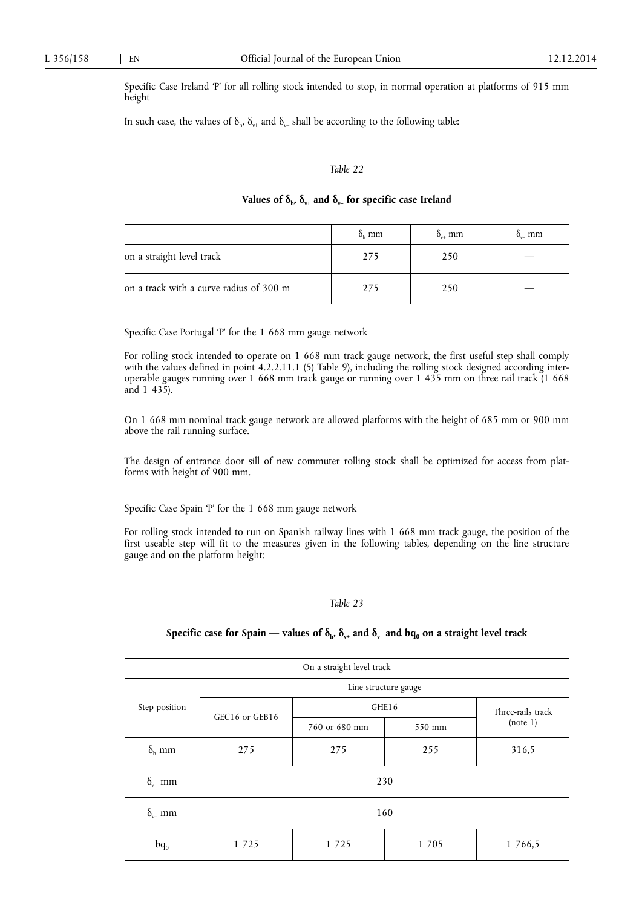Specific Case Ireland 'P' for all rolling stock intended to stop, in normal operation at platforms of 915 mm height

In such case, the values of $\delta_h$, $\delta_{v+}$ and $\delta_{v-}$ shall be according to the following table:

*Table 22*

**Values of $\delta_h$, $\delta_{v+}$ and $\delta_{v-}$ for specific case Ireland**

| | $\delta_h$ mm | $\delta_{v+}$ mm | $\delta_{v-}$ mm |
|---|---|---|---|
| on a straight level track | 275 | 250 | — |
| on a track with a curve radius of 300 m | 275 | 250 | — |

Specific Case Portugal 'P' for the 1 668 mm gauge network

For rolling stock intended to operate on 1 668 mm track gauge network, the first useful step shall comply with the values defined in point 4.2.2.11.1 (5) Table 9), including the rolling stock designed according interoperable gauges running over 1 668 mm track gauge or running over 1 435 mm on three rail track (1 668 and 1 435).

On 1 668 mm nominal track gauge network are allowed platforms with the height of 685 mm or 900 mm above the rail running surface.

The design of entrance door sill of new commuter rolling stock shall be optimized for access from platforms with height of 900 mm.

Specific Case Spain 'P' for the 1 668 mm gauge network

For rolling stock intended to run on Spanish railway lines with 1 668 mm track gauge, the position of the first useable step will fit to the measures given in the following tables, depending on the line structure gauge and on the platform height:

*Table 23*

**Specific case for Spain — values of $\delta_h$, $\delta_{v+}$ and $\delta_{v-}$ and $bq_0$ on a straight level track**

| On a straight level track | | | | |
|---|---|---|---|---|
| Step position | Line structure gauge | | | |
| | GEC16 or GEB16 | GHE16 | | Three-rails track (note 1) |
| | | 760 or 680 mm | 550 mm | |
| $\delta_h$ mm | 275 | 275 | 255 | 316,5 |
| $\delta_{v+}$ mm | 230 | | | |
| $\delta_{v-}$ mm | 160 | | | |
| $bq_0$ | 1 725 | 1 725 | 1 705 | 1 766,5 |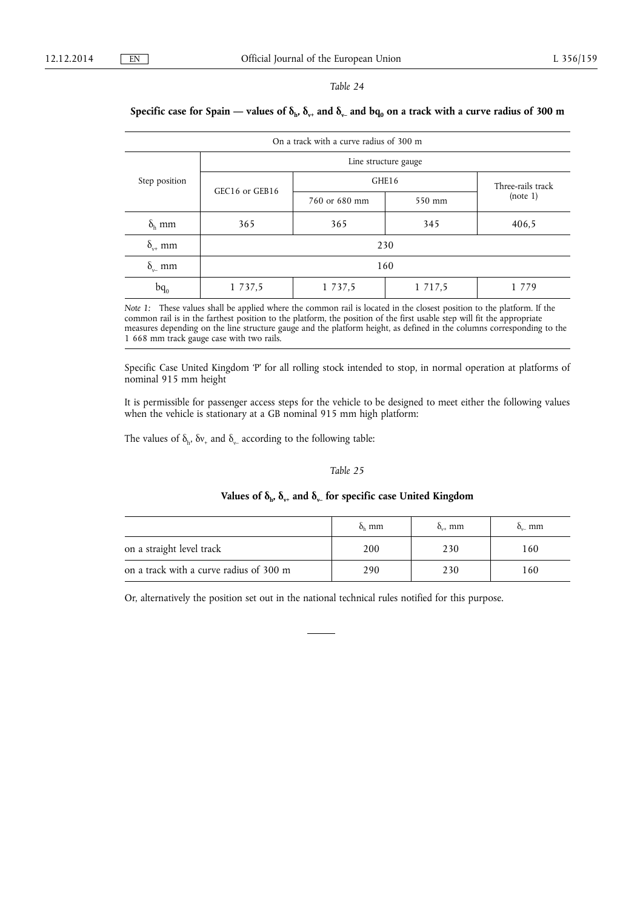*Table 24*

**Specific case for Spain — values of $\delta_h$, $\delta_{v+}$ and $\delta_{v-}$ and $bq_0$ on a track with a curve radius of 300 m**

| On a track with a curve radius of 300 m | | | | |
|---|---|---|---|---|
| Step position | Line structure gauge | | | |
| | GEC16 or GEB16 | GHE16 | | Three-rails track (note 1) |
| | | 760 or 680 mm | 550 mm | |
| $\delta_h$ mm | 365 | 365 | 345 | 406,5 |
| $\delta_{v+}$ mm | 230 | | | |
| $\delta_{v-}$ mm | 160 | | | |
| $bq_0$ | 1 737,5 | 1 737,5 | 1 717,5 | 1 779 |

*Note 1:* These values shall be applied where the common rail is located in the closest position to the platform. If the common rail is in the farthest position to the platform, the position of the first usable step will fit the appropriate measures depending on the line structure gauge and the platform height, as defined in the columns corresponding to the 1 668 mm track gauge case with two rails.

Specific Case United Kingdom 'P' for all rolling stock intended to stop, in normal operation at platforms of nominal 915 mm height

It is permissible for passenger access steps for the vehicle to be designed to meet either the following values when the vehicle is stationary at a GB nominal 915 mm high platform:

The values of $\delta_h$, $\delta v_+$ and $\delta_{v-}$ according to the following table:

*Table 25*

**Values of $\delta_h$, $\delta_{v+}$ and $\delta_{v-}$ for specific case United Kingdom**

| | $\delta_h$ mm | $\delta_{v+}$ mm | $\delta_{v-}$ mm |
|---|---|---|---|
| on a straight level track | 200 | 230 | 160 |
| on a track with a curve radius of 300 m | 290 | 230 | 160 |

Or, alternatively the position set out in the national technical rules notified for this purpose.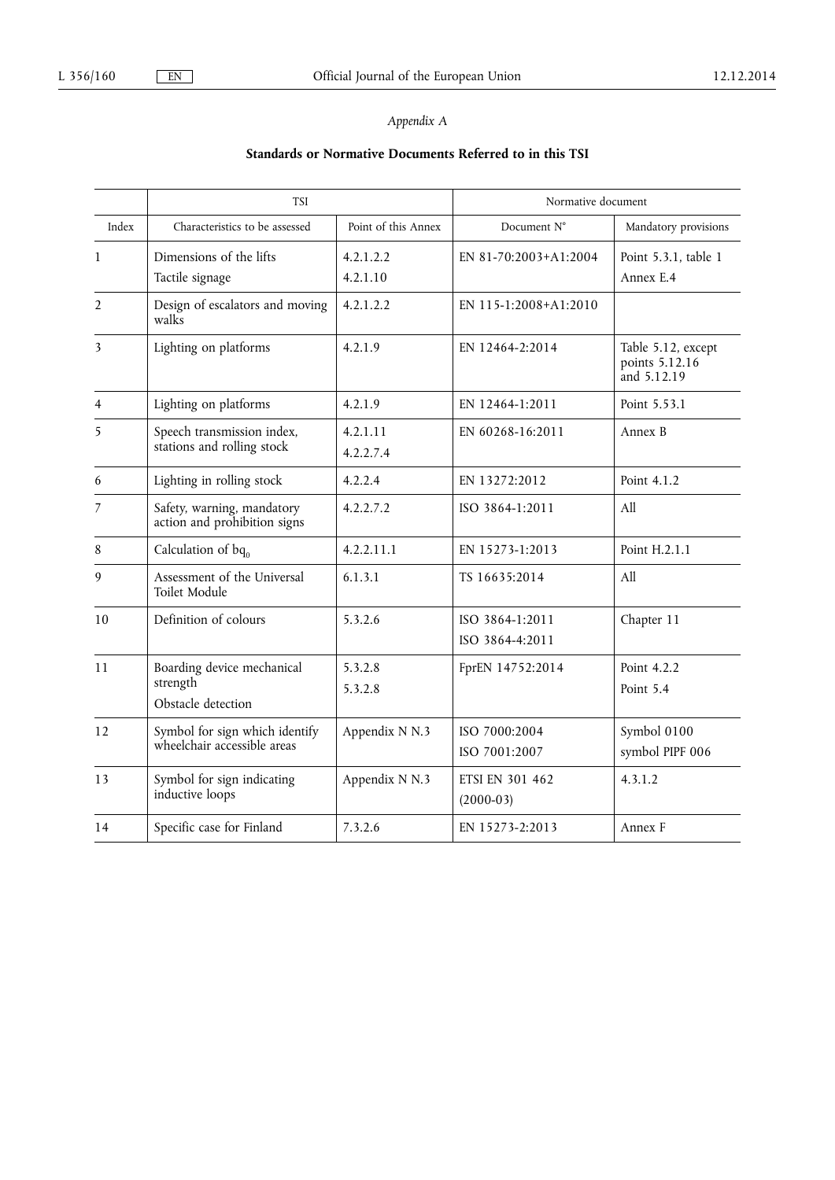*Appendix A*

**Standards or Normative Documents Referred to in this TSI**

| | TSI | | Normative document | |
|---|---|---|---|---|
| Index | Characteristics to be assessed | Point of this Annex | Document N° | Mandatory provisions |
| 1 | Dimensions of the lifts<br>Tactile signage | 4.2.1.2.2<br>4.2.1.10 | EN 81-70:2003+A1:2004 | Point 5.3.1, table 1<br>Annex E.4 |
| 2 | Design of escalators and moving walks | 4.2.1.2.2 | EN 115-1:2008+A1:2010 | |
| 3 | Lighting on platforms | 4.2.1.9 | EN 12464-2:2014 | Table 5.12, except points 5.12.16 and 5.12.19 |
| 4 | Lighting on platforms | 4.2.1.9 | EN 12464-1:2011 | Point 5.53.1 |
| 5 | Speech transmission index, stations and rolling stock | 4.2.1.11<br>4.2.2.7.4 | EN 60268-16:2011 | Annex B |
| 6 | Lighting in rolling stock | 4.2.2.4 | EN 13272:2012 | Point 4.1.2 |
| 7 | Safety, warning, mandatory action and prohibition signs | 4.2.2.7.2 | ISO 3864-1:2011 | All |
| 8 | Calculation of $bq_0$ | 4.2.2.11.1 | EN 15273-1:2013 | Point H.2.1.1 |
| 9 | Assessment of the Universal Toilet Module | 6.1.3.1 | TS 16635:2014 | All |
| 10 | Definition of colours | 5.3.2.6 | ISO 3864-1:2011<br>ISO 3864-4:2011 | Chapter 11 |
| 11 | Boarding device mechanical strength<br>Obstacle detection | 5.3.2.8<br>5.3.2.8 | FprEN 14752:2014 | Point 4.2.2<br>Point 5.4 |
| 12 | Symbol for sign which identify wheelchair accessible areas | Appendix N N.3 | ISO 7000:2004<br>ISO 7001:2007 | Symbol 0100<br>symbol PIPF 006 |
| 13 | Symbol for sign indicating inductive loops | Appendix N N.3 | ETSI EN 301 462<br>(2000-03) | 4.3.1.2 |
| 14 | Specific case for Finland | 7.3.2.6 | EN 15273-2:2013 | Annex F |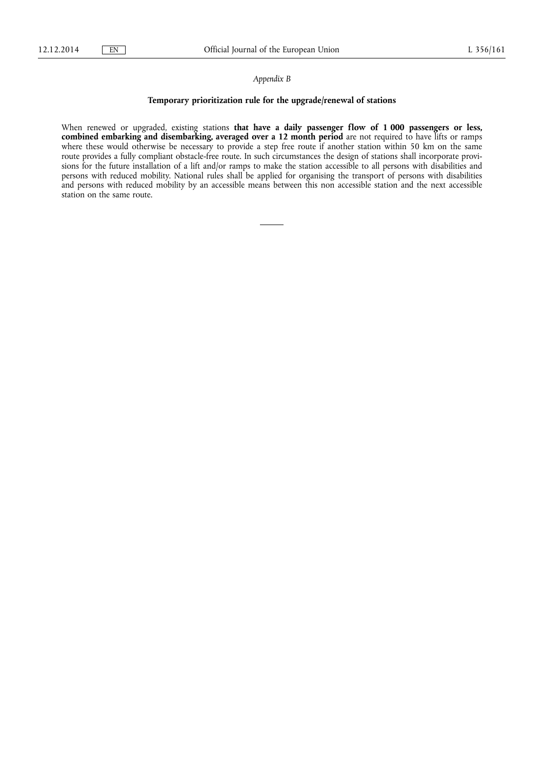*Appendix B*

**Temporary prioritization rule for the upgrade/renewal of stations**

When renewed or upgraded, existing stations **that have a daily passenger flow of 1 000 passengers or less, combined embarking and disembarking, averaged over a 12 month period** are not required to have lifts or ramps where these would otherwise be necessary to provide a step free route if another station within 50 km on the same route provides a fully compliant obstacle-free route. In such circumstances the design of stations shall incorporate provisions for the future installation of a lift and/or ramps to make the station accessible to all persons with disabilities and persons with reduced mobility. National rules shall be applied for organising the transport of persons with disabilities and persons with reduced mobility by an accessible means between this non accessible station and the next accessible station on the same route.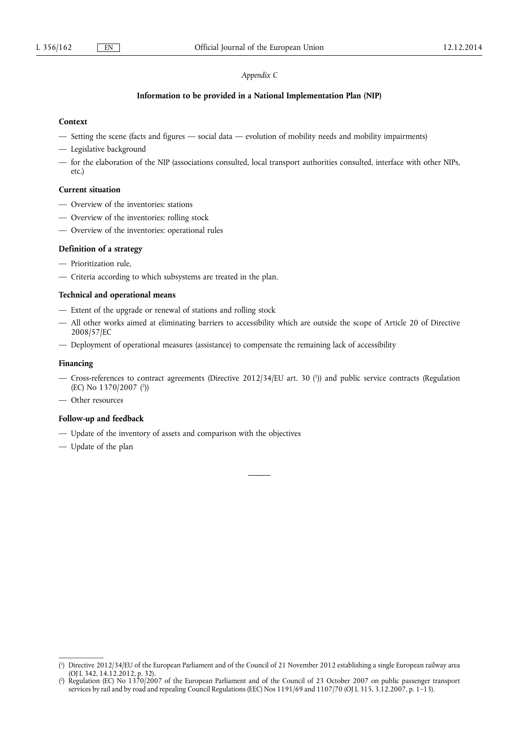*Appendix C*

## Information to be provided in a National Implementation Plan (NIP)

### Context

— Setting the scene (facts and figures — social data — evolution of mobility needs and mobility impairments)

— Legislative background

— for the elaboration of the NIP (associations consulted, local transport authorities consulted, interface with other NIPs, etc.)

### Current situation

— Overview of the inventories: stations

— Overview of the inventories: rolling stock

— Overview of the inventories: operational rules

### Definition of a strategy

— Prioritization rule,

— Criteria according to which subsystems are treated in the plan.

### Technical and operational means

— Extent of the upgrade or renewal of stations and rolling stock

— All other works aimed at eliminating barriers to accessibility which are outside the scope of Article 20 of Directive 2008/57/EC

— Deployment of operational measures (assistance) to compensate the remaining lack of accessibility

### Financing

— Cross-references to contract agreements (Directive 2012/34/EU art. 30 [1]) and public service contracts (Regulation (EC) No 1370/2007 [2])

— Other resources

### Follow-up and feedback

— Update of the inventory of assets and comparison with the objectives

— Update of the plan

---

[1] Directive 2012/34/EU of the European Parliament and of the Council of 21 November 2012 establishing a single European railway area (OJ L 342, 14.12.2012, p. 32).

[2] Regulation (EC) No 1370/2007 of the European Parliament and of the Council of 23 October 2007 on public passenger transport services by rail and by road and repealing Council Regulations (EEC) Nos 1191/69 and 1107/70 (OJ L 315, 3.12.2007, p. 1–13).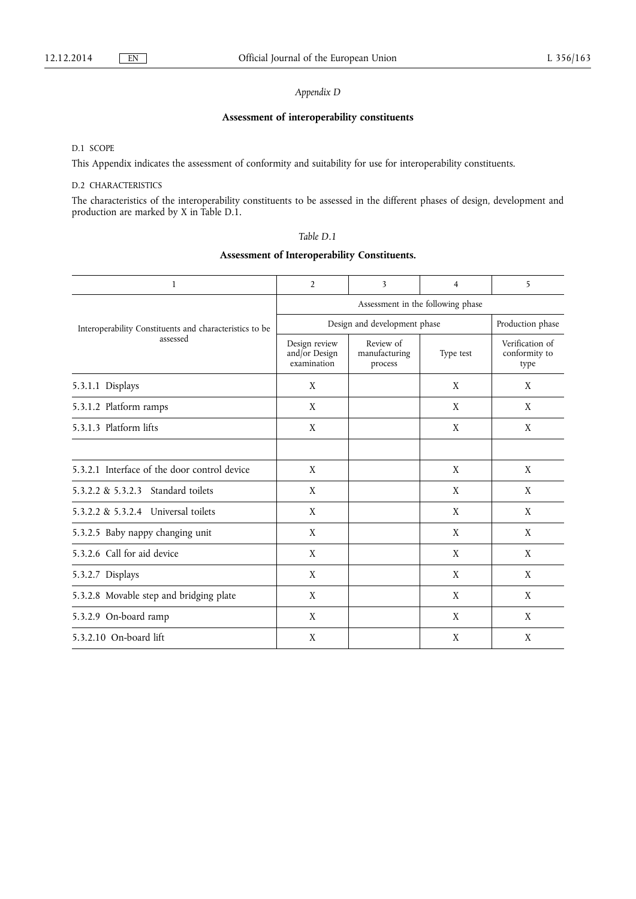*Appendix D*

## Assessment of interoperability constituents

D.1 SCOPE

This Appendix indicates the assessment of conformity and suitability for use for interoperability constituents.

D.2 CHARACTERISTICS

The characteristics of the interoperability constituents to be assessed in the different phases of design, development and production are marked by X in Table D.1.

*Table D.1*

**Assessment of Interoperability Constituents.**

| 1 | 2 | 3 | 4 | 5 |
|---|---|---|---|---|
| Interoperability Constituents and characteristics to be assessed | Assessment in the following phase | | | |
| | Design and development phase | | | Production phase |
| | Design review and/or Design examination | Review of manufacturing process | Type test | Verification of conformity to type |
| 5.3.1.1 Displays | X | | X | X |
| 5.3.1.2 Platform ramps | X | | X | X |
| 5.3.1.3 Platform lifts | X | | X | X |
| | | | | |
| 5.3.2.1 Interface of the door control device | X | | X | X |
| 5.3.2.2 & 5.3.2.3 Standard toilets | X | | X | X |
| 5.3.2.2 & 5.3.2.4 Universal toilets | X | | X | X |
| 5.3.2.5 Baby nappy changing unit | X | | X | X |
| 5.3.2.6 Call for aid device | X | | X | X |
| 5.3.2.7 Displays | X | | X | X |
| 5.3.2.8 Movable step and bridging plate | X | | X | X |
| 5.3.2.9 On-board ramp | X | | X | X |
| 5.3.2.10 On-board lift | X | | X | X |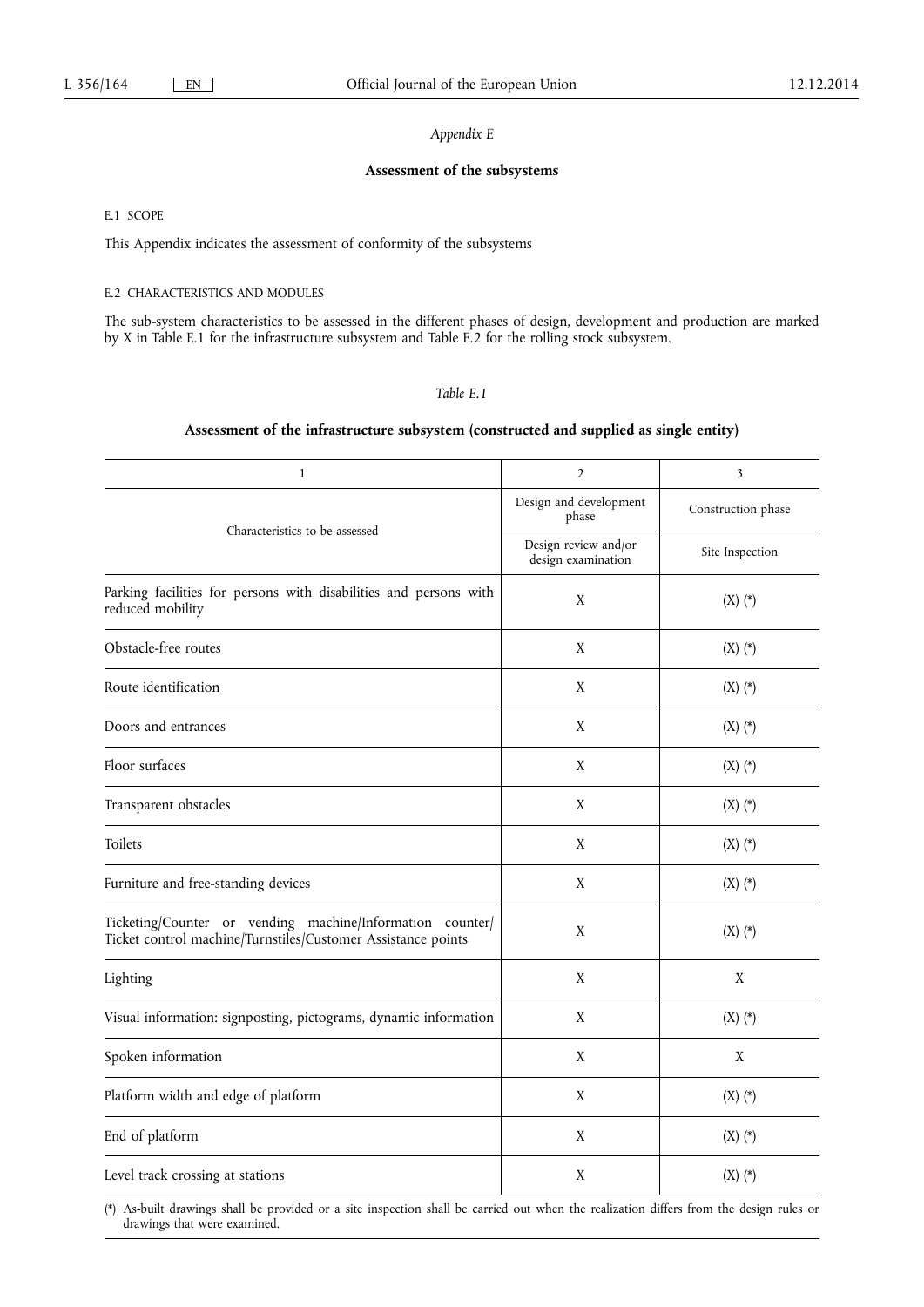*Appendix E*

## Assessment of the subsystems

### E.1 SCOPE

This Appendix indicates the assessment of conformity of the subsystems

### E.2 CHARACTERISTICS AND MODULES

The sub-system characteristics to be assessed in the different phases of design, development and production are marked by X in Table E.1 for the infrastructure subsystem and Table E.2 for the rolling stock subsystem.

*Table E.1*

**Assessment of the infrastructure subsystem (constructed and supplied as single entity)**

| 1 | 2 | 3 |
|---|---|---|
| Characteristics to be assessed | Design and development phase | Construction phase |
| | Design review and/or design examination | Site Inspection |
| Parking facilities for persons with disabilities and persons with reduced mobility | X | (X) (*) |
| Obstacle-free routes | X | (X) (*) |
| Route identification | X | (X) (*) |
| Doors and entrances | X | (X) (*) |
| Floor surfaces | X | (X) (*) |
| Transparent obstacles | X | (X) (*) |
| Toilets | X | (X) (*) |
| Furniture and free-standing devices | X | (X) (*) |
| Ticketing/Counter or vending machine/Information counter/ Ticket control machine/Turnstiles/Customer Assistance points | X | (X) (*) |
| Lighting | X | X |
| Visual information: signposting, pictograms, dynamic information | X | (X) (*) |
| Spoken information | X | X |
| Platform width and edge of platform | X | (X) (*) |
| End of platform | X | (X) (*) |
| Level track crossing at stations | X | (X) (*) |

(*) As-built drawings shall be provided or a site inspection shall be carried out when the realization differs from the design rules or drawings that were examined.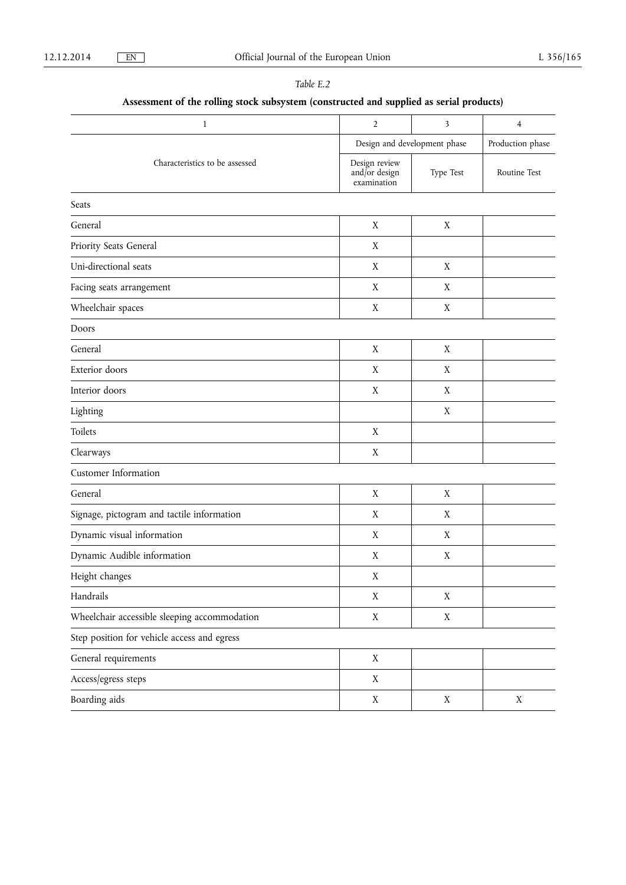*Table E.2*

**Assessment of the rolling stock subsystem (constructed and supplied as serial products)**

| 1 | 2 | 3 | 4 |
|---|---|---|---|
| Characteristics to be assessed | Design and development phase | | Production phase |
| | Design review and/or design examination | Type Test | Routine Test |
| Seats | | | |
| General | X | X | |
| Priority Seats General | X | | |
| Uni-directional seats | X | X | |
| Facing seats arrangement | X | X | |
| Wheelchair spaces | X | X | |
| Doors | | | |
| General | X | X | |
| Exterior doors | X | X | |
| Interior doors | X | X | |
| Lighting | | X | |
| Toilets | X | | |
| Clearways | X | | |
| Customer Information | | | |
| General | X | X | |
| Signage, pictogram and tactile information | X | X | |
| Dynamic visual information | X | X | |
| Dynamic Audible information | X | X | |
| Height changes | X | | |
| Handrails | X | X | |
| Wheelchair accessible sleeping accommodation | X | X | |
| Step position for vehicle access and egress | | | |
| General requirements | X | | |
| Access/egress steps | X | | |
| Boarding aids | X | X | X |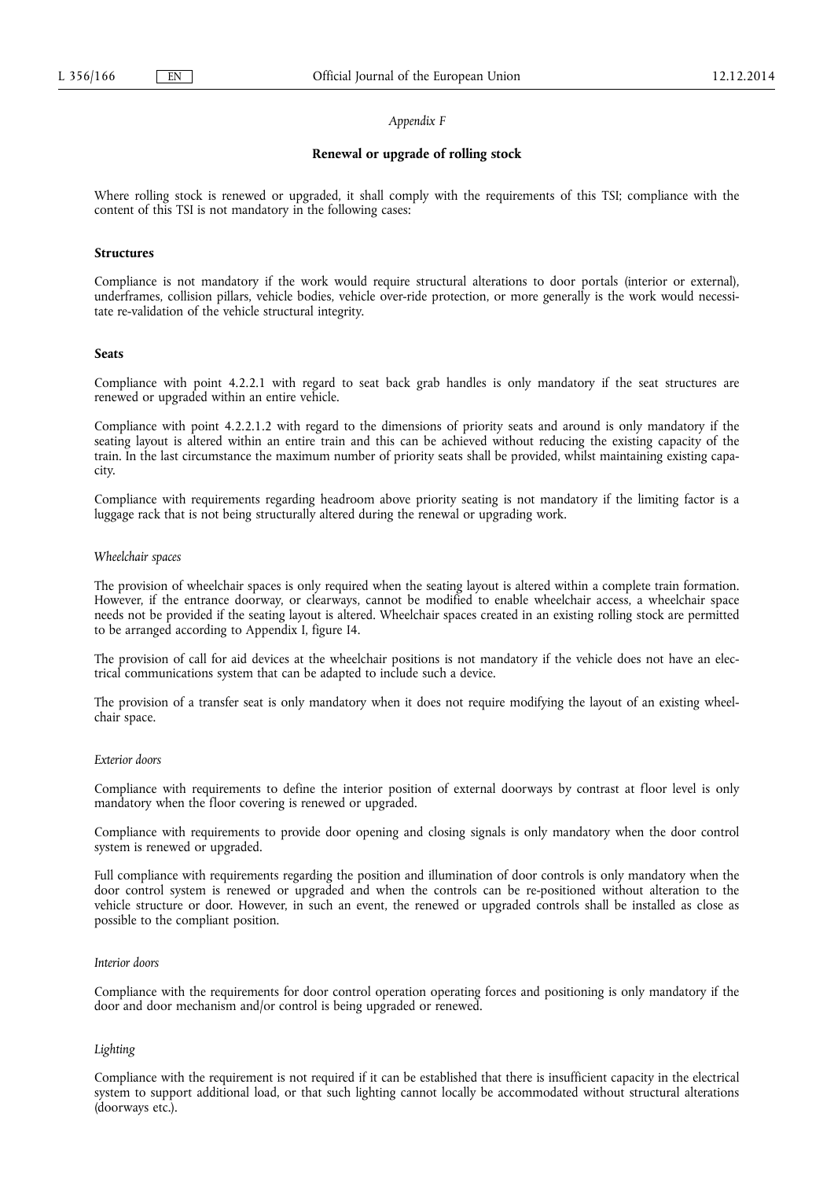*Appendix F*

## Renewal or upgrade of rolling stock

Where rolling stock is renewed or upgraded, it shall comply with the requirements of this TSI; compliance with the content of this TSI is not mandatory in the following cases:

### Structures

Compliance is not mandatory if the work would require structural alterations to door portals (interior or external), underframes, collision pillars, vehicle bodies, vehicle over-ride protection, or more generally is the work would necessitate re-validation of the vehicle structural integrity.

### Seats

Compliance with point 4.2.2.1 with regard to seat back grab handles is only mandatory if the seat structures are renewed or upgraded within an entire vehicle.

Compliance with point 4.2.2.1.2 with regard to the dimensions of priority seats and around is only mandatory if the seating layout is altered within an entire train and this can be achieved without reducing the existing capacity of the train. In the last circumstance the maximum number of priority seats shall be provided, whilst maintaining existing capacity.

Compliance with requirements regarding headroom above priority seating is not mandatory if the limiting factor is a luggage rack that is not being structurally altered during the renewal or upgrading work.

*Wheelchair spaces*

The provision of wheelchair spaces is only required when the seating layout is altered within a complete train formation. However, if the entrance doorway, or clearways, cannot be modified to enable wheelchair access, a wheelchair space needs not be provided if the seating layout is altered. Wheelchair spaces created in an existing rolling stock are permitted to be arranged according to Appendix I, figure I4.

The provision of call for aid devices at the wheelchair positions is not mandatory if the vehicle does not have an electrical communications system that can be adapted to include such a device.

The provision of a transfer seat is only mandatory when it does not require modifying the layout of an existing wheelchair space.

*Exterior doors*

Compliance with requirements to define the interior position of external doorways by contrast at floor level is only mandatory when the floor covering is renewed or upgraded.

Compliance with requirements to provide door opening and closing signals is only mandatory when the door control system is renewed or upgraded.

Full compliance with requirements regarding the position and illumination of door controls is only mandatory when the door control system is renewed or upgraded and when the controls can be re-positioned without alteration to the vehicle structure or door. However, in such an event, the renewed or upgraded controls shall be installed as close as possible to the compliant position.

*Interior doors*

Compliance with the requirements for door control operation operating forces and positioning is only mandatory if the door and door mechanism and/or control is being upgraded or renewed.

*Lighting*

Compliance with the requirement is not required if it can be established that there is insufficient capacity in the electrical system to support additional load, or that such lighting cannot locally be accommodated without structural alterations (doorways etc.).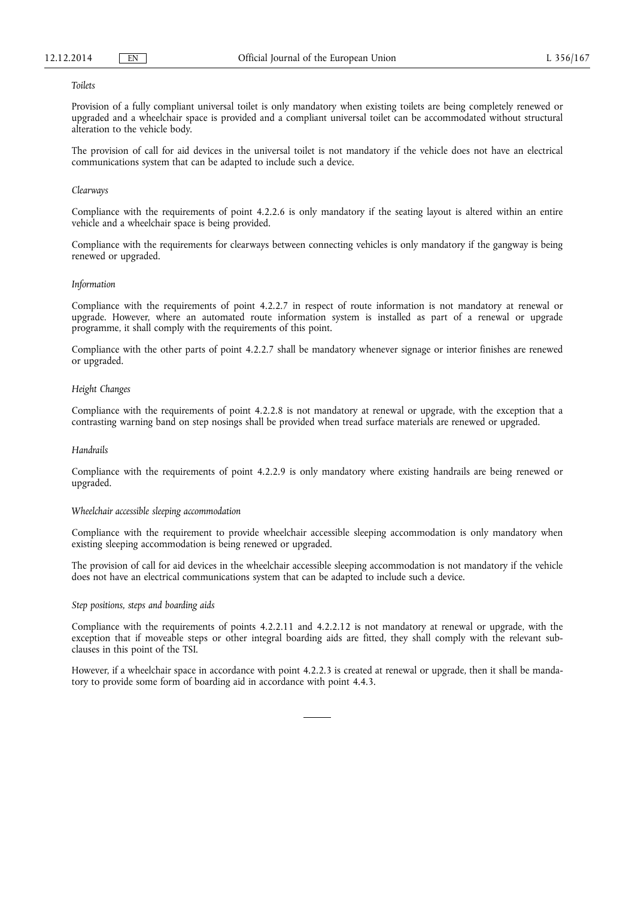*Toilets*

Provision of a fully compliant universal toilet is only mandatory when existing toilets are being completely renewed or upgraded and a wheelchair space is provided and a compliant universal toilet can be accommodated without structural alteration to the vehicle body.

The provision of call for aid devices in the universal toilet is not mandatory if the vehicle does not have an electrical communications system that can be adapted to include such a device.

*Clearways*

Compliance with the requirements of point 4.2.2.6 is only mandatory if the seating layout is altered within an entire vehicle and a wheelchair space is being provided.

Compliance with the requirements for clearways between connecting vehicles is only mandatory if the gangway is being renewed or upgraded.

*Information*

Compliance with the requirements of point 4.2.2.7 in respect of route information is not mandatory at renewal or upgrade. However, where an automated route information system is installed as part of a renewal or upgrade programme, it shall comply with the requirements of this point.

Compliance with the other parts of point 4.2.2.7 shall be mandatory whenever signage or interior finishes are renewed or upgraded.

*Height Changes*

Compliance with the requirements of point 4.2.2.8 is not mandatory at renewal or upgrade, with the exception that a contrasting warning band on step nosings shall be provided when tread surface materials are renewed or upgraded.

*Handrails*

Compliance with the requirements of point 4.2.2.9 is only mandatory where existing handrails are being renewed or upgraded.

*Wheelchair accessible sleeping accommodation*

Compliance with the requirement to provide wheelchair accessible sleeping accommodation is only mandatory when existing sleeping accommodation is being renewed or upgraded.

The provision of call for aid devices in the wheelchair accessible sleeping accommodation is not mandatory if the vehicle does not have an electrical communications system that can be adapted to include such a device.

*Step positions, steps and boarding aids*

Compliance with the requirements of points 4.2.2.11 and 4.2.2.12 is not mandatory at renewal or upgrade, with the exception that if moveable steps or other integral boarding aids are fitted, they shall comply with the relevant sub-clauses in this point of the TSI.

However, if a wheelchair space in accordance with point 4.2.2.3 is created at renewal or upgrade, then it shall be mandatory to provide some form of boarding aid in accordance with point 4.4.3.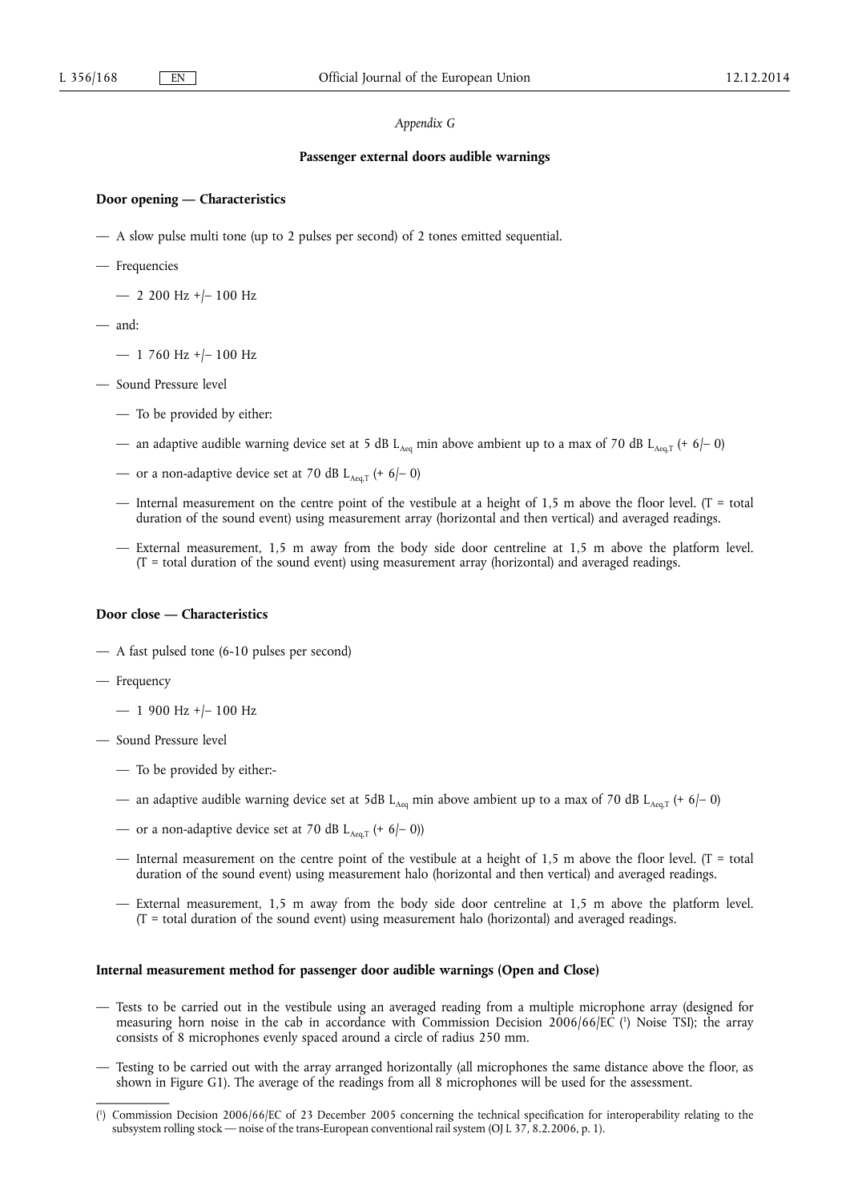*Appendix G*

**Passenger external doors audible warnings**

**Door opening — Characteristics**

- A slow pulse multi tone (up to 2 pulses per second) of 2 tones emitted sequential.
- Frequencies
  - 2 200 Hz +/– 100 Hz
- and:
  - 1 760 Hz +/– 100 Hz
- Sound Pressure level
  - To be provided by either:
  - an adaptive audible warning device set at 5 dB $L_{Aeq}$ min above ambient up to a max of 70 dB $L_{Aeq,T}$ (+ 6/– 0)
  - or a non-adaptive device set at 70 dB $L_{Aeq,T}$ (+ 6/– 0)
  - Internal measurement on the centre point of the vestibule at a height of 1,5 m above the floor level. (T = total duration of the sound event) using measurement array (horizontal and then vertical) and averaged readings.
  - External measurement, 1,5 m away from the body side door centreline at 1,5 m above the platform level. (T = total duration of the sound event) using measurement array (horizontal) and averaged readings.

**Door close — Characteristics**

- A fast pulsed tone (6-10 pulses per second)
- Frequency
  - 1 900 Hz +/– 100 Hz
- Sound Pressure level
  - To be provided by either:-
  - an adaptive audible warning device set at 5dB $L_{Aeq}$ min above ambient up to a max of 70 dB $L_{Aeq,T}$ (+ 6/– 0)
  - or a non-adaptive device set at 70 dB $L_{Aeq,T}$ (+ 6/– 0))
  - Internal measurement on the centre point of the vestibule at a height of 1,5 m above the floor level. (T = total duration of the sound event) using measurement halo (horizontal and then vertical) and averaged readings.
  - External measurement, 1,5 m away from the body side door centreline at 1,5 m above the platform level. (T = total duration of the sound event) using measurement halo (horizontal) and averaged readings.

**Internal measurement method for passenger door audible warnings (Open and Close)**

- Tests to be carried out in the vestibule using an averaged reading from a multiple microphone array (designed for measuring horn noise in the cab in accordance with Commission Decision 2006/66/EC ([1]) Noise TSI); the array consists of 8 microphones evenly spaced around a circle of radius 250 mm.
- Testing to be carried out with the array arranged horizontally (all microphones the same distance above the floor, as shown in Figure G1). The average of the readings from all 8 microphones will be used for the assessment.

---

([1]) Commission Decision 2006/66/EC of 23 December 2005 concerning the technical specification for interoperability relating to the subsystem rolling stock — noise of the trans-European conventional rail system (OJ L 37, 8.2.2006, p. 1).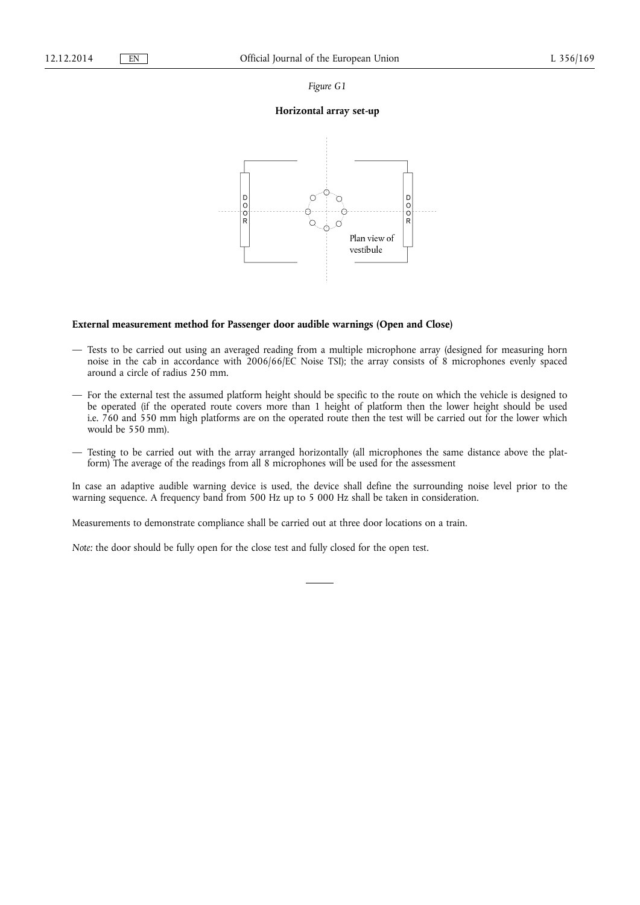*Figure G1*

**Horizontal array set-up**

**External measurement method for Passenger door audible warnings (Open and Close)**

- Tests to be carried out using an averaged reading from a multiple microphone array (designed for measuring horn noise in the cab in accordance with 2006/66/EC Noise TSI); the array consists of 8 microphones evenly spaced around a circle of radius 250 mm.
- For the external test the assumed platform height should be specific to the route on which the vehicle is designed to be operated (if the operated route covers more than 1 height of platform then the lower height should be used i.e. 760 and 550 mm high platforms are on the operated route then the test will be carried out for the lower which would be 550 mm).
- Testing to be carried out with the array arranged horizontally (all microphones the same distance above the platform) The average of the readings from all 8 microphones will be used for the assessment

In case an adaptive audible warning device is used, the device shall define the surrounding noise level prior to the warning sequence. A frequency band from 500 Hz up to 5 000 Hz shall be taken in consideration.

Measurements to demonstrate compliance shall be carried out at three door locations on a train.

*Note:* the door should be fully open for the close test and fully closed for the open test.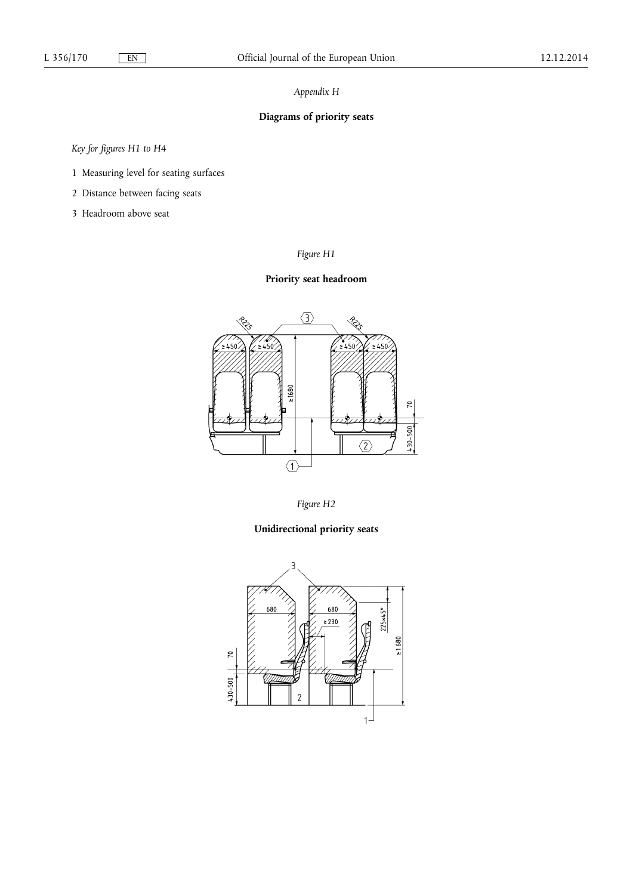*Appendix H*

## Diagrams of priority seats

*Key for figures H1 to H4*

1 Measuring level for seating surfaces

2 Distance between facing seats

3 Headroom above seat

*Figure H1*

**Priority seat headroom**

*Figure H2*

**Unidirectional priority seats**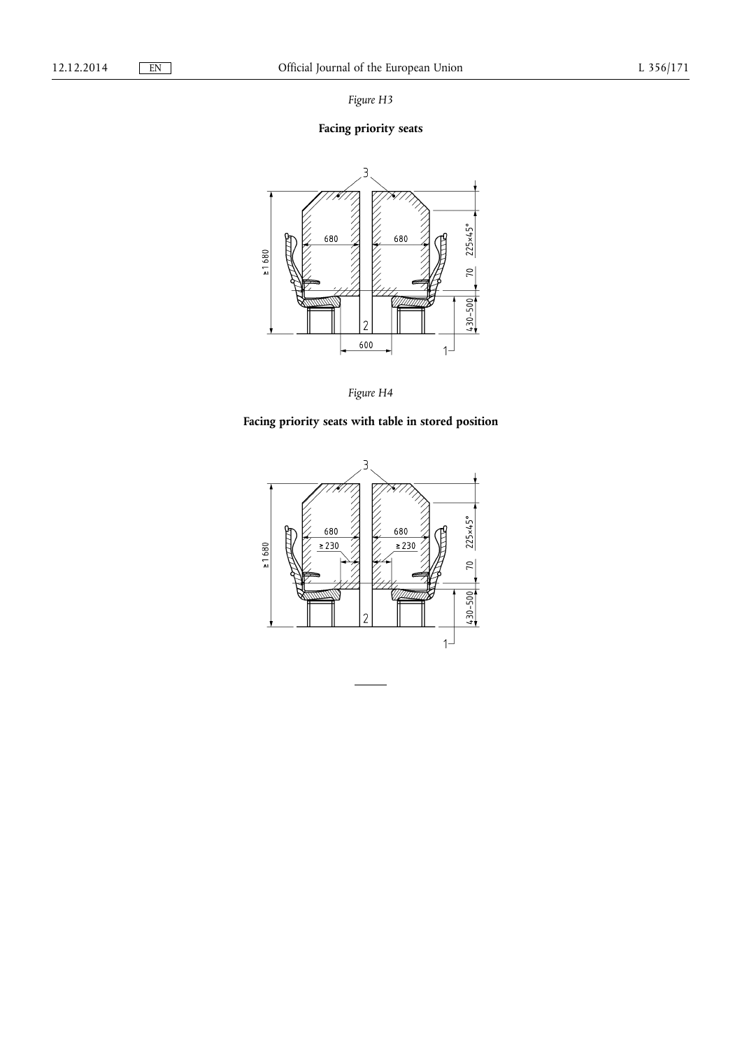*Figure H3*

**Facing priority seats**

*Figure H4*

**Facing priority seats with table in stored position**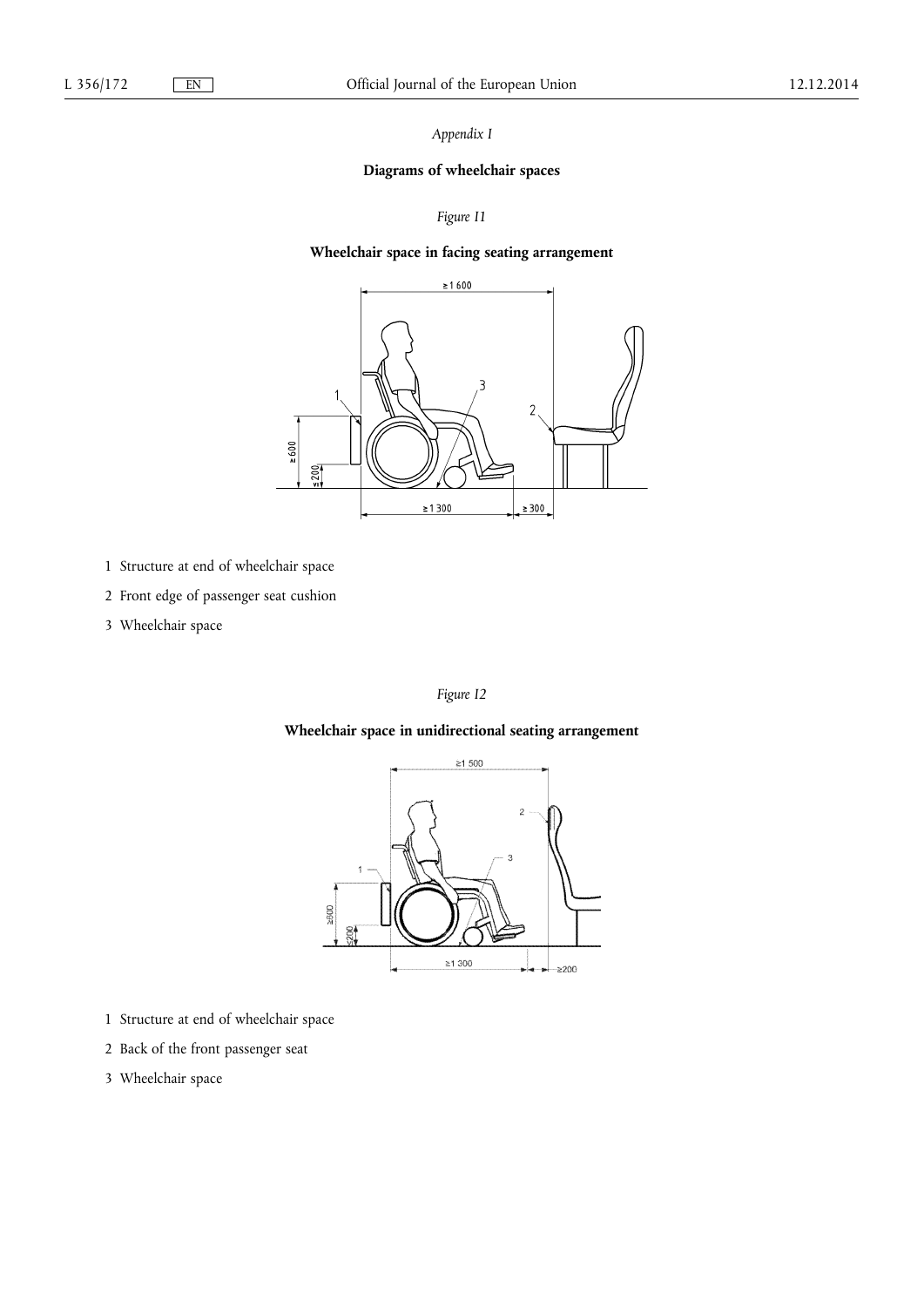*Appendix I*

**Diagrams of wheelchair spaces**

*Figure I1*

**Wheelchair space in facing seating arrangement**

1 Structure at end of wheelchair space

2 Front edge of passenger seat cushion

3 Wheelchair space

*Figure I2*

**Wheelchair space in unidirectional seating arrangement**

1 Structure at end of wheelchair space

2 Back of the front passenger seat

3 Wheelchair space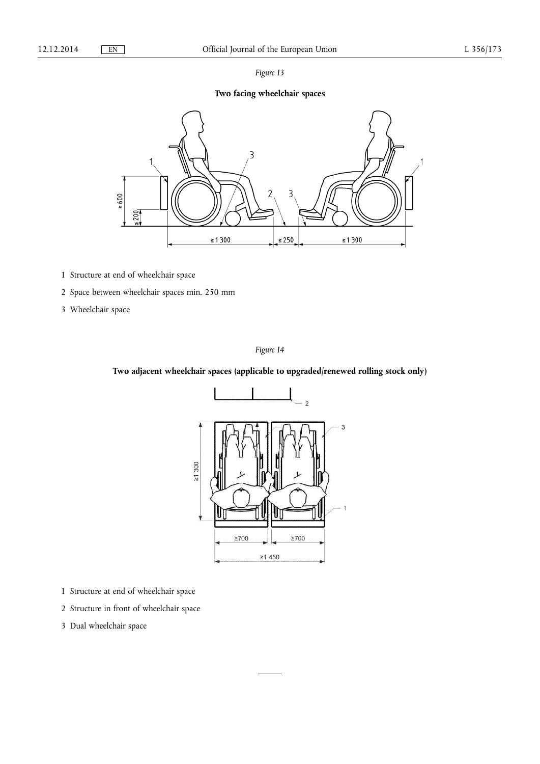*Figure I3*

**Two facing wheelchair spaces**

1 Structure at end of wheelchair space

2 Space between wheelchair spaces min. 250 mm

3 Wheelchair space

*Figure I4*

**Two adjacent wheelchair spaces (applicable to upgraded/renewed rolling stock only)**

1 Structure at end of wheelchair space

2 Structure in front of wheelchair space

3 Dual wheelchair space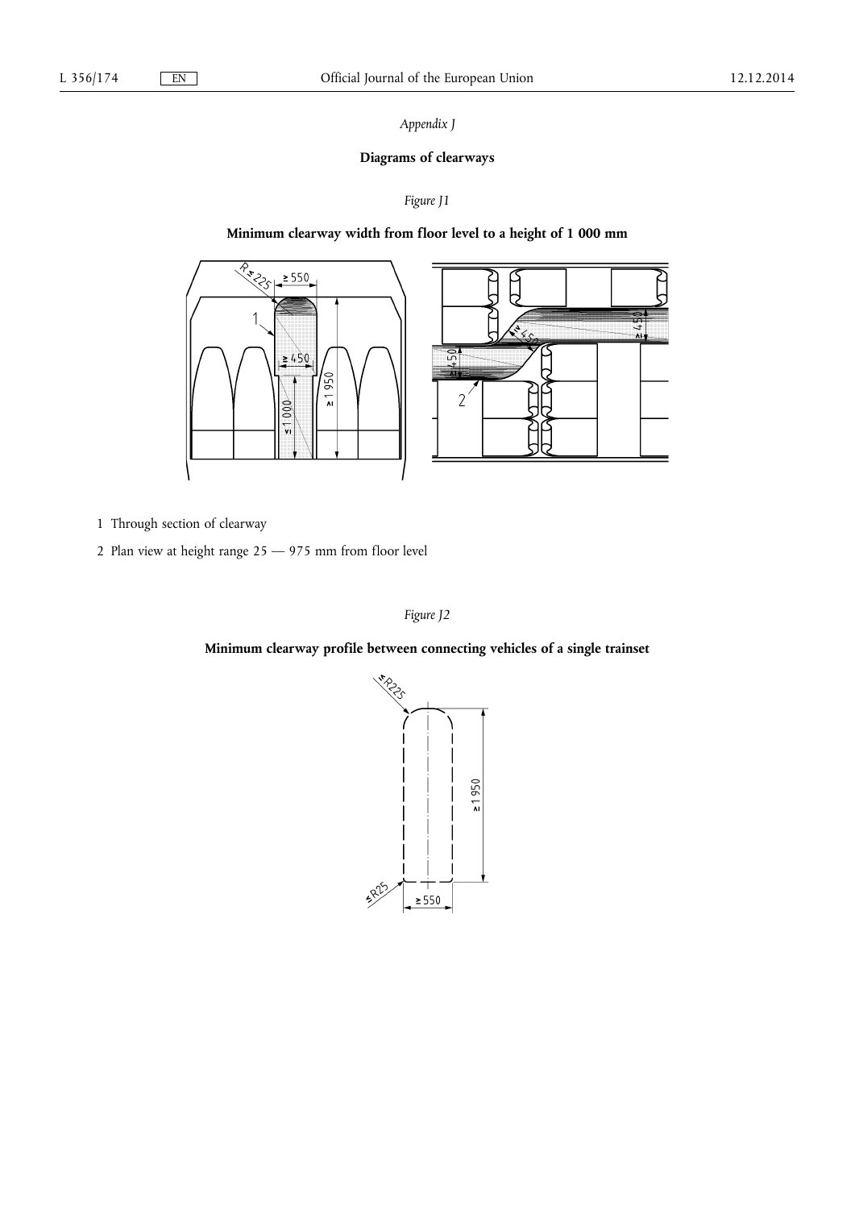*Appendix J*

**Diagrams of clearways**

*Figure J1*

**Minimum clearway width from floor level to a height of 1 000 mm**

1 Through section of clearway

2 Plan view at height range 25 — 975 mm from floor level

*Figure J2*

**Minimum clearway profile between connecting vehicles of a single trainset**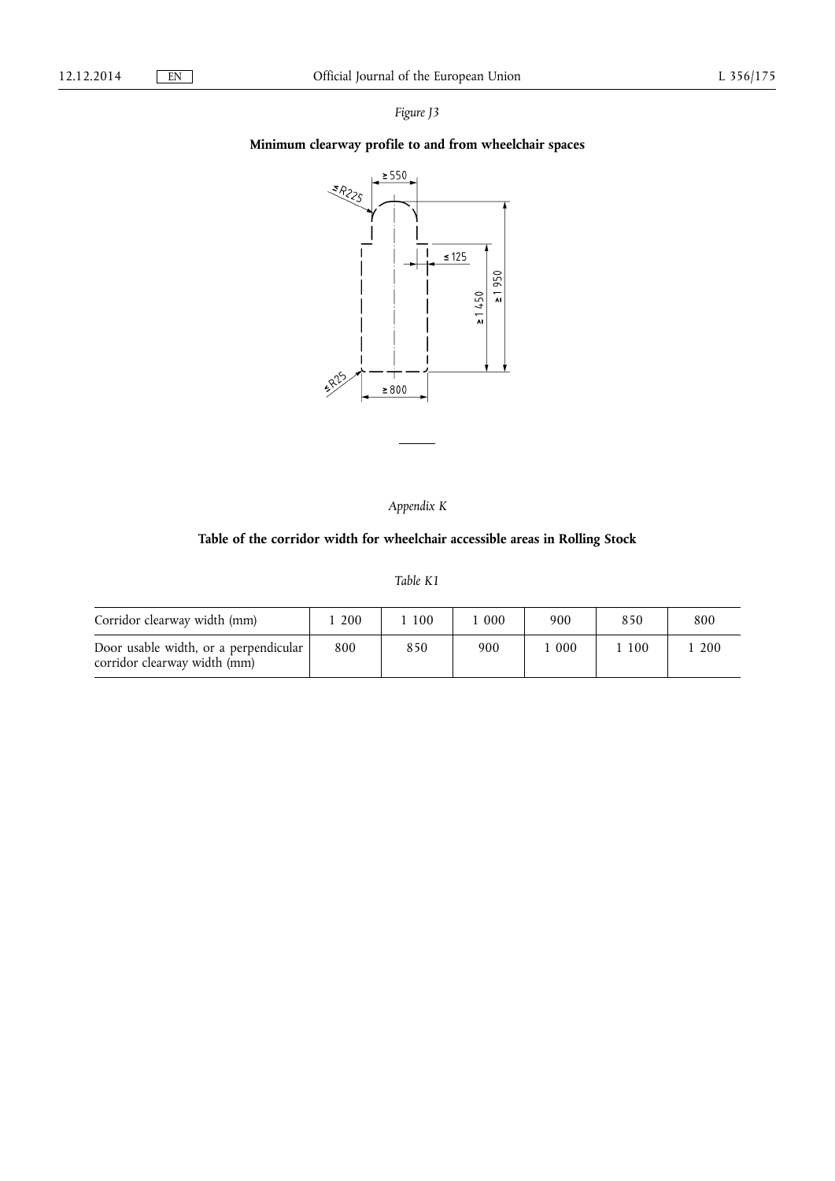*Figure J3*

**Minimum clearway profile to and from wheelchair spaces**

≥ 550

≤ R225

≤ 125

≥ 1 450

≥ 1 950

≤ R25

≥ 800

---

*Appendix K*

**Table of the corridor width for wheelchair accessible areas in Rolling Stock**

*Table K1*

| Corridor clearway width (mm) | 1 200 | 1 100 | 1 000 | 900 | 850 | 800 |
|---|---|---|---|---|---|---|
| Door usable width, or a perpendicular corridor clearway width (mm) | 800 | 850 | 900 | 1 000 | 1 100 | 1 200 |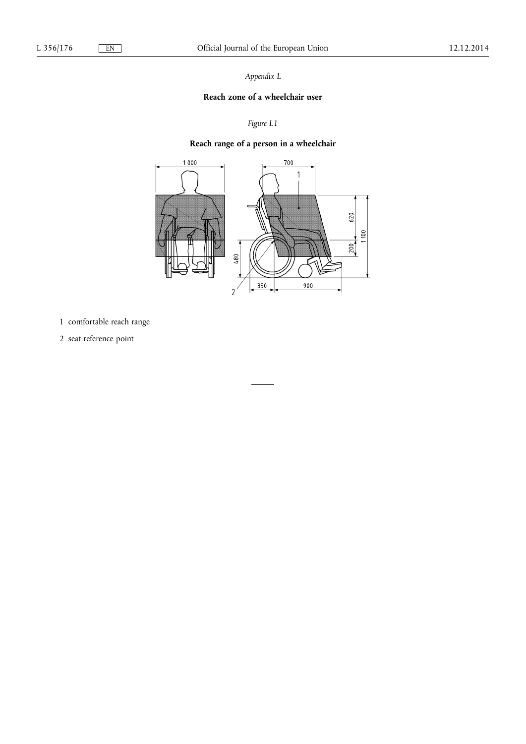*Appendix L*

## Reach zone of a wheelchair user

*Figure L1*

### Reach range of a person in a wheelchair

1 comfortable reach range

2 seat reference point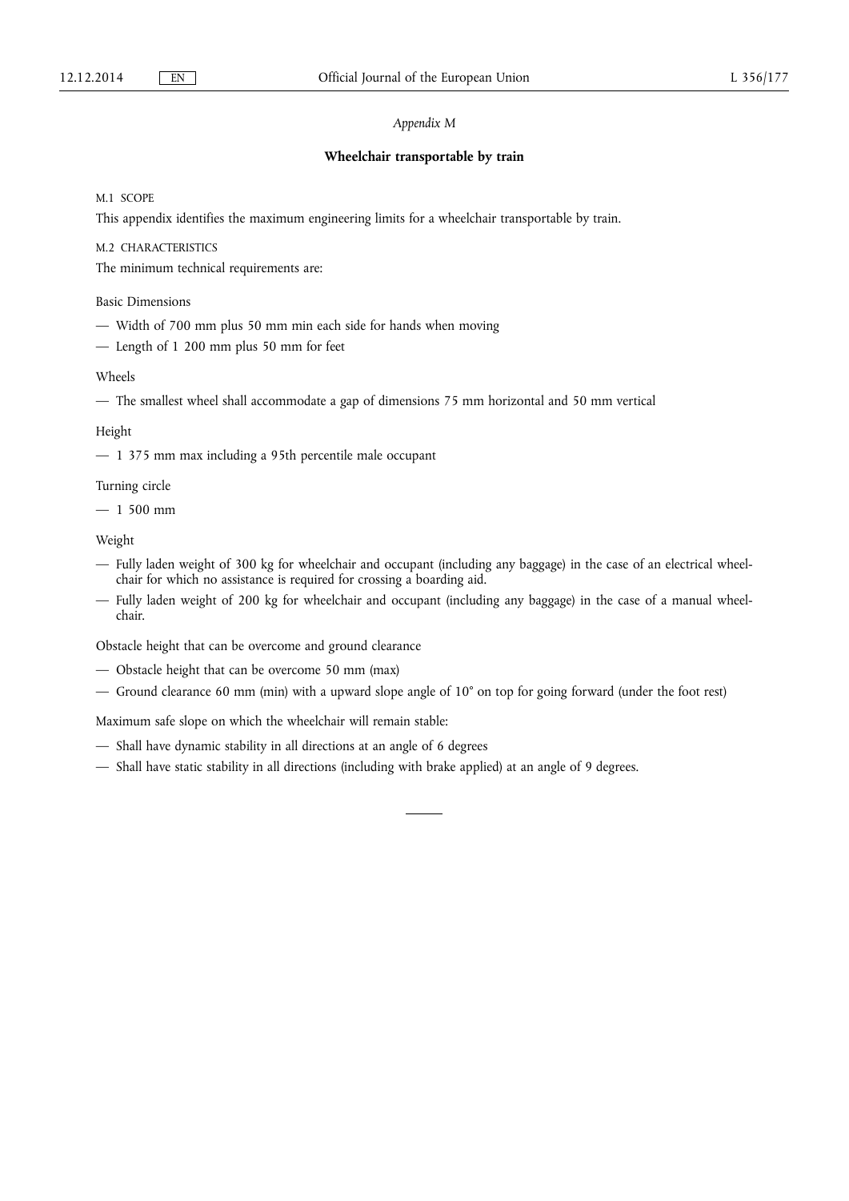*Appendix M*

## Wheelchair transportable by train

M.1 SCOPE

This appendix identifies the maximum engineering limits for a wheelchair transportable by train.

M.2 CHARACTERISTICS

The minimum technical requirements are:

Basic Dimensions

— Width of 700 mm plus 50 mm min each side for hands when moving

— Length of 1 200 mm plus 50 mm for feet

Wheels

— The smallest wheel shall accommodate a gap of dimensions 75 mm horizontal and 50 mm vertical

Height

— 1 375 mm max including a 95th percentile male occupant

Turning circle

— 1 500 mm

Weight

— Fully laden weight of 300 kg for wheelchair and occupant (including any baggage) in the case of an electrical wheelchair for which no assistance is required for crossing a boarding aid.

— Fully laden weight of 200 kg for wheelchair and occupant (including any baggage) in the case of a manual wheelchair.

Obstacle height that can be overcome and ground clearance

— Obstacle height that can be overcome 50 mm (max)

— Ground clearance 60 mm (min) with a upward slope angle of 10° on top for going forward (under the foot rest)

Maximum safe slope on which the wheelchair will remain stable:

— Shall have dynamic stability in all directions at an angle of 6 degrees

— Shall have static stability in all directions (including with brake applied) at an angle of 9 degrees.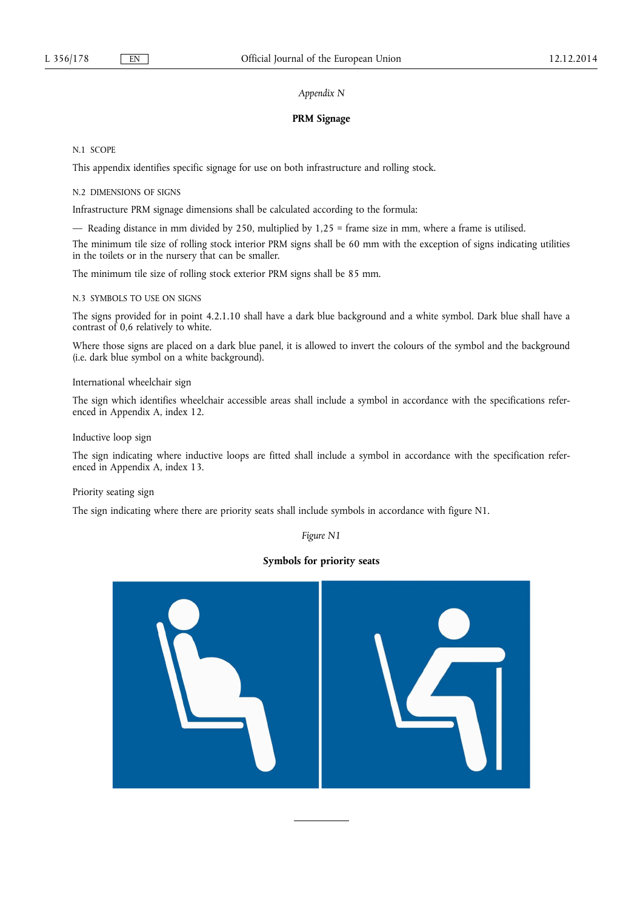*Appendix N*

## PRM Signage

N.1 SCOPE

This appendix identifies specific signage for use on both infrastructure and rolling stock.

N.2 DIMENSIONS OF SIGNS

Infrastructure PRM signage dimensions shall be calculated according to the formula:

— Reading distance in mm divided by 250, multiplied by 1,25 = frame size in mm, where a frame is utilised.

The minimum tile size of rolling stock interior PRM signs shall be 60 mm with the exception of signs indicating utilities in the toilets or in the nursery that can be smaller.

The minimum tile size of rolling stock exterior PRM signs shall be 85 mm.

N.3 SYMBOLS TO USE ON SIGNS

The signs provided for in point 4.2.1.10 shall have a dark blue background and a white symbol. Dark blue shall have a contrast of 0,6 relatively to white.

Where those signs are placed on a dark blue panel, it is allowed to invert the colours of the symbol and the background (i.e. dark blue symbol on a white background).

International wheelchair sign

The sign which identifies wheelchair accessible areas shall include a symbol in accordance with the specifications referenced in Appendix A, index 12.

Inductive loop sign

The sign indicating where inductive loops are fitted shall include a symbol in accordance with the specification referenced in Appendix A, index 13.

Priority seating sign

The sign indicating where there are priority seats shall include symbols in accordance with figure N1.

*Figure N1*

**Symbols for priority seats**